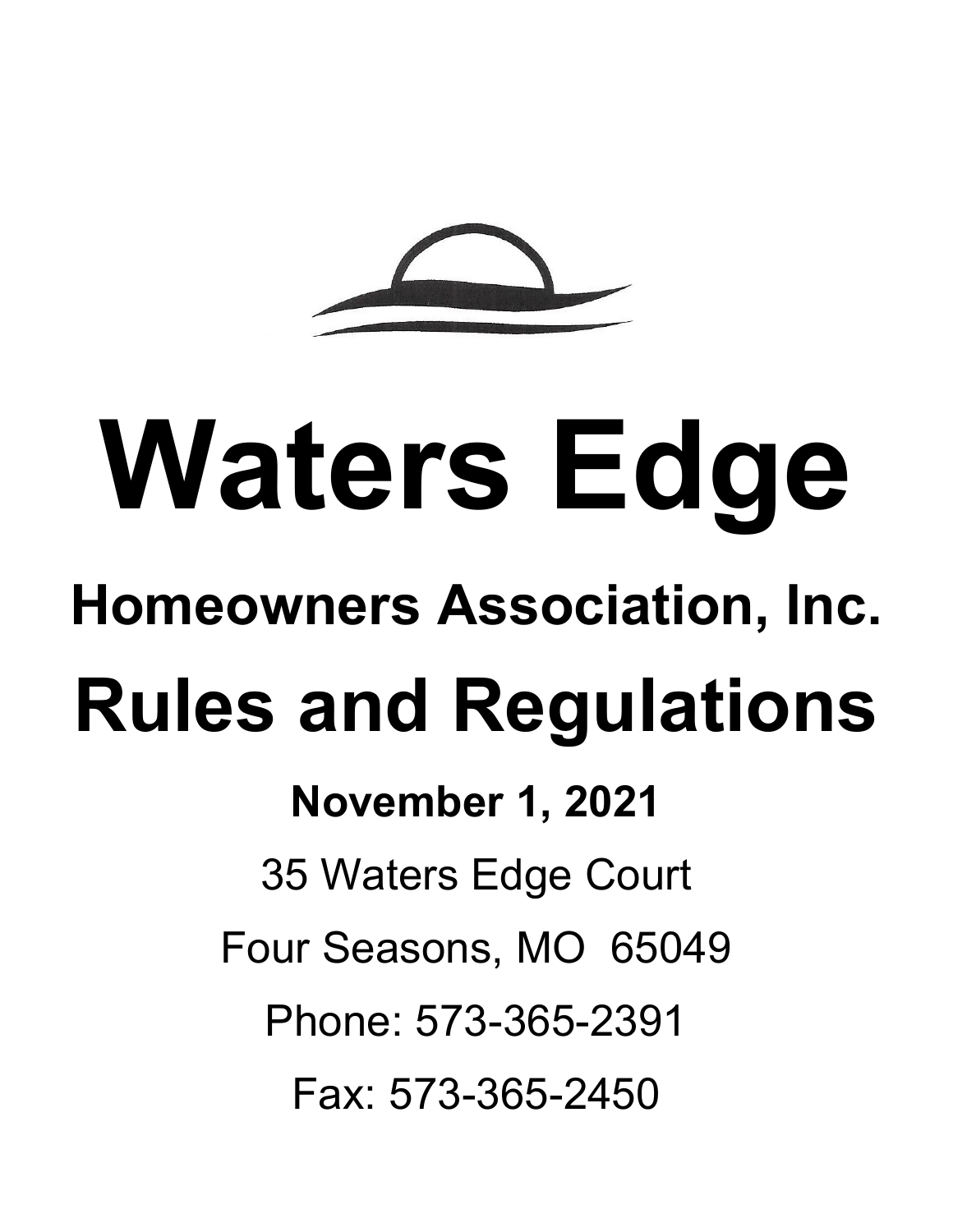# Waters Edge

## Homeowners Association, Inc.

# Rules and Regulations

**November 1, 2021**

35 Waters Edge Court

Four Seasons, MO 65049

Phone: 573-365-2391

Fax: 573-365-2450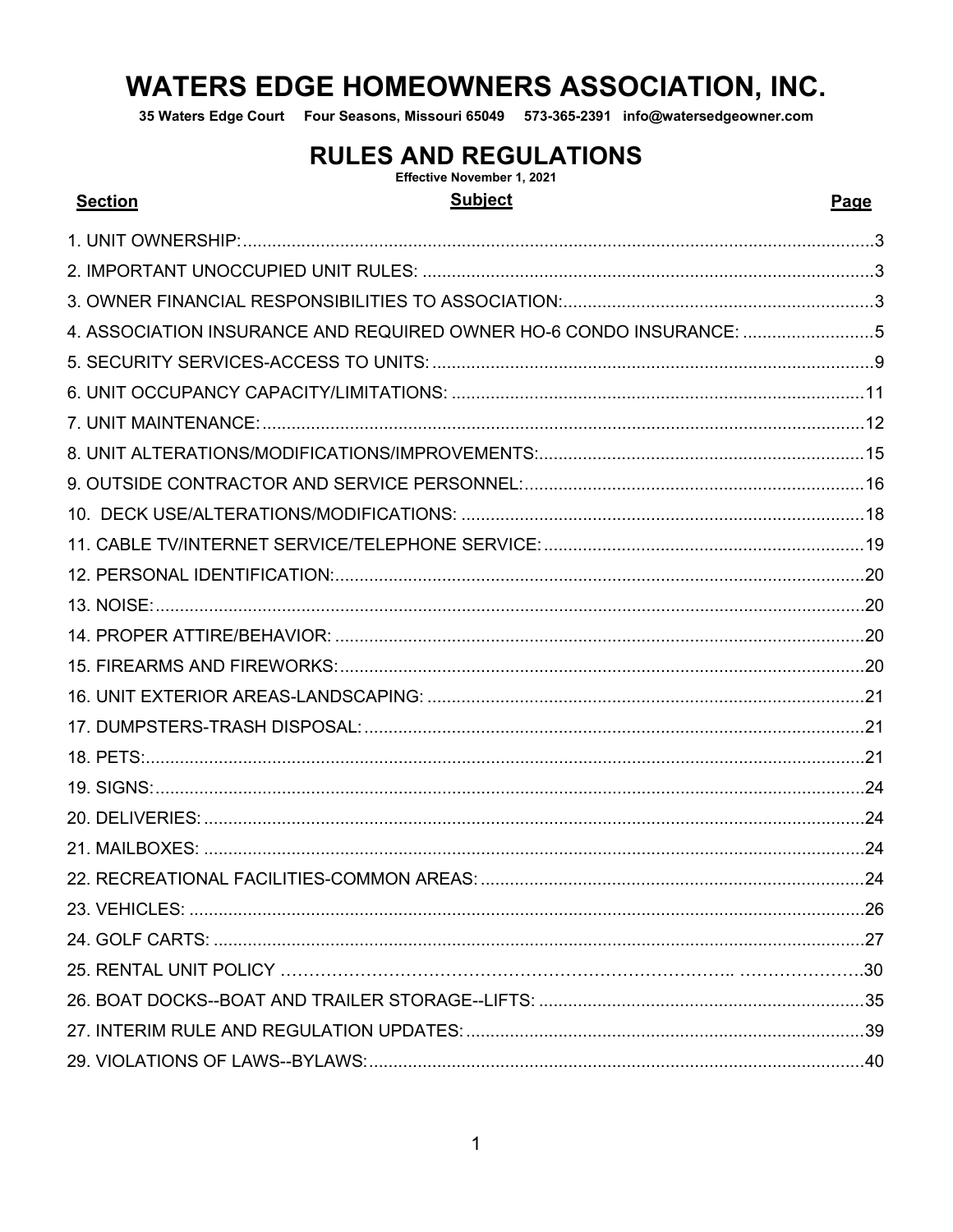# WATERS EDGE HOMEOWNERS ASSOCIATION, INC.

**35 Waters Edge Court     Four Seasons, Missouri 65049     573-365-2391   info@watersedgeowner.com**

## RULES AND REGULATIONS

**Effective November 1, 2021**

| Section | Subject | Page |
|---|---|---|
| 1. UNIT OWNERSHIP: | | 3 |
| 2. IMPORTANT UNOCCUPIED UNIT RULES: | | 3 |
| 3. OWNER FINANCIAL RESPONSIBILITIES TO ASSOCIATION: | | 3 |
| 4. ASSOCIATION INSURANCE AND REQUIRED OWNER HO-6 CONDO INSURANCE: | | 5 |
| 5. SECURITY SERVICES-ACCESS TO UNITS: | | 9 |
| 6. UNIT OCCUPANCY CAPACITY/LIMITATIONS: | | 11 |
| 7. UNIT MAINTENANCE: | | 12 |
| 8. UNIT ALTERATIONS/MODIFICATIONS/IMPROVEMENTS: | | 15 |
| 9. OUTSIDE CONTRACTOR AND SERVICE PERSONNEL: | | 16 |
| 10. DECK USE/ALTERATIONS/MODIFICATIONS: | | 18 |
| 11. CABLE TV/INTERNET SERVICE/TELEPHONE SERVICE: | | 19 |
| 12. PERSONAL IDENTIFICATION: | | 20 |
| 13. NOISE: | | 20 |
| 14. PROPER ATTIRE/BEHAVIOR: | | 20 |
| 15. FIREARMS AND FIREWORKS: | | 20 |
| 16. UNIT EXTERIOR AREAS-LANDSCAPING: | | 21 |
| 17. DUMPSTERS-TRASH DISPOSAL: | | 21 |
| 18. PETS: | | 21 |
| 19. SIGNS: | | 24 |
| 20. DELIVERIES: | | 24 |
| 21. MAILBOXES: | | 24 |
| 22. RECREATIONAL FACILITIES-COMMON AREAS: | | 24 |
| 23. VEHICLES: | | 26 |
| 24. GOLF CARTS: | | 27 |
| 25. RENTAL UNIT POLICY | | 30 |
| 26. BOAT DOCKS--BOAT AND TRAILER STORAGE--LIFTS: | | 35 |
| 27. INTERIM RULE AND REGULATION UPDATES: | | 39 |
| 29. VIOLATIONS OF LAWS--BYLAWS: | | 40 |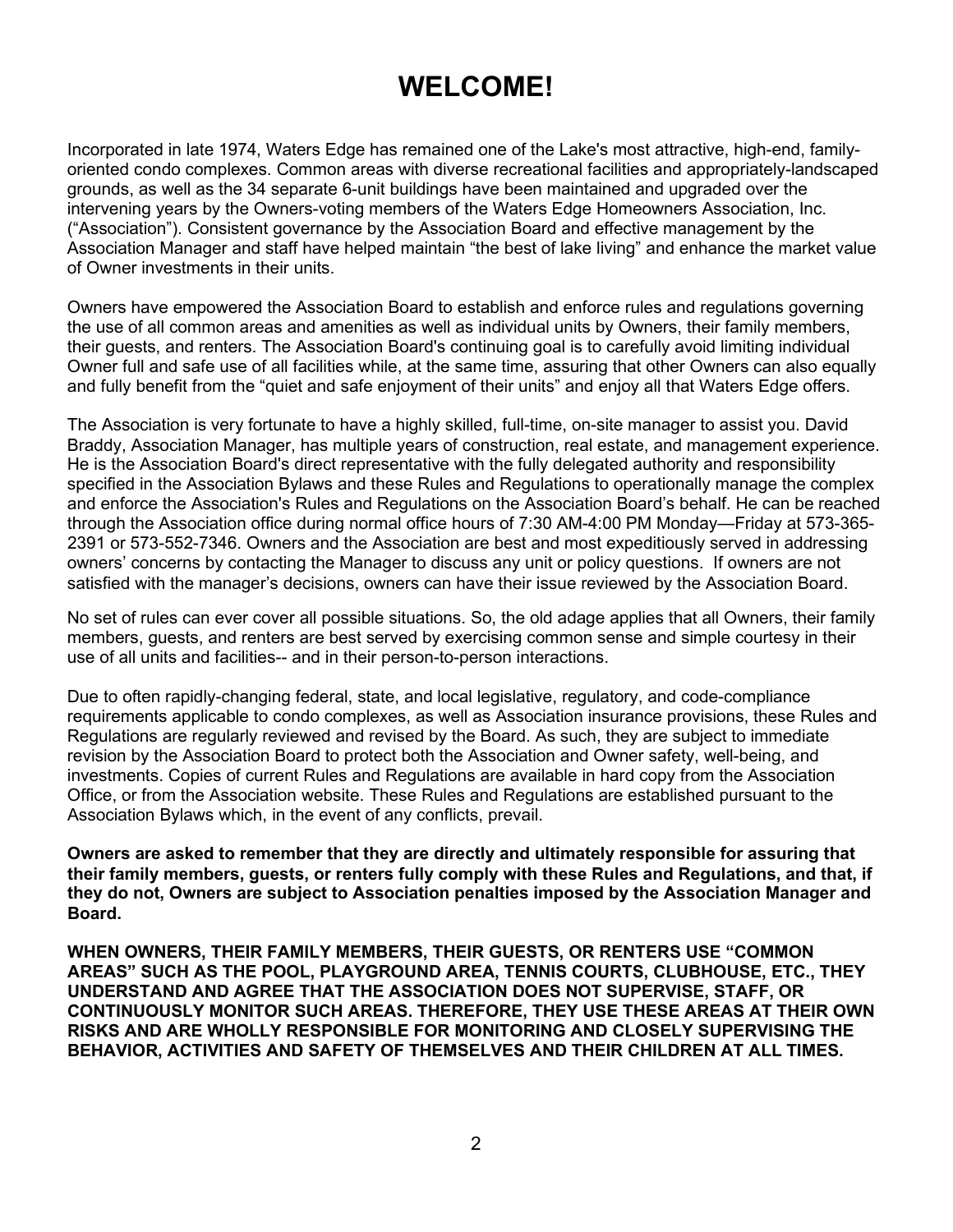# WELCOME!

Incorporated in late 1974, Waters Edge has remained one of the Lake's most attractive, high-end, family-oriented condo complexes. Common areas with diverse recreational facilities and appropriately-landscaped grounds, as well as the 34 separate 6-unit buildings have been maintained and upgraded over the intervening years by the Owners-voting members of the Waters Edge Homeowners Association, Inc. ("Association"). Consistent governance by the Association Board and effective management by the Association Manager and staff have helped maintain "the best of lake living" and enhance the market value of Owner investments in their units.

Owners have empowered the Association Board to establish and enforce rules and regulations governing the use of all common areas and amenities as well as individual units by Owners, their family members, their guests, and renters. The Association Board's continuing goal is to carefully avoid limiting individual Owner full and safe use of all facilities while, at the same time, assuring that other Owners can also equally and fully benefit from the "quiet and safe enjoyment of their units" and enjoy all that Waters Edge offers.

The Association is very fortunate to have a highly skilled, full-time, on-site manager to assist you. David Braddy, Association Manager, has multiple years of construction, real estate, and management experience. He is the Association Board's direct representative with the fully delegated authority and responsibility specified in the Association Bylaws and these Rules and Regulations to operationally manage the complex and enforce the Association's Rules and Regulations on the Association Board's behalf. He can be reached through the Association office during normal office hours of 7:30 AM-4:00 PM Monday—Friday at 573-365-2391 or 573-552-7346. Owners and the Association are best and most expeditiously served in addressing owners' concerns by contacting the Manager to discuss any unit or policy questions. If owners are not satisfied with the manager's decisions, owners can have their issue reviewed by the Association Board.

No set of rules can ever cover all possible situations. So, the old adage applies that all Owners, their family members, guests, and renters are best served by exercising common sense and simple courtesy in their use of all units and facilities-- and in their person-to-person interactions.

Due to often rapidly-changing federal, state, and local legislative, regulatory, and code-compliance requirements applicable to condo complexes, as well as Association insurance provisions, these Rules and Regulations are regularly reviewed and revised by the Board. As such, they are subject to immediate revision by the Association Board to protect both the Association and Owner safety, well-being, and investments. Copies of current Rules and Regulations are available in hard copy from the Association Office, or from the Association website. These Rules and Regulations are established pursuant to the Association Bylaws which, in the event of any conflicts, prevail.

**Owners are asked to remember that they are directly and ultimately responsible for assuring that their family members, guests, or renters fully comply with these Rules and Regulations, and that, if they do not, Owners are subject to Association penalties imposed by the Association Manager and Board.**

**WHEN OWNERS, THEIR FAMILY MEMBERS, THEIR GUESTS, OR RENTERS USE "COMMON AREAS" SUCH AS THE POOL, PLAYGROUND AREA, TENNIS COURTS, CLUBHOUSE, ETC., THEY UNDERSTAND AND AGREE THAT THE ASSOCIATION DOES NOT SUPERVISE, STAFF, OR CONTINUOUSLY MONITOR SUCH AREAS. THEREFORE, THEY USE THESE AREAS AT THEIR OWN RISKS AND ARE WHOLLY RESPONSIBLE FOR MONITORING AND CLOSELY SUPERVISING THE BEHAVIOR, ACTIVITIES AND SAFETY OF THEMSELVES AND THEIR CHILDREN AT ALL TIMES.**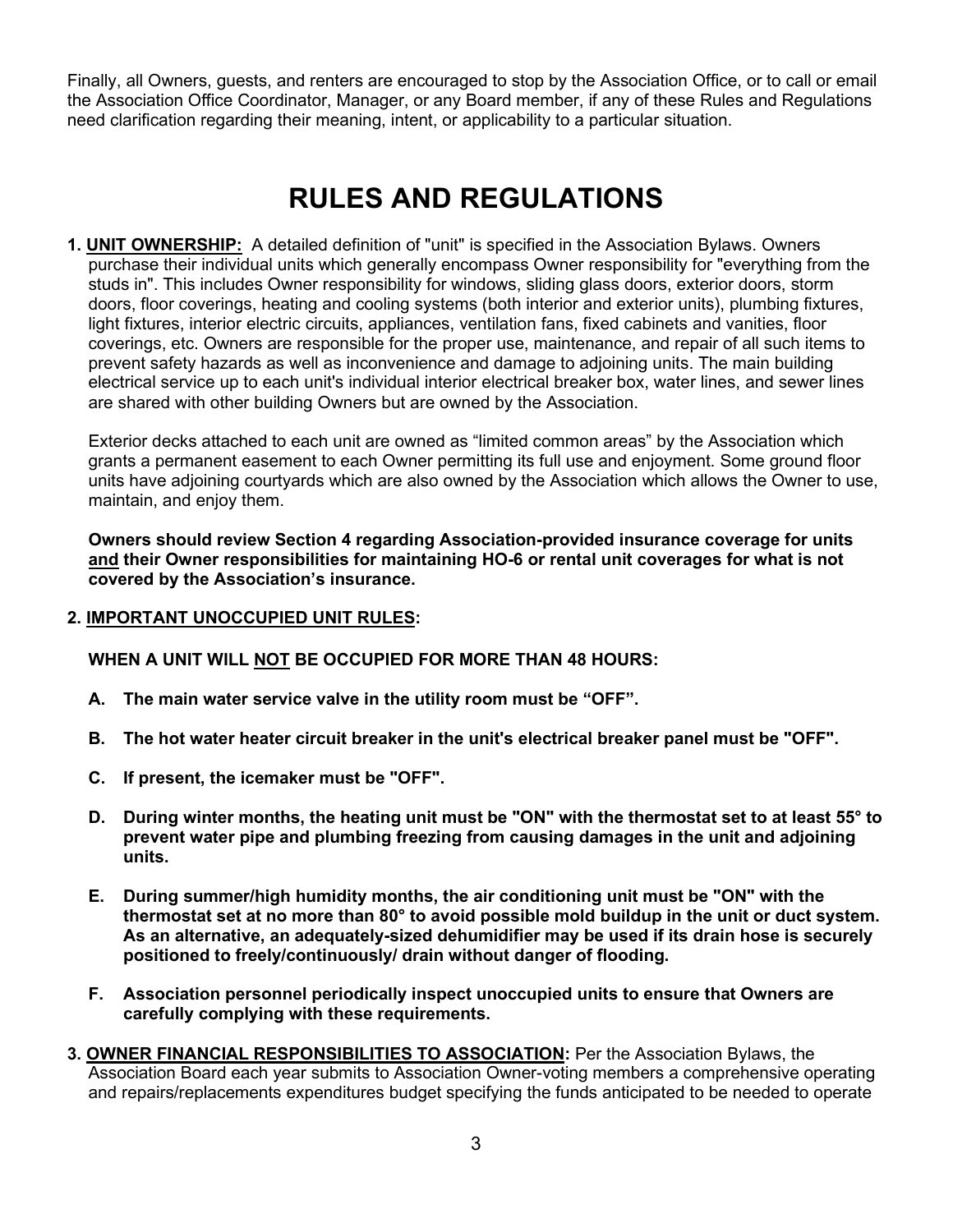Finally, all Owners, guests, and renters are encouraged to stop by the Association Office, or to call or email the Association Office Coordinator, Manager, or any Board member, if any of these Rules and Regulations need clarification regarding their meaning, intent, or applicability to a particular situation.

# RULES AND REGULATIONS

**1. <u>UNIT OWNERSHIP:</u>** A detailed definition of "unit" is specified in the Association Bylaws. Owners purchase their individual units which generally encompass Owner responsibility for "everything from the studs in". This includes Owner responsibility for windows, sliding glass doors, exterior doors, storm doors, floor coverings, heating and cooling systems (both interior and exterior units), plumbing fixtures, light fixtures, interior electric circuits, appliances, ventilation fans, fixed cabinets and vanities, floor coverings, etc. Owners are responsible for the proper use, maintenance, and repair of all such items to prevent safety hazards as well as inconvenience and damage to adjoining units. The main building electrical service up to each unit's individual interior electrical breaker box, water lines, and sewer lines are shared with other building Owners but are owned by the Association.

Exterior decks attached to each unit are owned as "limited common areas" by the Association which grants a permanent easement to each Owner permitting its full use and enjoyment. Some ground floor units have adjoining courtyards which are also owned by the Association which allows the Owner to use, maintain, and enjoy them.

**Owners should review Section 4 regarding Association-provided insurance coverage for units <u>and</u> their Owner responsibilities for maintaining HO-6 or rental unit coverages for what is not covered by the Association's insurance.**

**2. <u>IMPORTANT UNOCCUPIED UNIT RULES</u>:**

**WHEN A UNIT WILL <u>NOT</u> BE OCCUPIED FOR MORE THAN 48 HOURS:**

**A. The main water service valve in the utility room must be "OFF".**

**B. The hot water heater circuit breaker in the unit's electrical breaker panel must be "OFF".**

**C. If present, the icemaker must be "OFF".**

**D. During winter months, the heating unit must be "ON" with the thermostat set to at least 55° to prevent water pipe and plumbing freezing from causing damages in the unit and adjoining units.**

**E. During summer/high humidity months, the air conditioning unit must be "ON" with the thermostat set at no more than 80° to avoid possible mold buildup in the unit or duct system. As an alternative, an adequately-sized dehumidifier may be used if its drain hose is securely positioned to freely/continuously/ drain without danger of flooding.**

**F. Association personnel periodically inspect unoccupied units to ensure that Owners are carefully complying with these requirements.**

**3. <u>OWNER FINANCIAL RESPONSIBILITIES TO ASSOCIATION</u>:** Per the Association Bylaws, the Association Board each year submits to Association Owner-voting members a comprehensive operating and repairs/replacements expenditures budget specifying the funds anticipated to be needed to operate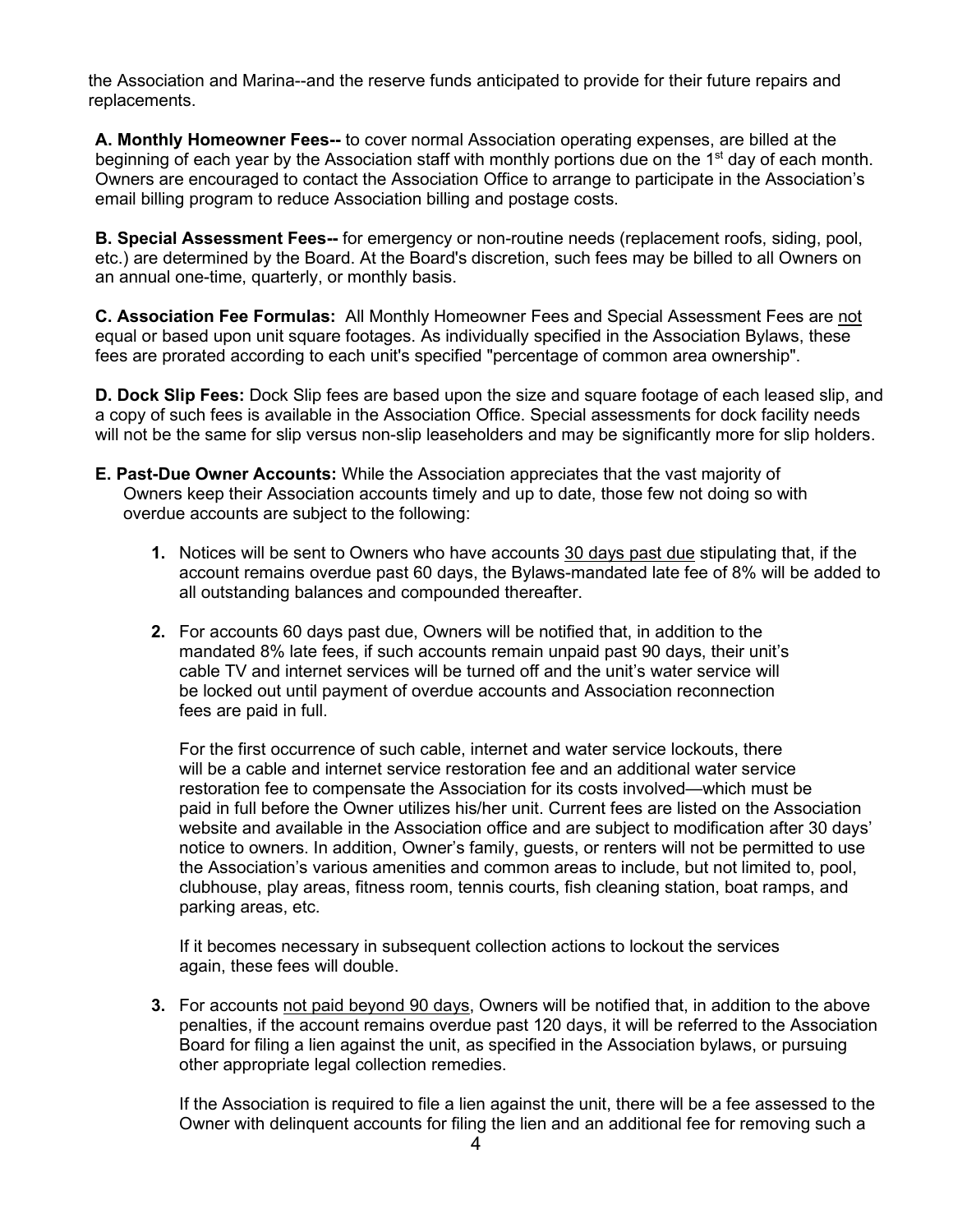the Association and Marina--and the reserve funds anticipated to provide for their future repairs and replacements.

**A. Monthly Homeowner Fees--** to cover normal Association operating expenses, are billed at the beginning of each year by the Association staff with monthly portions due on the 1st day of each month. Owners are encouraged to contact the Association Office to arrange to participate in the Association's email billing program to reduce Association billing and postage costs.

**B. Special Assessment Fees--** for emergency or non-routine needs (replacement roofs, siding, pool, etc.) are determined by the Board. At the Board's discretion, such fees may be billed to all Owners on an annual one-time, quarterly, or monthly basis.

**C. Association Fee Formulas:** All Monthly Homeowner Fees and Special Assessment Fees are not equal or based upon unit square footages. As individually specified in the Association Bylaws, these fees are prorated according to each unit's specified "percentage of common area ownership".

**D. Dock Slip Fees:** Dock Slip fees are based upon the size and square footage of each leased slip, and a copy of such fees is available in the Association Office. Special assessments for dock facility needs will not be the same for slip versus non-slip leaseholders and may be significantly more for slip holders.

**E. Past-Due Owner Accounts:** While the Association appreciates that the vast majority of Owners keep their Association accounts timely and up to date, those few not doing so with overdue accounts are subject to the following:

1. Notices will be sent to Owners who have accounts 30 days past due stipulating that, if the account remains overdue past 60 days, the Bylaws-mandated late fee of 8% will be added to all outstanding balances and compounded thereafter.

2. For accounts 60 days past due, Owners will be notified that, in addition to the mandated 8% late fees, if such accounts remain unpaid past 90 days, their unit's cable TV and internet services will be turned off and the unit's water service will be locked out until payment of overdue accounts and Association reconnection fees are paid in full.

   For the first occurrence of such cable, internet and water service lockouts, there will be a cable and internet service restoration fee and an additional water service restoration fee to compensate the Association for its costs involved—which must be paid in full before the Owner utilizes his/her unit. Current fees are listed on the Association website and available in the Association office and are subject to modification after 30 days' notice to owners. In addition, Owner's family, guests, or renters will not be permitted to use the Association's various amenities and common areas to include, but not limited to, pool, clubhouse, play areas, fitness room, tennis courts, fish cleaning station, boat ramps, and parking areas, etc.

   If it becomes necessary in subsequent collection actions to lockout the services again, these fees will double.

3. For accounts not paid beyond 90 days, Owners will be notified that, in addition to the above penalties, if the account remains overdue past 120 days, it will be referred to the Association Board for filing a lien against the unit, as specified in the Association bylaws, or pursuing other appropriate legal collection remedies.

   If the Association is required to file a lien against the unit, there will be a fee assessed to the Owner with delinquent accounts for filing the lien and an additional fee for removing such a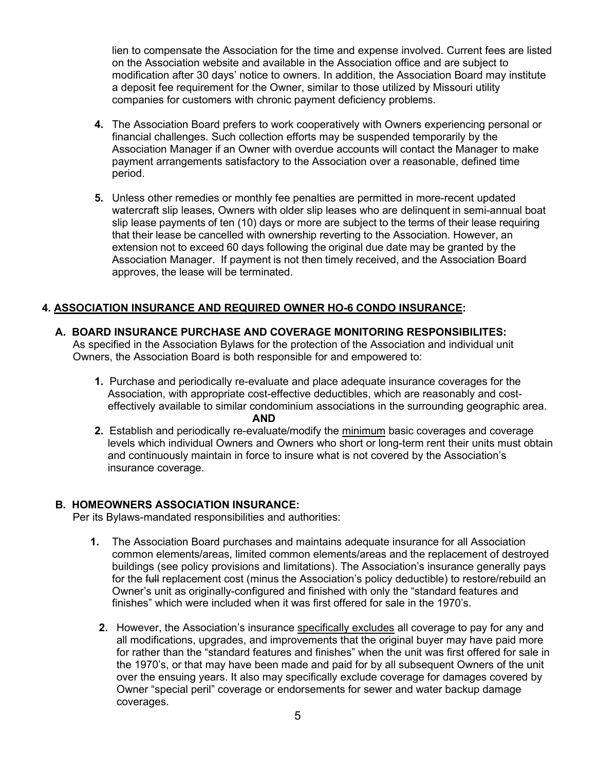lien to compensate the Association for the time and expense involved. Current fees are listed on the Association website and available in the Association office and are subject to modification after 30 days' notice to owners. In addition, the Association Board may institute a deposit fee requirement for the Owner, similar to those utilized by Missouri utility companies for customers with chronic payment deficiency problems.

**4.** The Association Board prefers to work cooperatively with Owners experiencing personal or financial challenges. Such collection efforts may be suspended temporarily by the Association Manager if an Owner with overdue accounts will contact the Manager to make payment arrangements satisfactory to the Association over a reasonable, defined time period.

**5.** Unless other remedies or monthly fee penalties are permitted in more-recent updated watercraft slip leases, Owners with older slip leases who are delinquent in semi-annual boat slip lease payments of ten (10) days or more are subject to the terms of their lease requiring that their lease be cancelled with ownership reverting to the Association. However, an extension not to exceed 60 days following the original due date may be granted by the Association Manager. If payment is not then timely received, and the Association Board approves, the lease will be terminated.

## 4. ASSOCIATION INSURANCE AND REQUIRED OWNER HO-6 CONDO INSURANCE:

### A. BOARD INSURANCE PURCHASE AND COVERAGE MONITORING RESPONSIBILITES:

As specified in the Association Bylaws for the protection of the Association and individual unit Owners, the Association Board is both responsible for and empowered to:

**1.** Purchase and periodically re-evaluate and place adequate insurance coverages for the Association, with appropriate cost-effective deductibles, which are reasonably and cost-effectively available to similar condominium associations in the surrounding geographic area.

**AND**

**2.** Establish and periodically re-evaluate/modify the minimum basic coverages and coverage levels which individual Owners and Owners who short or long-term rent their units must obtain and continuously maintain in force to insure what is not covered by the Association's insurance coverage.

### B. HOMEOWNERS ASSOCIATION INSURANCE:

Per its Bylaws-mandated responsibilities and authorities:

**1.** The Association Board purchases and maintains adequate insurance for all Association common elements/areas, limited common elements/areas and the replacement of destroyed buildings (see policy provisions and limitations). The Association's insurance generally pays for the ~~full~~ replacement cost (minus the Association's policy deductible) to restore/rebuild an Owner's unit as originally-configured and finished with only the "standard features and finishes" which were included when it was first offered for sale in the 1970's.

**2.** However, the Association's insurance specifically excludes all coverage to pay for any and all modifications, upgrades, and improvements that the original buyer may have paid more for rather than the "standard features and finishes" when the unit was first offered for sale in the 1970's, or that may have been made and paid for by all subsequent Owners of the unit over the ensuing years. It also may specifically exclude coverage for damages covered by Owner "special peril" coverage or endorsements for sewer and water backup damage coverages.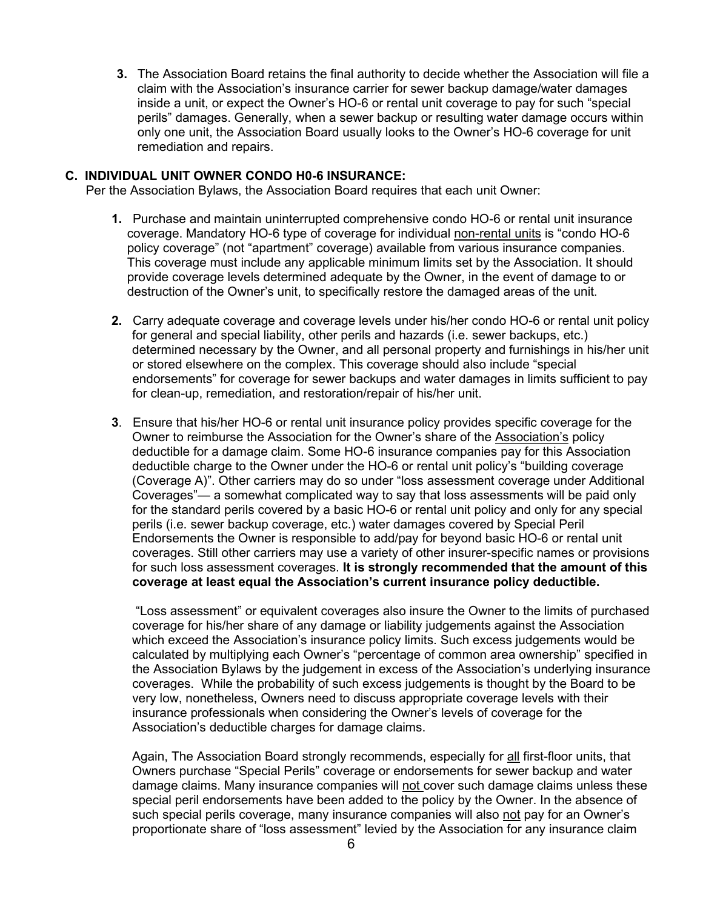3. The Association Board retains the final authority to decide whether the Association will file a claim with the Association's insurance carrier for sewer backup damage/water damages inside a unit, or expect the Owner's HO-6 or rental unit coverage to pay for such "special perils" damages. Generally, when a sewer backup or resulting water damage occurs within only one unit, the Association Board usually looks to the Owner's HO-6 coverage for unit remediation and repairs.

## C. INDIVIDUAL UNIT OWNER CONDO H0-6 INSURANCE:

Per the Association Bylaws, the Association Board requires that each unit Owner:

1. Purchase and maintain uninterrupted comprehensive condo HO-6 or rental unit insurance coverage. Mandatory HO-6 type of coverage for individual non-rental units is "condo HO-6 policy coverage" (not "apartment" coverage) available from various insurance companies. This coverage must include any applicable minimum limits set by the Association. It should provide coverage levels determined adequate by the Owner, in the event of damage to or destruction of the Owner's unit, to specifically restore the damaged areas of the unit.

2. Carry adequate coverage and coverage levels under his/her condo HO-6 or rental unit policy for general and special liability, other perils and hazards (i.e. sewer backups, etc.) determined necessary by the Owner, and all personal property and furnishings in his/her unit or stored elsewhere on the complex. This coverage should also include "special endorsements" for coverage for sewer backups and water damages in limits sufficient to pay for clean-up, remediation, and restoration/repair of his/her unit.

3. Ensure that his/her HO-6 or rental unit insurance policy provides specific coverage for the Owner to reimburse the Association for the Owner's share of the Association's policy deductible for a damage claim. Some HO-6 insurance companies pay for this Association deductible charge to the Owner under the HO-6 or rental unit policy's "building coverage (Coverage A)". Other carriers may do so under "loss assessment coverage under Additional Coverages"— a somewhat complicated way to say that loss assessments will be paid only for the standard perils covered by a basic HO-6 or rental unit policy and only for any special perils (i.e. sewer backup coverage, etc.) water damages covered by Special Peril Endorsements the Owner is responsible to add/pay for beyond basic HO-6 or rental unit coverages. Still other carriers may use a variety of other insurer-specific names or provisions for such loss assessment coverages. **It is strongly recommended that the amount of this coverage at least equal the Association's current insurance policy deductible.**

   "Loss assessment" or equivalent coverages also insure the Owner to the limits of purchased coverage for his/her share of any damage or liability judgements against the Association which exceed the Association's insurance policy limits. Such excess judgements would be calculated by multiplying each Owner's "percentage of common area ownership" specified in the Association Bylaws by the judgement in excess of the Association's underlying insurance coverages. While the probability of such excess judgements is thought by the Board to be very low, nonetheless, Owners need to discuss appropriate coverage levels with their insurance professionals when considering the Owner's levels of coverage for the Association's deductible charges for damage claims.

   Again, The Association Board strongly recommends, especially for all first-floor units, that Owners purchase "Special Perils" coverage or endorsements for sewer backup and water damage claims. Many insurance companies will not cover such damage claims unless these special peril endorsements have been added to the policy by the Owner. In the absence of such special perils coverage, many insurance companies will also not pay for an Owner's proportionate share of "loss assessment" levied by the Association for any insurance claim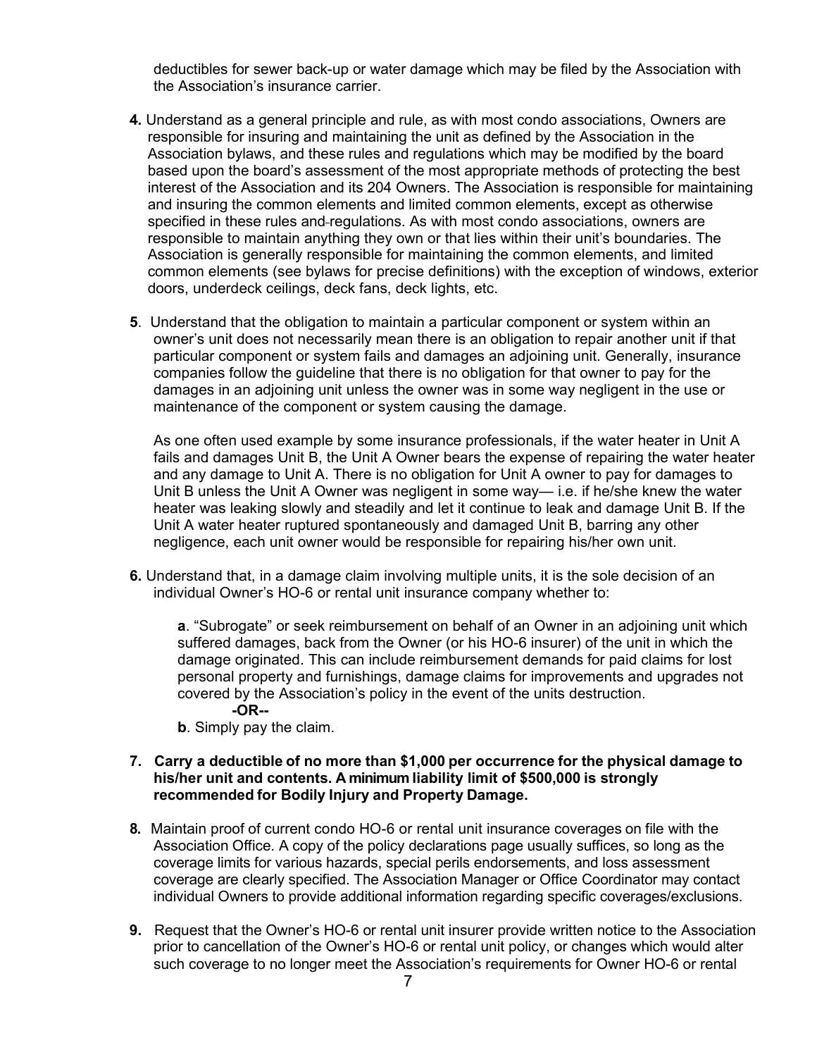deductibles for sewer back-up or water damage which may be filed by the Association with the Association's insurance carrier.

**4.** Understand as a general principle and rule, as with most condo associations, Owners are responsible for insuring and maintaining the unit as defined by the Association in the Association bylaws, and these rules and regulations which may be modified by the board based upon the board's assessment of the most appropriate methods of protecting the best interest of the Association and its 204 Owners. The Association is responsible for maintaining and insuring the common elements and limited common elements, except as otherwise specified in these rules and regulations. As with most condo associations, owners are responsible to maintain anything they own or that lies within their unit's boundaries. The Association is generally responsible for maintaining the common elements, and limited common elements (see bylaws for precise definitions) with the exception of windows, exterior doors, underdeck ceilings, deck fans, deck lights, etc.

**5**. Understand that the obligation to maintain a particular component or system within an owner's unit does not necessarily mean there is an obligation to repair another unit if that particular component or system fails and damages an adjoining unit. Generally, insurance companies follow the guideline that there is no obligation for that owner to pay for the damages in an adjoining unit unless the owner was in some way negligent in the use or maintenance of the component or system causing the damage.

As one often used example by some insurance professionals, if the water heater in Unit A fails and damages Unit B, the Unit A Owner bears the expense of repairing the water heater and any damage to Unit A. There is no obligation for Unit A owner to pay for damages to Unit B unless the Unit A Owner was negligent in some way— i.e. if he/she knew the water heater was leaking slowly and steadily and let it continue to leak and damage Unit B. If the Unit A water heater ruptured spontaneously and damaged Unit B, barring any other negligence, each unit owner would be responsible for repairing his/her own unit.

**6.** Understand that, in a damage claim involving multiple units, it is the sole decision of an individual Owner's HO-6 or rental unit insurance company whether to:

**a**. "Subrogate" or seek reimbursement on behalf of an Owner in an adjoining unit which suffered damages, back from the Owner (or his HO-6 insurer) of the unit in which the damage originated. This can include reimbursement demands for paid claims for lost personal property and furnishings, damage claims for improvements and upgrades not covered by the Association's policy in the event of the units destruction.

**-OR--**

**b**. Simply pay the claim.

**7. Carry a deductible of no more than $1,000 per occurrence for the physical damage to his/her unit and contents. A minimum liability limit of $500,000 is strongly recommended for Bodily Injury and Property Damage.**

**8.** Maintain proof of current condo HO-6 or rental unit insurance coverages on file with the Association Office. A copy of the policy declarations page usually suffices, so long as the coverage limits for various hazards, special perils endorsements, and loss assessment coverage are clearly specified. The Association Manager or Office Coordinator may contact individual Owners to provide additional information regarding specific coverages/exclusions.

**9.** Request that the Owner's HO-6 or rental unit insurer provide written notice to the Association prior to cancellation of the Owner's HO-6 or rental unit policy, or changes which would alter such coverage to no longer meet the Association's requirements for Owner HO-6 or rental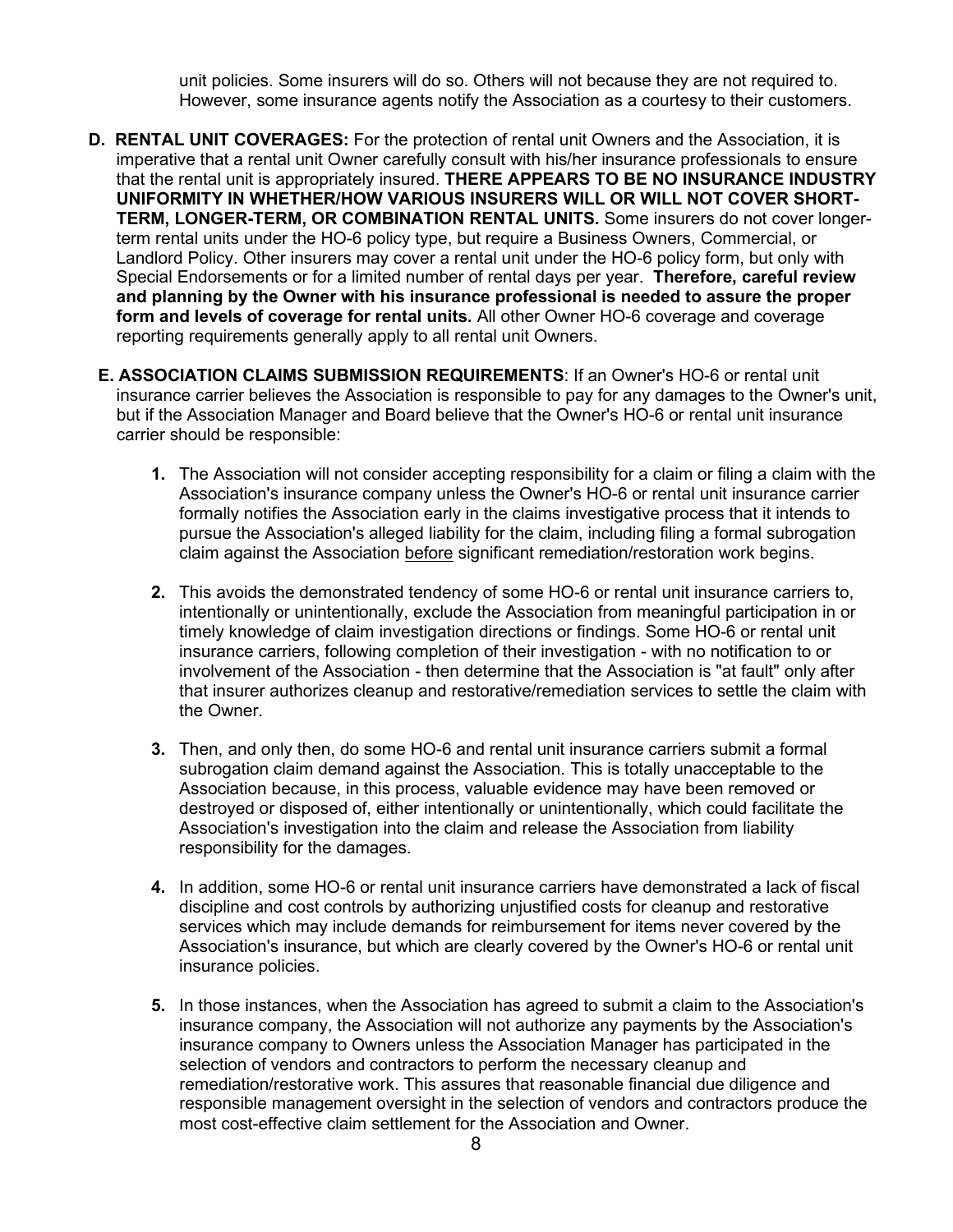unit policies. Some insurers will do so. Others will not because they are not required to. However, some insurance agents notify the Association as a courtesy to their customers.

**D. RENTAL UNIT COVERAGES:** For the protection of rental unit Owners and the Association, it is imperative that a rental unit Owner carefully consult with his/her insurance professionals to ensure that the rental unit is appropriately insured. **THERE APPEARS TO BE NO INSURANCE INDUSTRY UNIFORMITY IN WHETHER/HOW VARIOUS INSURERS WILL OR WILL NOT COVER SHORT-TERM, LONGER-TERM, OR COMBINATION RENTAL UNITS.** Some insurers do not cover longer-term rental units under the HO-6 policy type, but require a Business Owners, Commercial, or Landlord Policy. Other insurers may cover a rental unit under the HO-6 policy form, but only with Special Endorsements or for a limited number of rental days per year. **Therefore, careful review and planning by the Owner with his insurance professional is needed to assure the proper form and levels of coverage for rental units.** All other Owner HO-6 coverage and coverage reporting requirements generally apply to all rental unit Owners.

**E. ASSOCIATION CLAIMS SUBMISSION REQUIREMENTS**: If an Owner's HO-6 or rental unit insurance carrier believes the Association is responsible to pay for any damages to the Owner's unit, but if the Association Manager and Board believe that the Owner's HO-6 or rental unit insurance carrier should be responsible:

1. The Association will not consider accepting responsibility for a claim or filing a claim with the Association's insurance company unless the Owner's HO-6 or rental unit insurance carrier formally notifies the Association early in the claims investigative process that it intends to pursue the Association's alleged liability for the claim, including filing a formal subrogation claim against the Association <u>before</u> significant remediation/restoration work begins.

2. This avoids the demonstrated tendency of some HO-6 or rental unit insurance carriers to, intentionally or unintentionally, exclude the Association from meaningful participation in or timely knowledge of claim investigation directions or findings. Some HO-6 or rental unit insurance carriers, following completion of their investigation - with no notification to or involvement of the Association - then determine that the Association is "at fault" only after that insurer authorizes cleanup and restorative/remediation services to settle the claim with the Owner.

3. Then, and only then, do some HO-6 and rental unit insurance carriers submit a formal subrogation claim demand against the Association. This is totally unacceptable to the Association because, in this process, valuable evidence may have been removed or destroyed or disposed of, either intentionally or unintentionally, which could facilitate the Association's investigation into the claim and release the Association from liability responsibility for the damages.

4. In addition, some HO-6 or rental unit insurance carriers have demonstrated a lack of fiscal discipline and cost controls by authorizing unjustified costs for cleanup and restorative services which may include demands for reimbursement for items never covered by the Association's insurance, but which are clearly covered by the Owner's HO-6 or rental unit insurance policies.

5. In those instances, when the Association has agreed to submit a claim to the Association's insurance company, the Association will not authorize any payments by the Association's insurance company to Owners unless the Association Manager has participated in the selection of vendors and contractors to perform the necessary cleanup and remediation/restorative work. This assures that reasonable financial due diligence and responsible management oversight in the selection of vendors and contractors produce the most cost-effective claim settlement for the Association and Owner.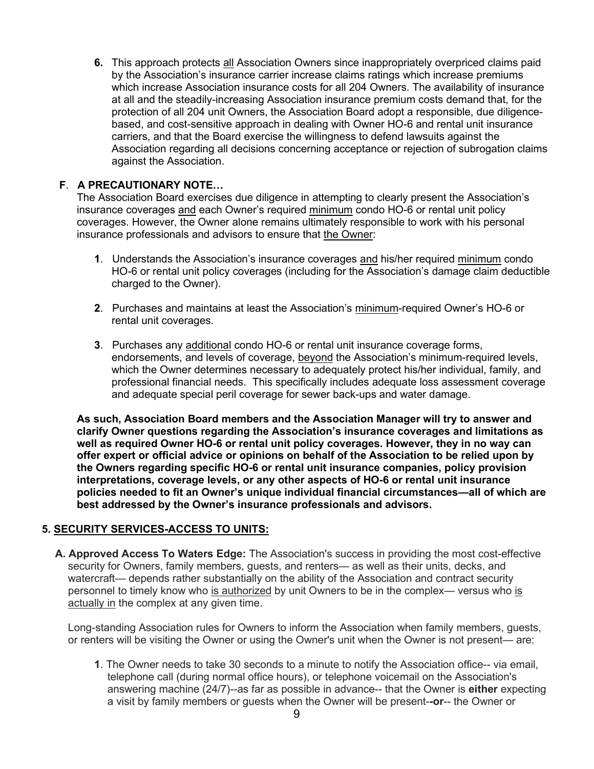6. This approach protects <u>all</u> Association Owners since inappropriately overpriced claims paid by the Association's insurance carrier increase claims ratings which increase premiums which increase Association insurance costs for all 204 Owners. The availability of insurance at all and the steadily-increasing Association insurance premium costs demand that, for the protection of all 204 unit Owners, the Association Board adopt a responsible, due diligence-based, and cost-sensitive approach in dealing with Owner HO-6 and rental unit insurance carriers, and that the Board exercise the willingness to defend lawsuits against the Association regarding all decisions concerning acceptance or rejection of subrogation claims against the Association.

### F. A PRECAUTIONARY NOTE…

The Association Board exercises due diligence in attempting to clearly present the Association's insurance coverages <u>and</u> each Owner's required <u>minimum</u> condo HO-6 or rental unit policy coverages. However, the Owner alone remains ultimately responsible to work with his personal insurance professionals and advisors to ensure that <u>the Owner</u>:

1. Understands the Association's insurance coverages <u>and</u> his/her required <u>minimum</u> condo HO-6 or rental unit policy coverages (including for the Association's damage claim deductible charged to the Owner).

2. Purchases and maintains at least the Association's <u>minimum</u>-required Owner's HO-6 or rental unit coverages.

3. Purchases any <u>additional</u> condo HO-6 or rental unit insurance coverage forms, endorsements, and levels of coverage, <u>beyond</u> the Association's minimum-required levels, which the Owner determines necessary to adequately protect his/her individual, family, and professional financial needs. This specifically includes adequate loss assessment coverage and adequate special peril coverage for sewer back-ups and water damage.

**As such, Association Board members and the Association Manager will try to answer and clarify Owner questions regarding the Association's insurance coverages and limitations as well as required Owner HO-6 or rental unit policy coverages. However, they in no way can offer expert or official advice or opinions on behalf of the Association to be relied upon by the Owners regarding specific HO-6 or rental unit insurance companies, policy provision interpretations, coverage levels, or any other aspects of HO-6 or rental unit insurance policies needed to fit an Owner's unique individual financial circumstances—all of which are best addressed by the Owner's insurance professionals and advisors.**

## 5. <u>SECURITY SERVICES-ACCESS TO UNITS:</u>

**A. Approved Access To Waters Edge:** The Association's success in providing the most cost-effective security for Owners, family members, guests, and renters— as well as their units, decks, and watercraft— depends rather substantially on the ability of the Association and contract security personnel to timely know who <u>is authorized</u> by unit Owners to be in the complex— versus who <u>is actually in</u> the complex at any given time.

Long-standing Association rules for Owners to inform the Association when family members, guests, or renters will be visiting the Owner or using the Owner's unit when the Owner is not present— are:

1. The Owner needs to take 30 seconds to a minute to notify the Association office-- via email, telephone call (during normal office hours), or telephone voicemail on the Association's answering machine (24/7)--as far as possible in advance-- that the Owner is **either** expecting a visit by family members or guests when the Owner will be present--**or**-- the Owner or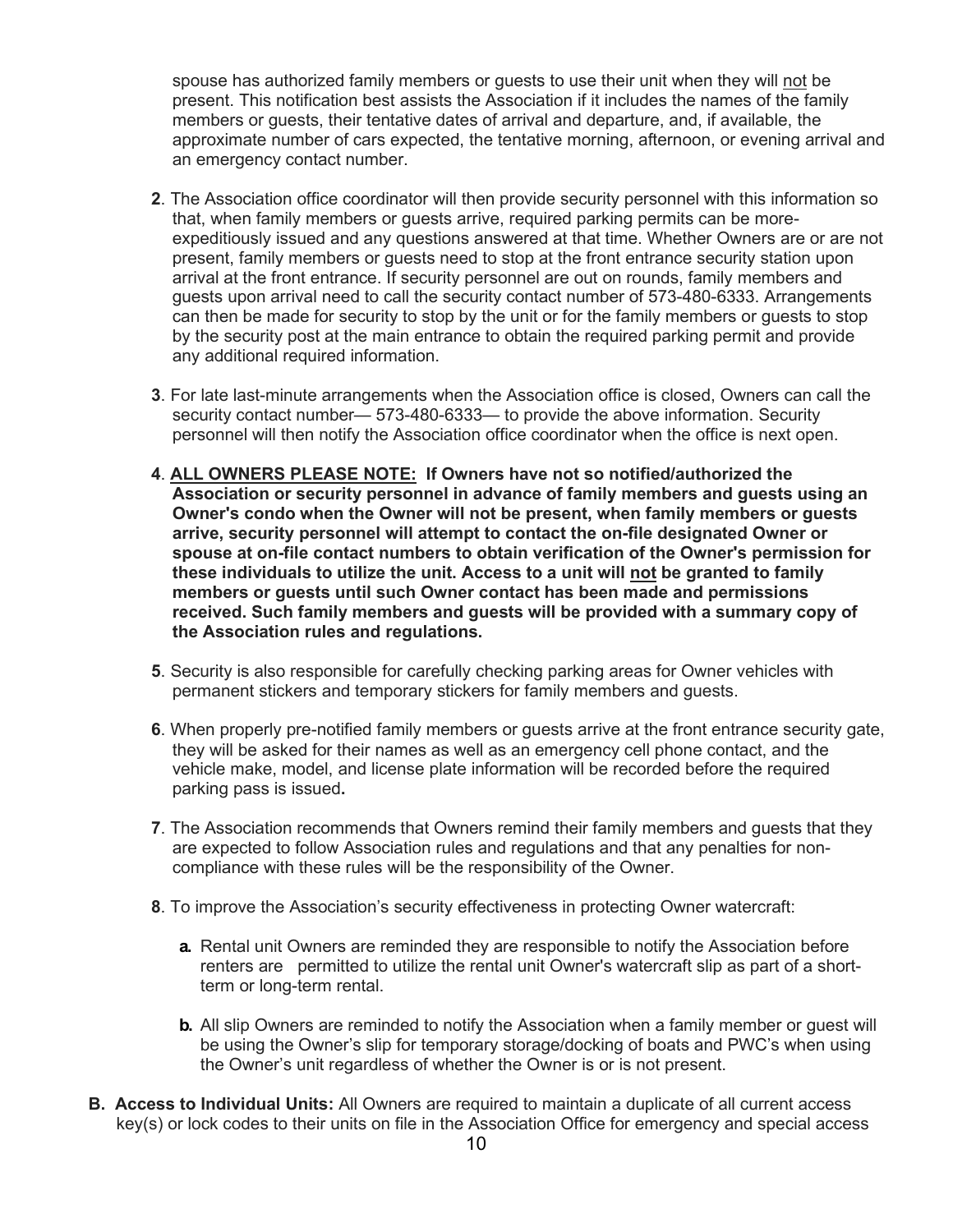spouse has authorized family members or guests to use their unit when they will <u>not</u> be present. This notification best assists the Association if it includes the names of the family members or guests, their tentative dates of arrival and departure, and, if available, the approximate number of cars expected, the tentative morning, afternoon, or evening arrival and an emergency contact number.

**2**. The Association office coordinator will then provide security personnel with this information so that, when family members or guests arrive, required parking permits can be more-expeditiously issued and any questions answered at that time. Whether Owners are or are not present, family members or guests need to stop at the front entrance security station upon arrival at the front entrance. If security personnel are out on rounds, family members and guests upon arrival need to call the security contact number of 573-480-6333. Arrangements can then be made for security to stop by the unit or for the family members or guests to stop by the security post at the main entrance to obtain the required parking permit and provide any additional required information.

**3**. For late last-minute arrangements when the Association office is closed, Owners can call the security contact number— 573-480-6333— to provide the above information. Security personnel will then notify the Association office coordinator when the office is next open.

**4**. **<u>ALL OWNERS PLEASE NOTE:</u> If Owners have not so notified/authorized the Association or security personnel in advance of family members and guests using an Owner's condo when the Owner will not be present, when family members or guests arrive, security personnel will attempt to contact the on-file designated Owner or spouse at on-file contact numbers to obtain verification of the Owner's permission for these individuals to utilize the unit. Access to a unit will <u>not</u> be granted to family members or guests until such Owner contact has been made and permissions received. Such family members and guests will be provided with a summary copy of the Association rules and regulations.**

**5**. Security is also responsible for carefully checking parking areas for Owner vehicles with permanent stickers and temporary stickers for family members and guests.

**6**. When properly pre-notified family members or guests arrive at the front entrance security gate, they will be asked for their names as well as an emergency cell phone contact, and the vehicle make, model, and license plate information will be recorded before the required parking pass is issued.

**7**. The Association recommends that Owners remind their family members and guests that they are expected to follow Association rules and regulations and that any penalties for non-compliance with these rules will be the responsibility of the Owner.

**8**. To improve the Association's security effectiveness in protecting Owner watercraft:

- **a.** Rental unit Owners are reminded they are responsible to notify the Association before renters are permitted to utilize the rental unit Owner's watercraft slip as part of a short-term or long-term rental.

- **b.** All slip Owners are reminded to notify the Association when a family member or guest will be using the Owner's slip for temporary storage/docking of boats and PWC's when using the Owner's unit regardless of whether the Owner is or is not present.

**B. Access to Individual Units:** All Owners are required to maintain a duplicate of all current access key(s) or lock codes to their units on file in the Association Office for emergency and special access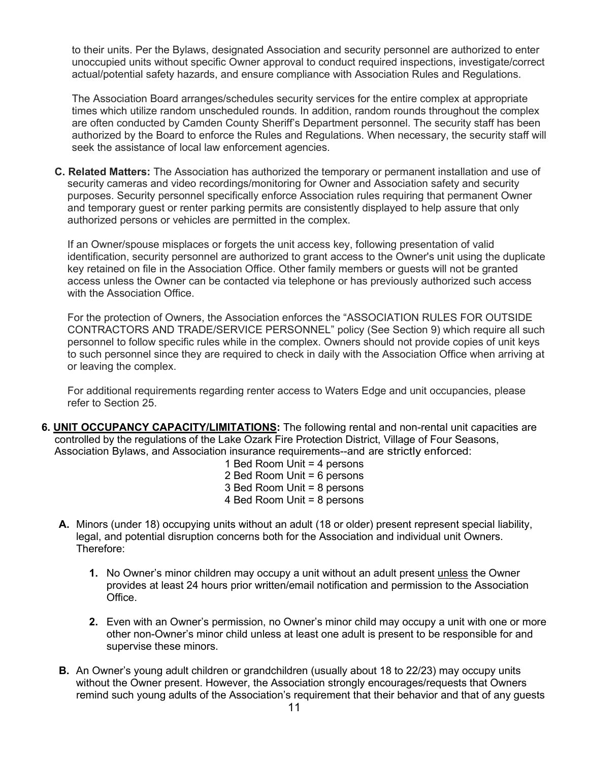to their units. Per the Bylaws, designated Association and security personnel are authorized to enter unoccupied units without specific Owner approval to conduct required inspections, investigate/correct actual/potential safety hazards, and ensure compliance with Association Rules and Regulations.

The Association Board arranges/schedules security services for the entire complex at appropriate times which utilize random unscheduled rounds. In addition, random rounds throughout the complex are often conducted by Camden County Sheriff's Department personnel. The security staff has been authorized by the Board to enforce the Rules and Regulations. When necessary, the security staff will seek the assistance of local law enforcement agencies.

**C. Related Matters:** The Association has authorized the temporary or permanent installation and use of security cameras and video recordings/monitoring for Owner and Association safety and security purposes. Security personnel specifically enforce Association rules requiring that permanent Owner and temporary guest or renter parking permits are consistently displayed to help assure that only authorized persons or vehicles are permitted in the complex.

If an Owner/spouse misplaces or forgets the unit access key, following presentation of valid identification, security personnel are authorized to grant access to the Owner's unit using the duplicate key retained on file in the Association Office. Other family members or guests will not be granted access unless the Owner can be contacted via telephone or has previously authorized such access with the Association Office.

For the protection of Owners, the Association enforces the "ASSOCIATION RULES FOR OUTSIDE CONTRACTORS AND TRADE/SERVICE PERSONNEL" policy (See Section 9) which require all such personnel to follow specific rules while in the complex. Owners should not provide copies of unit keys to such personnel since they are required to check in daily with the Association Office when arriving at or leaving the complex.

For additional requirements regarding renter access to Waters Edge and unit occupancies, please refer to Section 25.

**6. UNIT OCCUPANCY CAPACITY/LIMITATIONS:** The following rental and non-rental unit capacities are controlled by the regulations of the Lake Ozark Fire Protection District, Village of Four Seasons, Association Bylaws, and Association insurance requirements--and are strictly enforced:

1 Bed Room Unit = 4 persons
2 Bed Room Unit = 6 persons
3 Bed Room Unit = 8 persons
4 Bed Room Unit = 8 persons

**A.** Minors (under 18) occupying units without an adult (18 or older) present represent special liability, legal, and potential disruption concerns both for the Association and individual unit Owners. Therefore:

**1.** No Owner's minor children may occupy a unit without an adult present unless the Owner provides at least 24 hours prior written/email notification and permission to the Association Office.

**2.** Even with an Owner's permission, no Owner's minor child may occupy a unit with one or more other non-Owner's minor child unless at least one adult is present to be responsible for and supervise these minors.

**B.** An Owner's young adult children or grandchildren (usually about 18 to 22/23) may occupy units without the Owner present. However, the Association strongly encourages/requests that Owners remind such young adults of the Association's requirement that their behavior and that of any guests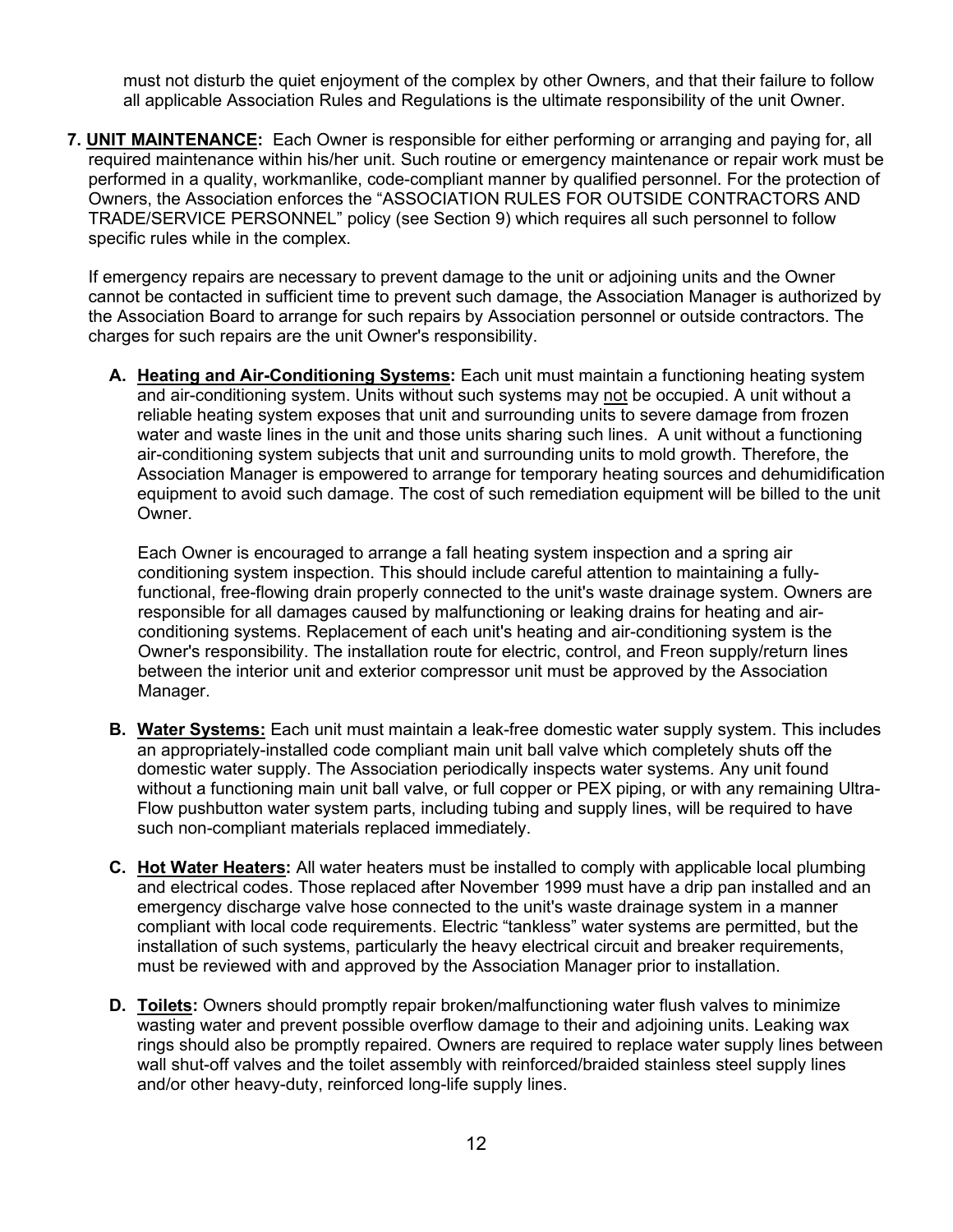must not disturb the quiet enjoyment of the complex by other Owners, and that their failure to follow all applicable Association Rules and Regulations is the ultimate responsibility of the unit Owner.

**7. UNIT MAINTENANCE:** Each Owner is responsible for either performing or arranging and paying for, all required maintenance within his/her unit. Such routine or emergency maintenance or repair work must be performed in a quality, workmanlike, code-compliant manner by qualified personnel. For the protection of Owners, the Association enforces the "ASSOCIATION RULES FOR OUTSIDE CONTRACTORS AND TRADE/SERVICE PERSONNEL" policy (see Section 9) which requires all such personnel to follow specific rules while in the complex.

If emergency repairs are necessary to prevent damage to the unit or adjoining units and the Owner cannot be contacted in sufficient time to prevent such damage, the Association Manager is authorized by the Association Board to arrange for such repairs by Association personnel or outside contractors. The charges for such repairs are the unit Owner's responsibility.

**A. Heating and Air-Conditioning Systems:** Each unit must maintain a functioning heating system and air-conditioning system. Units without such systems may not be occupied. A unit without a reliable heating system exposes that unit and surrounding units to severe damage from frozen water and waste lines in the unit and those units sharing such lines. A unit without a functioning air-conditioning system subjects that unit and surrounding units to mold growth. Therefore, the Association Manager is empowered to arrange for temporary heating sources and dehumidification equipment to avoid such damage. The cost of such remediation equipment will be billed to the unit Owner.

Each Owner is encouraged to arrange a fall heating system inspection and a spring air conditioning system inspection. This should include careful attention to maintaining a fully-functional, free-flowing drain properly connected to the unit's waste drainage system. Owners are responsible for all damages caused by malfunctioning or leaking drains for heating and air-conditioning systems. Replacement of each unit's heating and air-conditioning system is the Owner's responsibility. The installation route for electric, control, and Freon supply/return lines between the interior unit and exterior compressor unit must be approved by the Association Manager.

**B. Water Systems:** Each unit must maintain a leak-free domestic water supply system. This includes an appropriately-installed code compliant main unit ball valve which completely shuts off the domestic water supply. The Association periodically inspects water systems. Any unit found without a functioning main unit ball valve, or full copper or PEX piping, or with any remaining Ultra-Flow pushbutton water system parts, including tubing and supply lines, will be required to have such non-compliant materials replaced immediately.

**C. Hot Water Heaters:** All water heaters must be installed to comply with applicable local plumbing and electrical codes. Those replaced after November 1999 must have a drip pan installed and an emergency discharge valve hose connected to the unit's waste drainage system in a manner compliant with local code requirements. Electric "tankless" water systems are permitted, but the installation of such systems, particularly the heavy electrical circuit and breaker requirements, must be reviewed with and approved by the Association Manager prior to installation.

**D. Toilets:** Owners should promptly repair broken/malfunctioning water flush valves to minimize wasting water and prevent possible overflow damage to their and adjoining units. Leaking wax rings should also be promptly repaired. Owners are required to replace water supply lines between wall shut-off valves and the toilet assembly with reinforced/braided stainless steel supply lines and/or other heavy-duty, reinforced long-life supply lines.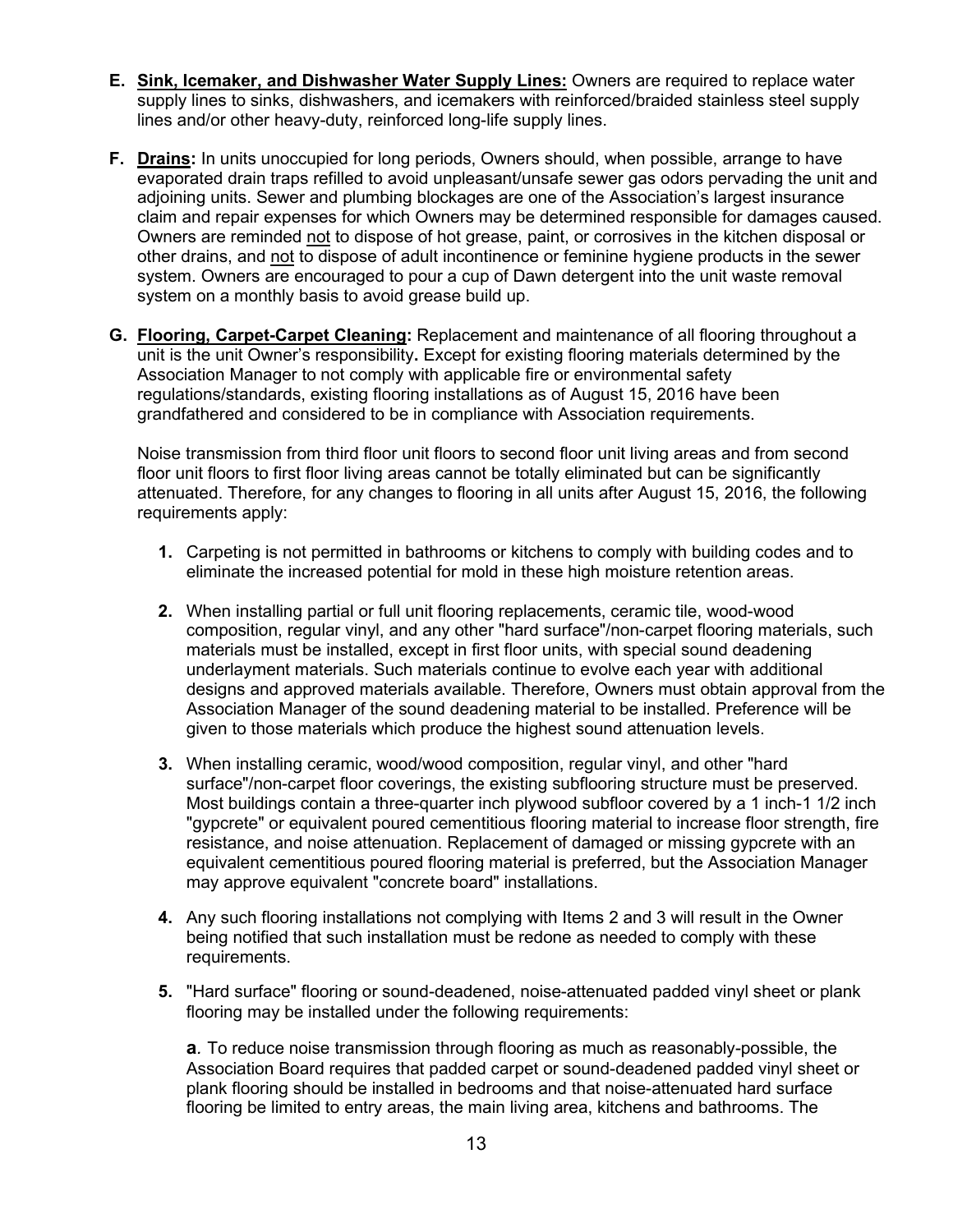**E. Sink, Icemaker, and Dishwasher Water Supply Lines:** Owners are required to replace water supply lines to sinks, dishwashers, and icemakers with reinforced/braided stainless steel supply lines and/or other heavy-duty, reinforced long-life supply lines.

**F. Drains:** In units unoccupied for long periods, Owners should, when possible, arrange to have evaporated drain traps refilled to avoid unpleasant/unsafe sewer gas odors pervading the unit and adjoining units. Sewer and plumbing blockages are one of the Association's largest insurance claim and repair expenses for which Owners may be determined responsible for damages caused. Owners are reminded not to dispose of hot grease, paint, or corrosives in the kitchen disposal or other drains, and not to dispose of adult incontinence or feminine hygiene products in the sewer system. Owners are encouraged to pour a cup of Dawn detergent into the unit waste removal system on a monthly basis to avoid grease build up.

**G. Flooring, Carpet-Carpet Cleaning:** Replacement and maintenance of all flooring throughout a unit is the unit Owner's responsibility**.** Except for existing flooring materials determined by the Association Manager to not comply with applicable fire or environmental safety regulations/standards, existing flooring installations as of August 15, 2016 have been grandfathered and considered to be in compliance with Association requirements.

Noise transmission from third floor unit floors to second floor unit living areas and from second floor unit floors to first floor living areas cannot be totally eliminated but can be significantly attenuated. Therefore, for any changes to flooring in all units after August 15, 2016, the following requirements apply:

1. Carpeting is not permitted in bathrooms or kitchens to comply with building codes and to eliminate the increased potential for mold in these high moisture retention areas.

2. When installing partial or full unit flooring replacements, ceramic tile, wood-wood composition, regular vinyl, and any other "hard surface"/non-carpet flooring materials, such materials must be installed, except in first floor units, with special sound deadening underlayment materials. Such materials continue to evolve each year with additional designs and approved materials available. Therefore, Owners must obtain approval from the Association Manager of the sound deadening material to be installed. Preference will be given to those materials which produce the highest sound attenuation levels.

3. When installing ceramic, wood/wood composition, regular vinyl, and other "hard surface"/non-carpet floor coverings, the existing subflooring structure must be preserved. Most buildings contain a three-quarter inch plywood subfloor covered by a 1 inch-1 1/2 inch "gypcrete" or equivalent poured cementitious flooring material to increase floor strength, fire resistance, and noise attenuation. Replacement of damaged or missing gypcrete with an equivalent cementitious poured flooring material is preferred, but the Association Manager may approve equivalent "concrete board" installations.

4. Any such flooring installations not complying with Items 2 and 3 will result in the Owner being notified that such installation must be redone as needed to comply with these requirements.

5. "Hard surface" flooring or sound-deadened, noise-attenuated padded vinyl sheet or plank flooring may be installed under the following requirements:

   **a**. To reduce noise transmission through flooring as much as reasonably-possible, the Association Board requires that padded carpet or sound-deadened padded vinyl sheet or plank flooring should be installed in bedrooms and that noise-attenuated hard surface flooring be limited to entry areas, the main living area, kitchens and bathrooms. The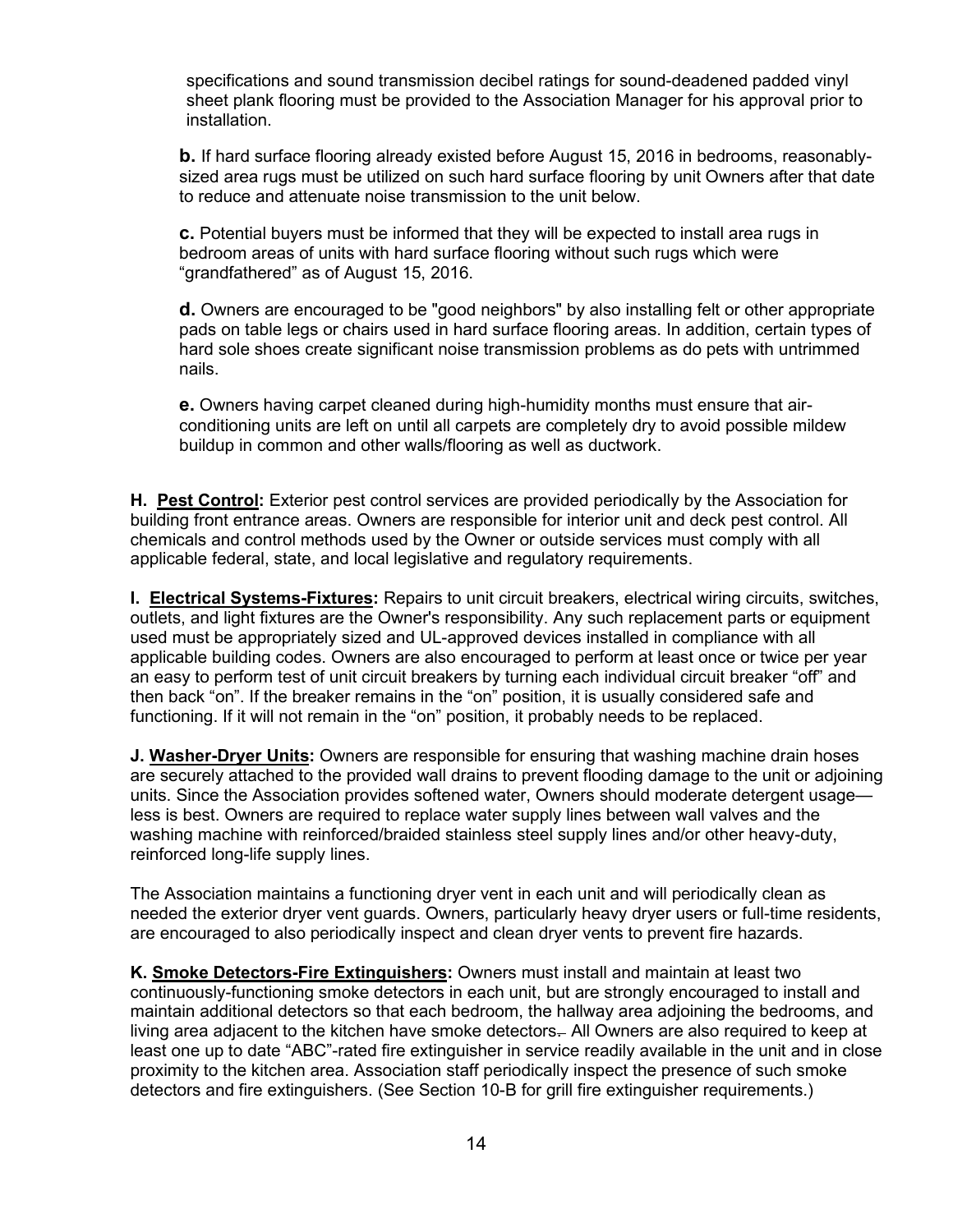specifications and sound transmission decibel ratings for sound-deadened padded vinyl sheet plank flooring must be provided to the Association Manager for his approval prior to installation.

**b.** If hard surface flooring already existed before August 15, 2016 in bedrooms, reasonably-sized area rugs must be utilized on such hard surface flooring by unit Owners after that date to reduce and attenuate noise transmission to the unit below.

**c.** Potential buyers must be informed that they will be expected to install area rugs in bedroom areas of units with hard surface flooring without such rugs which were "grandfathered" as of August 15, 2016.

**d.** Owners are encouraged to be "good neighbors" by also installing felt or other appropriate pads on table legs or chairs used in hard surface flooring areas. In addition, certain types of hard sole shoes create significant noise transmission problems as do pets with untrimmed nails.

**e.** Owners having carpet cleaned during high-humidity months must ensure that air-conditioning units are left on until all carpets are completely dry to avoid possible mildew buildup in common and other walls/flooring as well as ductwork.

**H. <u>Pest Control</u>:** Exterior pest control services are provided periodically by the Association for building front entrance areas. Owners are responsible for interior unit and deck pest control. All chemicals and control methods used by the Owner or outside services must comply with all applicable federal, state, and local legislative and regulatory requirements.

**I. <u>Electrical Systems-Fixtures</u>:** Repairs to unit circuit breakers, electrical wiring circuits, switches, outlets, and light fixtures are the Owner's responsibility. Any such replacement parts or equipment used must be appropriately sized and UL-approved devices installed in compliance with all applicable building codes. Owners are also encouraged to perform at least once or twice per year an easy to perform test of unit circuit breakers by turning each individual circuit breaker "off" and then back "on". If the breaker remains in the "on" position, it is usually considered safe and functioning. If it will not remain in the "on" position, it probably needs to be replaced.

**J. <u>Washer-Dryer Units</u>:** Owners are responsible for ensuring that washing machine drain hoses are securely attached to the provided wall drains to prevent flooding damage to the unit or adjoining units. Since the Association provides softened water, Owners should moderate detergent usage—less is best. Owners are required to replace water supply lines between wall valves and the washing machine with reinforced/braided stainless steel supply lines and/or other heavy-duty, reinforced long-life supply lines.

The Association maintains a functioning dryer vent in each unit and will periodically clean as needed the exterior dryer vent guards. Owners, particularly heavy dryer users or full-time residents, are encouraged to also periodically inspect and clean dryer vents to prevent fire hazards.

**K. <u>Smoke Detectors-Fire Extinguishers</u>:** Owners must install and maintain at least two continuously-functioning smoke detectors in each unit, but are strongly encouraged to install and maintain additional detectors so that each bedroom, the hallway area adjoining the bedrooms, and living area adjacent to the kitchen have smoke detectors. All Owners are also required to keep at least one up to date "ABC"-rated fire extinguisher in service readily available in the unit and in close proximity to the kitchen area. Association staff periodically inspect the presence of such smoke detectors and fire extinguishers. (See Section 10-B for grill fire extinguisher requirements.)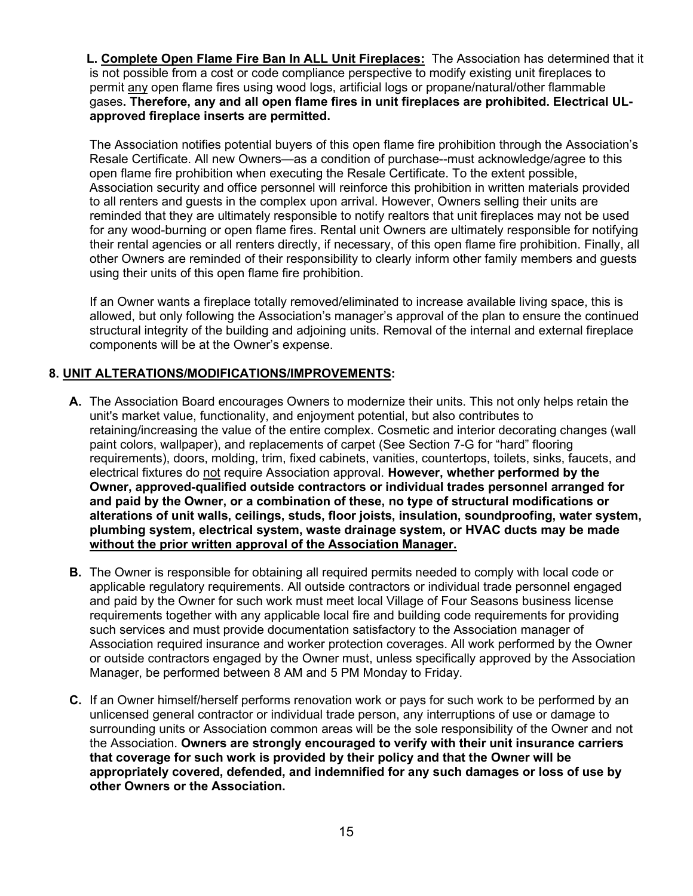**L. <u>Complete Open Flame Fire Ban In ALL Unit Fireplaces:</u>** The Association has determined that it is not possible from a cost or code compliance perspective to modify existing unit fireplaces to permit <u>any</u> open flame fires using wood logs, artificial logs or propane/natural/other flammable gases**. Therefore, any and all open flame fires in unit fireplaces are prohibited. Electrical UL-approved fireplace inserts are permitted.**

The Association notifies potential buyers of this open flame fire prohibition through the Association's Resale Certificate. All new Owners—as a condition of purchase--must acknowledge/agree to this open flame fire prohibition when executing the Resale Certificate. To the extent possible, Association security and office personnel will reinforce this prohibition in written materials provided to all renters and guests in the complex upon arrival. However, Owners selling their units are reminded that they are ultimately responsible to notify realtors that unit fireplaces may not be used for any wood-burning or open flame fires. Rental unit Owners are ultimately responsible for notifying their rental agencies or all renters directly, if necessary, of this open flame fire prohibition. Finally, all other Owners are reminded of their responsibility to clearly inform other family members and guests using their units of this open flame fire prohibition.

If an Owner wants a fireplace totally removed/eliminated to increase available living space, this is allowed, but only following the Association's manager's approval of the plan to ensure the continued structural integrity of the building and adjoining units. Removal of the internal and external fireplace components will be at the Owner's expense.

## 8. <u>UNIT ALTERATIONS/MODIFICATIONS/IMPROVEMENTS</u>:

**A.** The Association Board encourages Owners to modernize their units. This not only helps retain the unit's market value, functionality, and enjoyment potential, but also contributes to retaining/increasing the value of the entire complex. Cosmetic and interior decorating changes (wall paint colors, wallpaper), and replacements of carpet (See Section 7-G for "hard" flooring requirements), doors, molding, trim, fixed cabinets, vanities, countertops, toilets, sinks, faucets, and electrical fixtures do <u>not</u> require Association approval. **However, whether performed by the Owner, approved-qualified outside contractors or individual trades personnel arranged for and paid by the Owner, or a combination of these, no type of structural modifications or alterations of unit walls, ceilings, studs, floor joists, insulation, soundproofing, water system, plumbing system, electrical system, waste drainage system, or HVAC ducts may be made <u>without the prior written approval of the Association Manager.</u>**

**B.** The Owner is responsible for obtaining all required permits needed to comply with local code or applicable regulatory requirements. All outside contractors or individual trade personnel engaged and paid by the Owner for such work must meet local Village of Four Seasons business license requirements together with any applicable local fire and building code requirements for providing such services and must provide documentation satisfactory to the Association manager of Association required insurance and worker protection coverages. All work performed by the Owner or outside contractors engaged by the Owner must, unless specifically approved by the Association Manager, be performed between 8 AM and 5 PM Monday to Friday.

**C.** If an Owner himself/herself performs renovation work or pays for such work to be performed by an unlicensed general contractor or individual trade person, any interruptions of use or damage to surrounding units or Association common areas will be the sole responsibility of the Owner and not the Association. **Owners are strongly encouraged to verify with their unit insurance carriers that coverage for such work is provided by their policy and that the Owner will be appropriately covered, defended, and indemnified for any such damages or loss of use by other Owners or the Association.**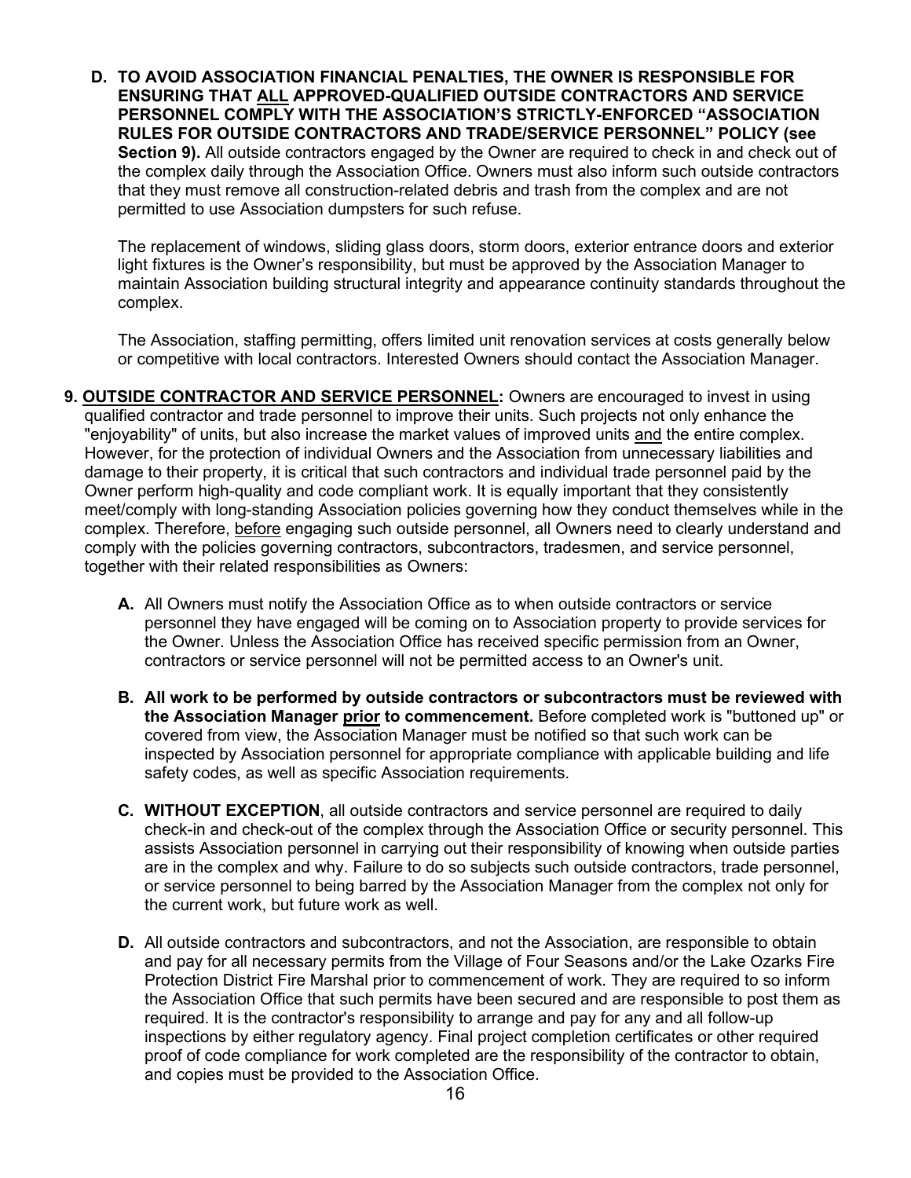**D. TO AVOID ASSOCIATION FINANCIAL PENALTIES, THE OWNER IS RESPONSIBLE FOR ENSURING THAT <u>ALL</u> APPROVED-QUALIFIED OUTSIDE CONTRACTORS AND SERVICE PERSONNEL COMPLY WITH THE ASSOCIATION'S STRICTLY-ENFORCED "ASSOCIATION RULES FOR OUTSIDE CONTRACTORS AND TRADE/SERVICE PERSONNEL" POLICY (see Section 9).** All outside contractors engaged by the Owner are required to check in and check out of the complex daily through the Association Office. Owners must also inform such outside contractors that they must remove all construction-related debris and trash from the complex and are not permitted to use Association dumpsters for such refuse.

The replacement of windows, sliding glass doors, storm doors, exterior entrance doors and exterior light fixtures is the Owner's responsibility, but must be approved by the Association Manager to maintain Association building structural integrity and appearance continuity standards throughout the complex.

The Association, staffing permitting, offers limited unit renovation services at costs generally below or competitive with local contractors. Interested Owners should contact the Association Manager.

**9. <u>OUTSIDE CONTRACTOR AND SERVICE PERSONNEL</u>:** Owners are encouraged to invest in using qualified contractor and trade personnel to improve their units. Such projects not only enhance the "enjoyability" of units, but also increase the market values of improved units <u>and</u> the entire complex. However, for the protection of individual Owners and the Association from unnecessary liabilities and damage to their property, it is critical that such contractors and individual trade personnel paid by the Owner perform high-quality and code compliant work. It is equally important that they consistently meet/comply with long-standing Association policies governing how they conduct themselves while in the complex. Therefore, <u>before</u> engaging such outside personnel, all Owners need to clearly understand and comply with the policies governing contractors, subcontractors, tradesmen, and service personnel, together with their related responsibilities as Owners:

**A.** All Owners must notify the Association Office as to when outside contractors or service personnel they have engaged will be coming on to Association property to provide services for the Owner. Unless the Association Office has received specific permission from an Owner, contractors or service personnel will not be permitted access to an Owner's unit.

**B. All work to be performed by outside contractors or subcontractors must be reviewed with the Association Manager <u>prior</u> to commencement.** Before completed work is "buttoned up" or covered from view, the Association Manager must be notified so that such work can be inspected by Association personnel for appropriate compliance with applicable building and life safety codes, as well as specific Association requirements.

**C. WITHOUT EXCEPTION**, all outside contractors and service personnel are required to daily check-in and check-out of the complex through the Association Office or security personnel. This assists Association personnel in carrying out their responsibility of knowing when outside parties are in the complex and why. Failure to do so subjects such outside contractors, trade personnel, or service personnel to being barred by the Association Manager from the complex not only for the current work, but future work as well.

**D.** All outside contractors and subcontractors, and not the Association, are responsible to obtain and pay for all necessary permits from the Village of Four Seasons and/or the Lake Ozarks Fire Protection District Fire Marshal prior to commencement of work. They are required to so inform the Association Office that such permits have been secured and are responsible to post them as required. It is the contractor's responsibility to arrange and pay for any and all follow-up inspections by either regulatory agency. Final project completion certificates or other required proof of code compliance for work completed are the responsibility of the contractor to obtain, and copies must be provided to the Association Office.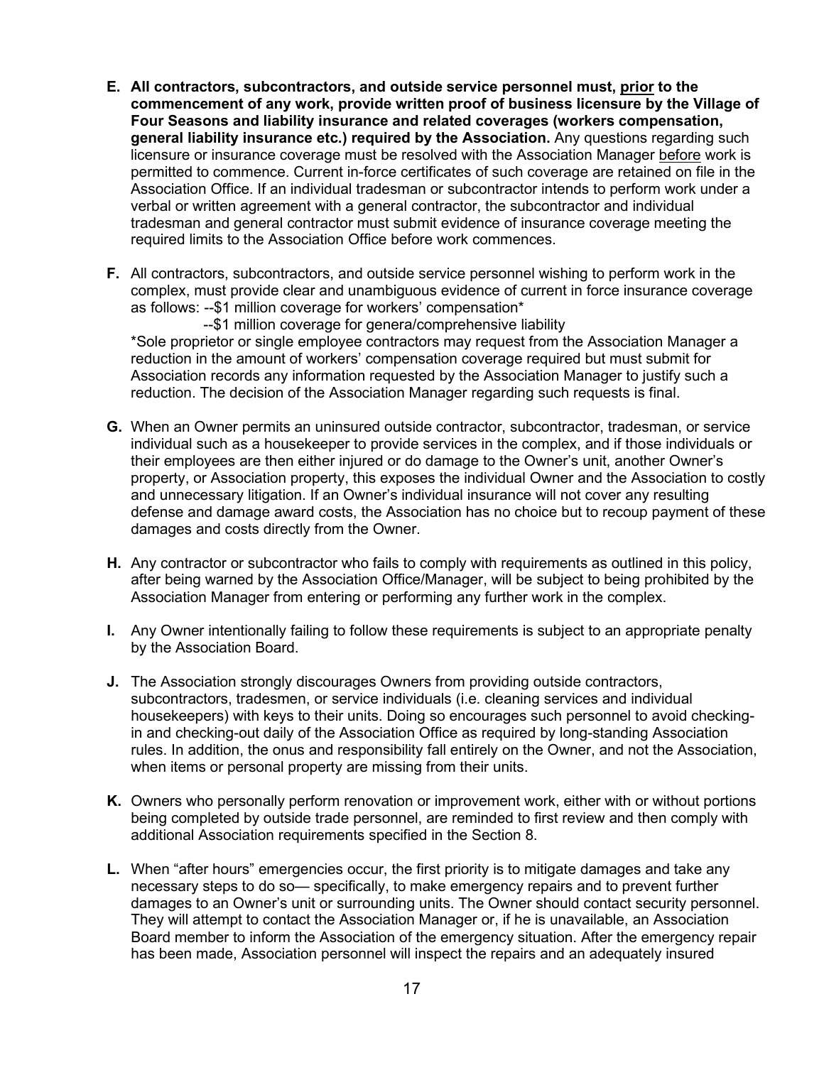**E. All contractors, subcontractors, and outside service personnel must, <u>prior</u> to the commencement of any work, provide written proof of business licensure by the Village of Four Seasons and liability insurance and related coverages (workers compensation, general liability insurance etc.) required by the Association.** Any questions regarding such licensure or insurance coverage must be resolved with the Association Manager <u>before</u> work is permitted to commence. Current in-force certificates of such coverage are retained on file in the Association Office. If an individual tradesman or subcontractor intends to perform work under a verbal or written agreement with a general contractor, the subcontractor and individual tradesman and general contractor must submit evidence of insurance coverage meeting the required limits to the Association Office before work commences.

**F.** All contractors, subcontractors, and outside service personnel wishing to perform work in the complex, must provide clear and unambiguous evidence of current in force insurance coverage as follows: --$1 million coverage for workers' compensation*
--$1 million coverage for genera/comprehensive liability
*Sole proprietor or single employee contractors may request from the Association Manager a reduction in the amount of workers' compensation coverage required but must submit for Association records any information requested by the Association Manager to justify such a reduction. The decision of the Association Manager regarding such requests is final.

**G.** When an Owner permits an uninsured outside contractor, subcontractor, tradesman, or service individual such as a housekeeper to provide services in the complex, and if those individuals or their employees are then either injured or do damage to the Owner's unit, another Owner's property, or Association property, this exposes the individual Owner and the Association to costly and unnecessary litigation. If an Owner's individual insurance will not cover any resulting defense and damage award costs, the Association has no choice but to recoup payment of these damages and costs directly from the Owner.

**H.** Any contractor or subcontractor who fails to comply with requirements as outlined in this policy, after being warned by the Association Office/Manager, will be subject to being prohibited by the Association Manager from entering or performing any further work in the complex.

**I.** Any Owner intentionally failing to follow these requirements is subject to an appropriate penalty by the Association Board.

**J.** The Association strongly discourages Owners from providing outside contractors, subcontractors, tradesmen, or service individuals (i.e. cleaning services and individual housekeepers) with keys to their units. Doing so encourages such personnel to avoid checking-in and checking-out daily of the Association Office as required by long-standing Association rules. In addition, the onus and responsibility fall entirely on the Owner, and not the Association, when items or personal property are missing from their units.

**K.** Owners who personally perform renovation or improvement work, either with or without portions being completed by outside trade personnel, are reminded to first review and then comply with additional Association requirements specified in the Section 8.

**L.** When "after hours" emergencies occur, the first priority is to mitigate damages and take any necessary steps to do so— specifically, to make emergency repairs and to prevent further damages to an Owner's unit or surrounding units. The Owner should contact security personnel. They will attempt to contact the Association Manager or, if he is unavailable, an Association Board member to inform the Association of the emergency situation. After the emergency repair has been made, Association personnel will inspect the repairs and an adequately insured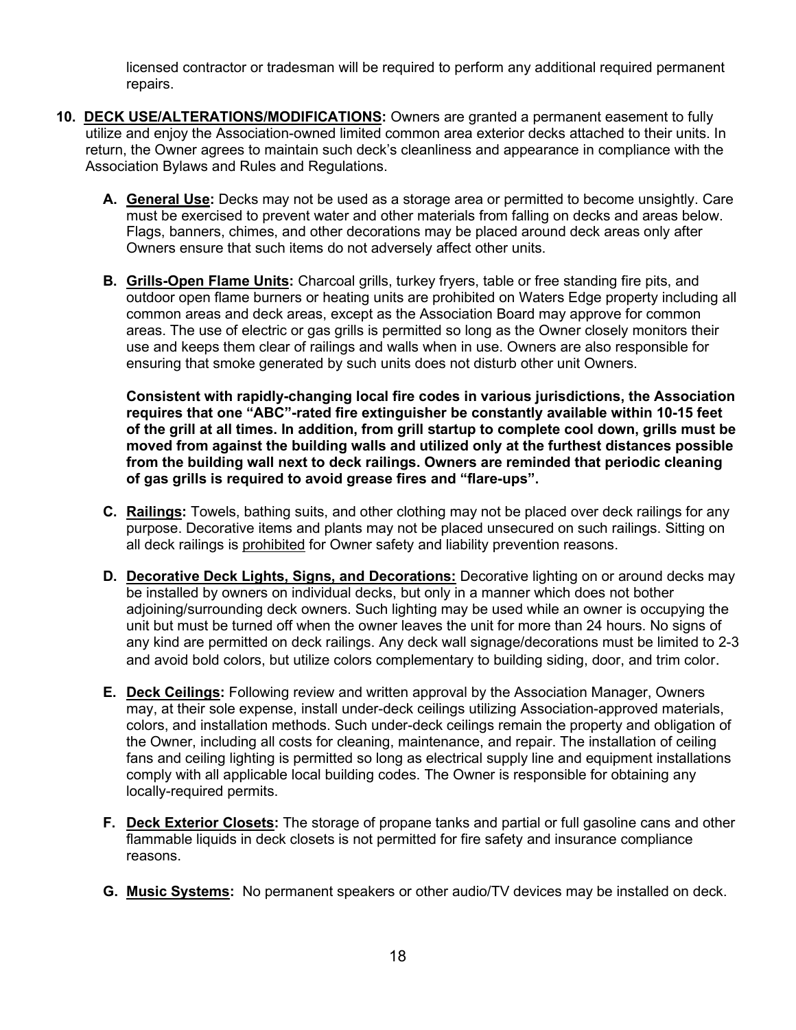licensed contractor or tradesman will be required to perform any additional required permanent repairs.

10. **DECK USE/ALTERATIONS/MODIFICATIONS:** Owners are granted a permanent easement to fully utilize and enjoy the Association-owned limited common area exterior decks attached to their units. In return, the Owner agrees to maintain such deck's cleanliness and appearance in compliance with the Association Bylaws and Rules and Regulations.

   A. **General Use:** Decks may not be used as a storage area or permitted to become unsightly. Care must be exercised to prevent water and other materials from falling on decks and areas below. Flags, banners, chimes, and other decorations may be placed around deck areas only after Owners ensure that such items do not adversely affect other units.

   B. **Grills-Open Flame Units:** Charcoal grills, turkey fryers, table or free standing fire pits, and outdoor open flame burners or heating units are prohibited on Waters Edge property including all common areas and deck areas, except as the Association Board may approve for common areas. The use of electric or gas grills is permitted so long as the Owner closely monitors their use and keeps them clear of railings and walls when in use. Owners are also responsible for ensuring that smoke generated by such units does not disturb other unit Owners.

      **Consistent with rapidly-changing local fire codes in various jurisdictions, the Association requires that one "ABC"-rated fire extinguisher be constantly available within 10-15 feet of the grill at all times. In addition, from grill startup to complete cool down, grills must be moved from against the building walls and utilized only at the furthest distances possible from the building wall next to deck railings. Owners are reminded that periodic cleaning of gas grills is required to avoid grease fires and "flare-ups".**

   C. **Railings:** Towels, bathing suits, and other clothing may not be placed over deck railings for any purpose. Decorative items and plants may not be placed unsecured on such railings. Sitting on all deck railings is prohibited for Owner safety and liability prevention reasons.

   D. **Decorative Deck Lights, Signs, and Decorations:** Decorative lighting on or around decks may be installed by owners on individual decks, but only in a manner which does not bother adjoining/surrounding deck owners. Such lighting may be used while an owner is occupying the unit but must be turned off when the owner leaves the unit for more than 24 hours. No signs of any kind are permitted on deck railings. Any deck wall signage/decorations must be limited to 2-3 and avoid bold colors, but utilize colors complementary to building siding, door, and trim color.

   E. **Deck Ceilings:** Following review and written approval by the Association Manager, Owners may, at their sole expense, install under-deck ceilings utilizing Association-approved materials, colors, and installation methods. Such under-deck ceilings remain the property and obligation of the Owner, including all costs for cleaning, maintenance, and repair. The installation of ceiling fans and ceiling lighting is permitted so long as electrical supply line and equipment installations comply with all applicable local building codes. The Owner is responsible for obtaining any locally-required permits.

   F. **Deck Exterior Closets:** The storage of propane tanks and partial or full gasoline cans and other flammable liquids in deck closets is not permitted for fire safety and insurance compliance reasons.

   G. **Music Systems:** No permanent speakers or other audio/TV devices may be installed on deck.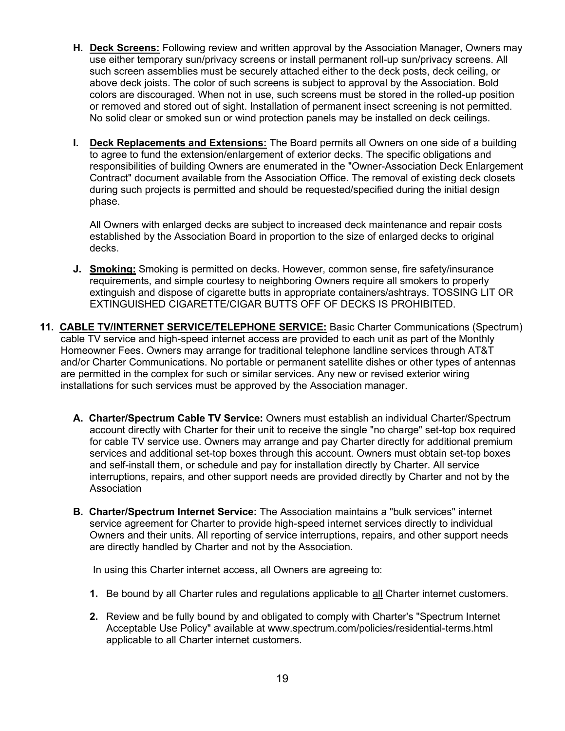H. **<u>Deck Screens:</u>** Following review and written approval by the Association Manager, Owners may use either temporary sun/privacy screens or install permanent roll-up sun/privacy screens. All such screen assemblies must be securely attached either to the deck posts, deck ceiling, or above deck joists. The color of such screens is subject to approval by the Association. Bold colors are discouraged. When not in use, such screens must be stored in the rolled-up position or removed and stored out of sight. Installation of permanent insect screening is not permitted. No solid clear or smoked sun or wind protection panels may be installed on deck ceilings.

I. **<u>Deck Replacements and Extensions:</u>** The Board permits all Owners on one side of a building to agree to fund the extension/enlargement of exterior decks. The specific obligations and responsibilities of building Owners are enumerated in the "Owner-Association Deck Enlargement Contract" document available from the Association Office. The removal of existing deck closets during such projects is permitted and should be requested/specified during the initial design phase.

   All Owners with enlarged decks are subject to increased deck maintenance and repair costs established by the Association Board in proportion to the size of enlarged decks to original decks.

J. **<u>Smoking:</u>** Smoking is permitted on decks. However, common sense, fire safety/insurance requirements, and simple courtesy to neighboring Owners require all smokers to properly extinguish and dispose of cigarette butts in appropriate containers/ashtrays. TOSSING LIT OR EXTINGUISHED CIGARETTE/CIGAR BUTTS OFF OF DECKS IS PROHIBITED.

**11. <u>CABLE TV/INTERNET SERVICE/TELEPHONE SERVICE:</u>** Basic Charter Communications (Spectrum) cable TV service and high-speed internet access are provided to each unit as part of the Monthly Homeowner Fees. Owners may arrange for traditional telephone landline services through AT&T and/or Charter Communications. No portable or permanent satellite dishes or other types of antennas are permitted in the complex for such or similar services. Any new or revised exterior wiring installations for such services must be approved by the Association manager.

A. **Charter/Spectrum Cable TV Service:** Owners must establish an individual Charter/Spectrum account directly with Charter for their unit to receive the single "no charge" set-top box required for cable TV service use. Owners may arrange and pay Charter directly for additional premium services and additional set-top boxes through this account. Owners must obtain set-top boxes and self-install them, or schedule and pay for installation directly by Charter. All service interruptions, repairs, and other support needs are provided directly by Charter and not by the Association

B. **Charter/Spectrum Internet Service:** The Association maintains a "bulk services" internet service agreement for Charter to provide high-speed internet services directly to individual Owners and their units. All reporting of service interruptions, repairs, and other support needs are directly handled by Charter and not by the Association.

   In using this Charter internet access, all Owners are agreeing to:

   **1.** Be bound by all Charter rules and regulations applicable to <u>all</u> Charter internet customers.

   **2.** Review and be fully bound by and obligated to comply with Charter's "Spectrum Internet Acceptable Use Policy" available at www.spectrum.com/policies/residential-terms.html applicable to all Charter internet customers.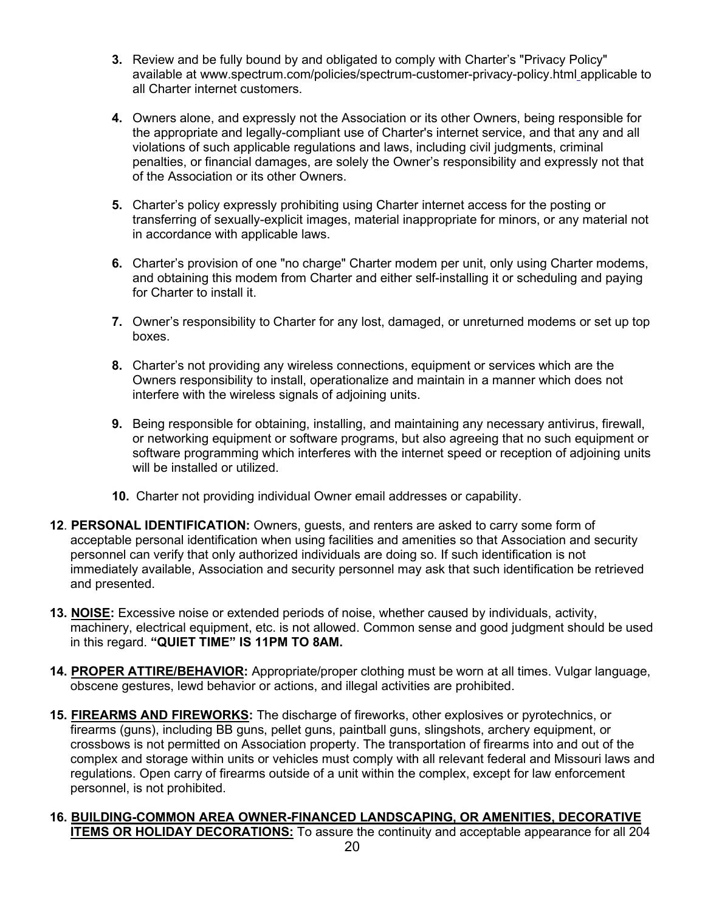3. Review and be fully bound by and obligated to comply with Charter's "Privacy Policy" available at www.spectrum.com/policies/spectrum-customer-privacy-policy.html applicable to all Charter internet customers.

4. Owners alone, and expressly not the Association or its other Owners, being responsible for the appropriate and legally-compliant use of Charter's internet service, and that any and all violations of such applicable regulations and laws, including civil judgments, criminal penalties, or financial damages, are solely the Owner's responsibility and expressly not that of the Association or its other Owners.

5. Charter's policy expressly prohibiting using Charter internet access for the posting or transferring of sexually-explicit images, material inappropriate for minors, or any material not in accordance with applicable laws.

6. Charter's provision of one "no charge" Charter modem per unit, only using Charter modems, and obtaining this modem from Charter and either self-installing it or scheduling and paying for Charter to install it.

7. Owner's responsibility to Charter for any lost, damaged, or unreturned modems or set up top boxes.

8. Charter's not providing any wireless connections, equipment or services which are the Owners responsibility to install, operationalize and maintain in a manner which does not interfere with the wireless signals of adjoining units.

9. Being responsible for obtaining, installing, and maintaining any necessary antivirus, firewall, or networking equipment or software programs, but also agreeing that no such equipment or software programming which interferes with the internet speed or reception of adjoining units will be installed or utilized.

10. Charter not providing individual Owner email addresses or capability.

**12**. **PERSONAL IDENTIFICATION:** Owners, guests, and renters are asked to carry some form of acceptable personal identification when using facilities and amenities so that Association and security personnel can verify that only authorized individuals are doing so. If such identification is not immediately available, Association and security personnel may ask that such identification be retrieved and presented.

**13. NOISE:** Excessive noise or extended periods of noise, whether caused by individuals, activity, machinery, electrical equipment, etc. is not allowed. Common sense and good judgment should be used in this regard. **"QUIET TIME" IS 11PM TO 8AM.**

**14. PROPER ATTIRE/BEHAVIOR:** Appropriate/proper clothing must be worn at all times. Vulgar language, obscene gestures, lewd behavior or actions, and illegal activities are prohibited.

**15. FIREARMS AND FIREWORKS:** The discharge of fireworks, other explosives or pyrotechnics, or firearms (guns), including BB guns, pellet guns, paintball guns, slingshots, archery equipment, or crossbows is not permitted on Association property. The transportation of firearms into and out of the complex and storage within units or vehicles must comply with all relevant federal and Missouri laws and regulations. Open carry of firearms outside of a unit within the complex, except for law enforcement personnel, is not prohibited.

**16. BUILDING-COMMON AREA OWNER-FINANCED LANDSCAPING, OR AMENITIES, DECORATIVE ITEMS OR HOLIDAY DECORATIONS:** To assure the continuity and acceptable appearance for all 204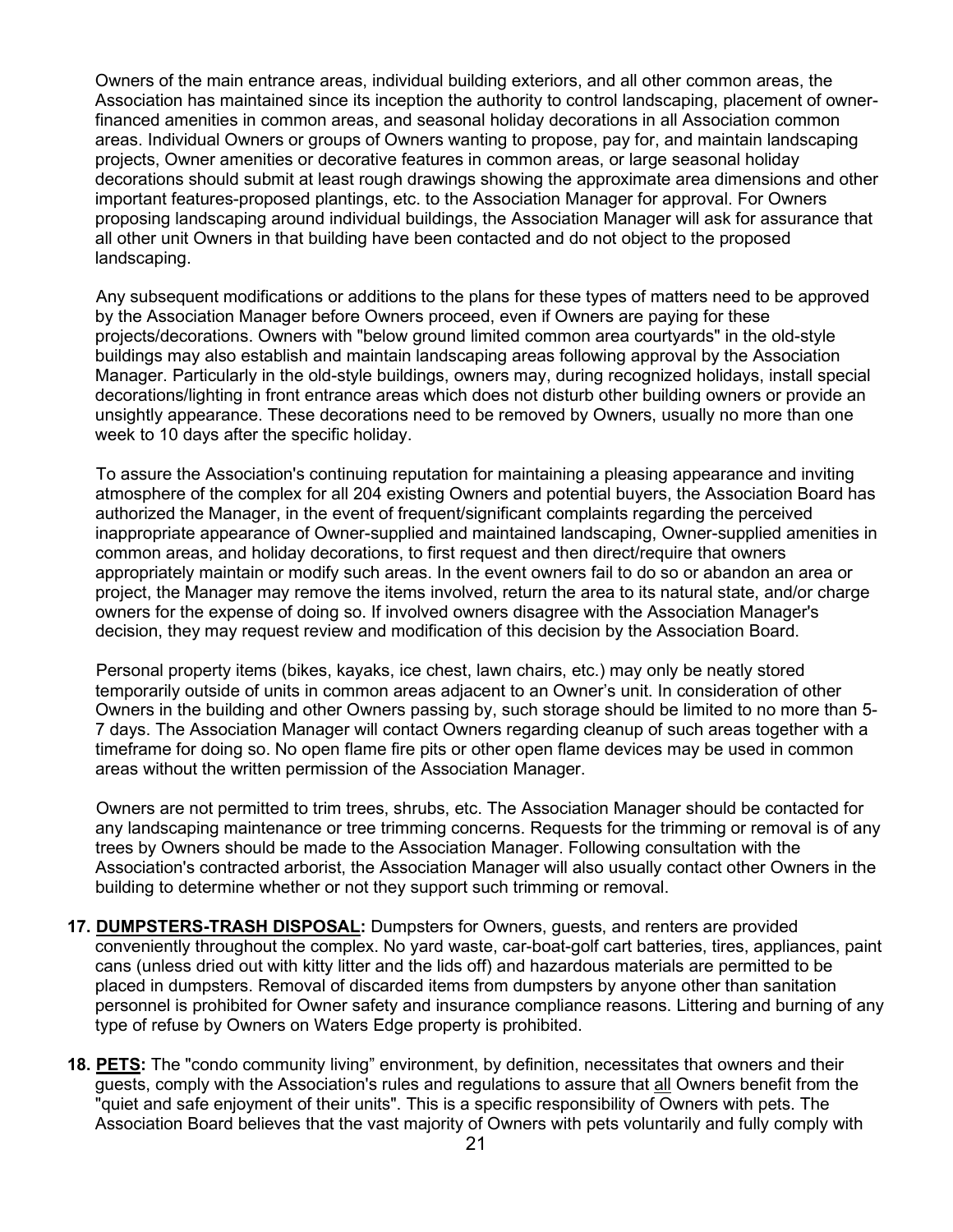Owners of the main entrance areas, individual building exteriors, and all other common areas, the Association has maintained since its inception the authority to control landscaping, placement of owner-financed amenities in common areas, and seasonal holiday decorations in all Association common areas. Individual Owners or groups of Owners wanting to propose, pay for, and maintain landscaping projects, Owner amenities or decorative features in common areas, or large seasonal holiday decorations should submit at least rough drawings showing the approximate area dimensions and other important features-proposed plantings, etc. to the Association Manager for approval. For Owners proposing landscaping around individual buildings, the Association Manager will ask for assurance that all other unit Owners in that building have been contacted and do not object to the proposed landscaping.

Any subsequent modifications or additions to the plans for these types of matters need to be approved by the Association Manager before Owners proceed, even if Owners are paying for these projects/decorations. Owners with "below ground limited common area courtyards" in the old-style buildings may also establish and maintain landscaping areas following approval by the Association Manager. Particularly in the old-style buildings, owners may, during recognized holidays, install special decorations/lighting in front entrance areas which does not disturb other building owners or provide an unsightly appearance. These decorations need to be removed by Owners, usually no more than one week to 10 days after the specific holiday.

To assure the Association's continuing reputation for maintaining a pleasing appearance and inviting atmosphere of the complex for all 204 existing Owners and potential buyers, the Association Board has authorized the Manager, in the event of frequent/significant complaints regarding the perceived inappropriate appearance of Owner-supplied and maintained landscaping, Owner-supplied amenities in common areas, and holiday decorations, to first request and then direct/require that owners appropriately maintain or modify such areas. In the event owners fail to do so or abandon an area or project, the Manager may remove the items involved, return the area to its natural state, and/or charge owners for the expense of doing so. If involved owners disagree with the Association Manager's decision, they may request review and modification of this decision by the Association Board.

Personal property items (bikes, kayaks, ice chest, lawn chairs, etc.) may only be neatly stored temporarily outside of units in common areas adjacent to an Owner's unit. In consideration of other Owners in the building and other Owners passing by, such storage should be limited to no more than 5-7 days. The Association Manager will contact Owners regarding cleanup of such areas together with a timeframe for doing so. No open flame fire pits or other open flame devices may be used in common areas without the written permission of the Association Manager.

Owners are not permitted to trim trees, shrubs, etc. The Association Manager should be contacted for any landscaping maintenance or tree trimming concerns. Requests for the trimming or removal is of any trees by Owners should be made to the Association Manager. Following consultation with the Association's contracted arborist, the Association Manager will also usually contact other Owners in the building to determine whether or not they support such trimming or removal.

**17. <u>DUMPSTERS-TRASH DISPOSAL</u>:** Dumpsters for Owners, guests, and renters are provided conveniently throughout the complex. No yard waste, car-boat-golf cart batteries, tires, appliances, paint cans (unless dried out with kitty litter and the lids off) and hazardous materials are permitted to be placed in dumpsters. Removal of discarded items from dumpsters by anyone other than sanitation personnel is prohibited for Owner safety and insurance compliance reasons. Littering and burning of any type of refuse by Owners on Waters Edge property is prohibited.

**18. <u>PETS</u>:** The "condo community living" environment, by definition, necessitates that owners and their guests, comply with the Association's rules and regulations to assure that <u>all</u> Owners benefit from the "quiet and safe enjoyment of their units". This is a specific responsibility of Owners with pets. The Association Board believes that the vast majority of Owners with pets voluntarily and fully comply with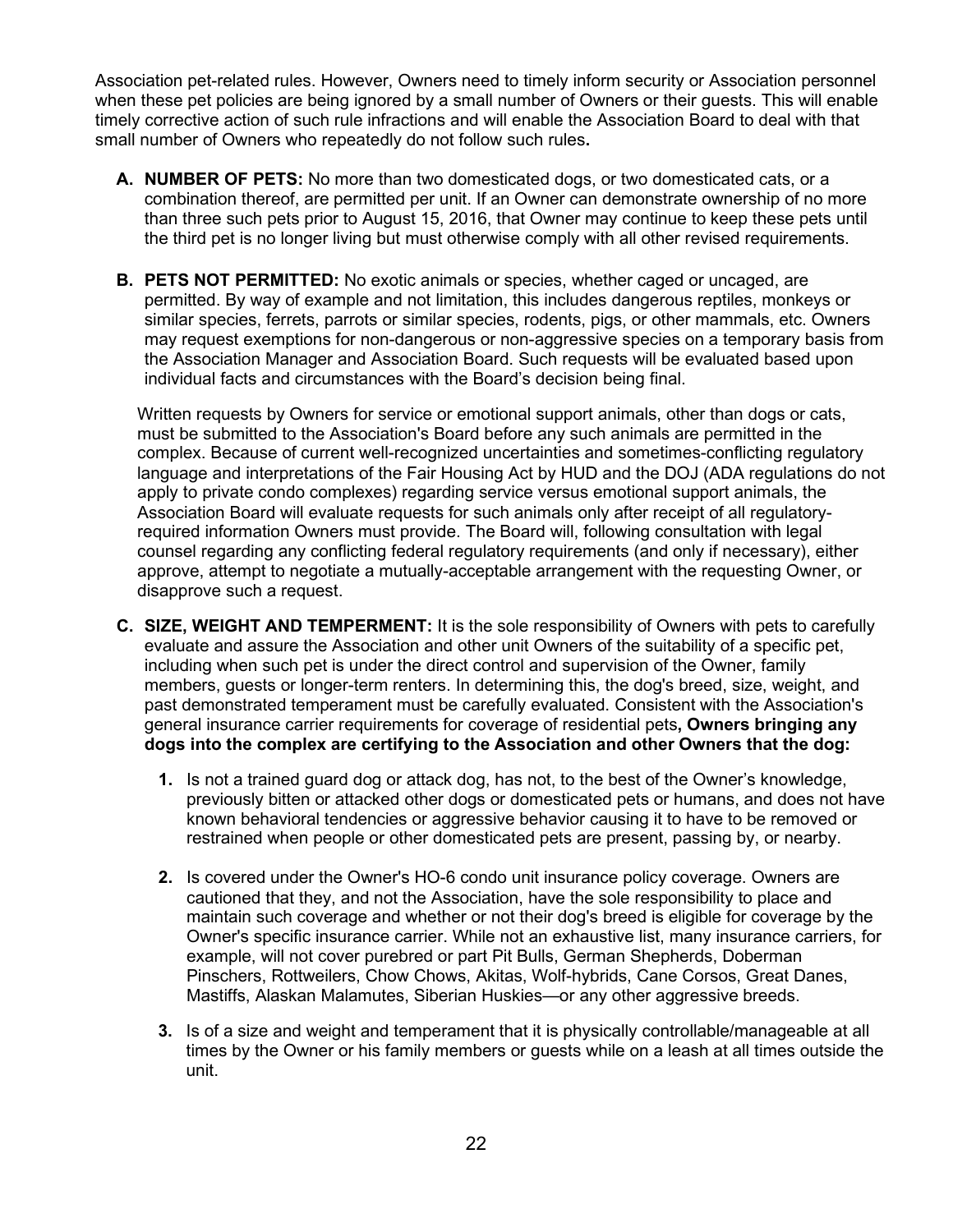Association pet-related rules. However, Owners need to timely inform security or Association personnel when these pet policies are being ignored by a small number of Owners or their guests. This will enable timely corrective action of such rule infractions and will enable the Association Board to deal with that small number of Owners who repeatedly do not follow such rules**.**

**A. NUMBER OF PETS:** No more than two domesticated dogs, or two domesticated cats, or a combination thereof, are permitted per unit. If an Owner can demonstrate ownership of no more than three such pets prior to August 15, 2016, that Owner may continue to keep these pets until the third pet is no longer living but must otherwise comply with all other revised requirements.

**B. PETS NOT PERMITTED:** No exotic animals or species, whether caged or uncaged, are permitted. By way of example and not limitation, this includes dangerous reptiles, monkeys or similar species, ferrets, parrots or similar species, rodents, pigs, or other mammals, etc. Owners may request exemptions for non-dangerous or non-aggressive species on a temporary basis from the Association Manager and Association Board. Such requests will be evaluated based upon individual facts and circumstances with the Board's decision being final.

Written requests by Owners for service or emotional support animals, other than dogs or cats, must be submitted to the Association's Board before any such animals are permitted in the complex. Because of current well-recognized uncertainties and sometimes-conflicting regulatory language and interpretations of the Fair Housing Act by HUD and the DOJ (ADA regulations do not apply to private condo complexes) regarding service versus emotional support animals, the Association Board will evaluate requests for such animals only after receipt of all regulatory-required information Owners must provide. The Board will, following consultation with legal counsel regarding any conflicting federal regulatory requirements (and only if necessary), either approve, attempt to negotiate a mutually-acceptable arrangement with the requesting Owner, or disapprove such a request.

**C. SIZE, WEIGHT AND TEMPERMENT:** It is the sole responsibility of Owners with pets to carefully evaluate and assure the Association and other unit Owners of the suitability of a specific pet, including when such pet is under the direct control and supervision of the Owner, family members, guests or longer-term renters. In determining this, the dog's breed, size, weight, and past demonstrated temperament must be carefully evaluated. Consistent with the Association's general insurance carrier requirements for coverage of residential pets**, Owners bringing any dogs into the complex are certifying to the Association and other Owners that the dog:**

1. Is not a trained guard dog or attack dog, has not, to the best of the Owner's knowledge, previously bitten or attacked other dogs or domesticated pets or humans, and does not have known behavioral tendencies or aggressive behavior causing it to have to be removed or restrained when people or other domesticated pets are present, passing by, or nearby.

2. Is covered under the Owner's HO-6 condo unit insurance policy coverage. Owners are cautioned that they, and not the Association, have the sole responsibility to place and maintain such coverage and whether or not their dog's breed is eligible for coverage by the Owner's specific insurance carrier. While not an exhaustive list, many insurance carriers, for example, will not cover purebred or part Pit Bulls, German Shepherds, Doberman Pinschers, Rottweilers, Chow Chows, Akitas, Wolf-hybrids, Cane Corsos, Great Danes, Mastiffs, Alaskan Malamutes, Siberian Huskies—or any other aggressive breeds.

3. Is of a size and weight and temperament that it is physically controllable/manageable at all times by the Owner or his family members or guests while on a leash at all times outside the unit.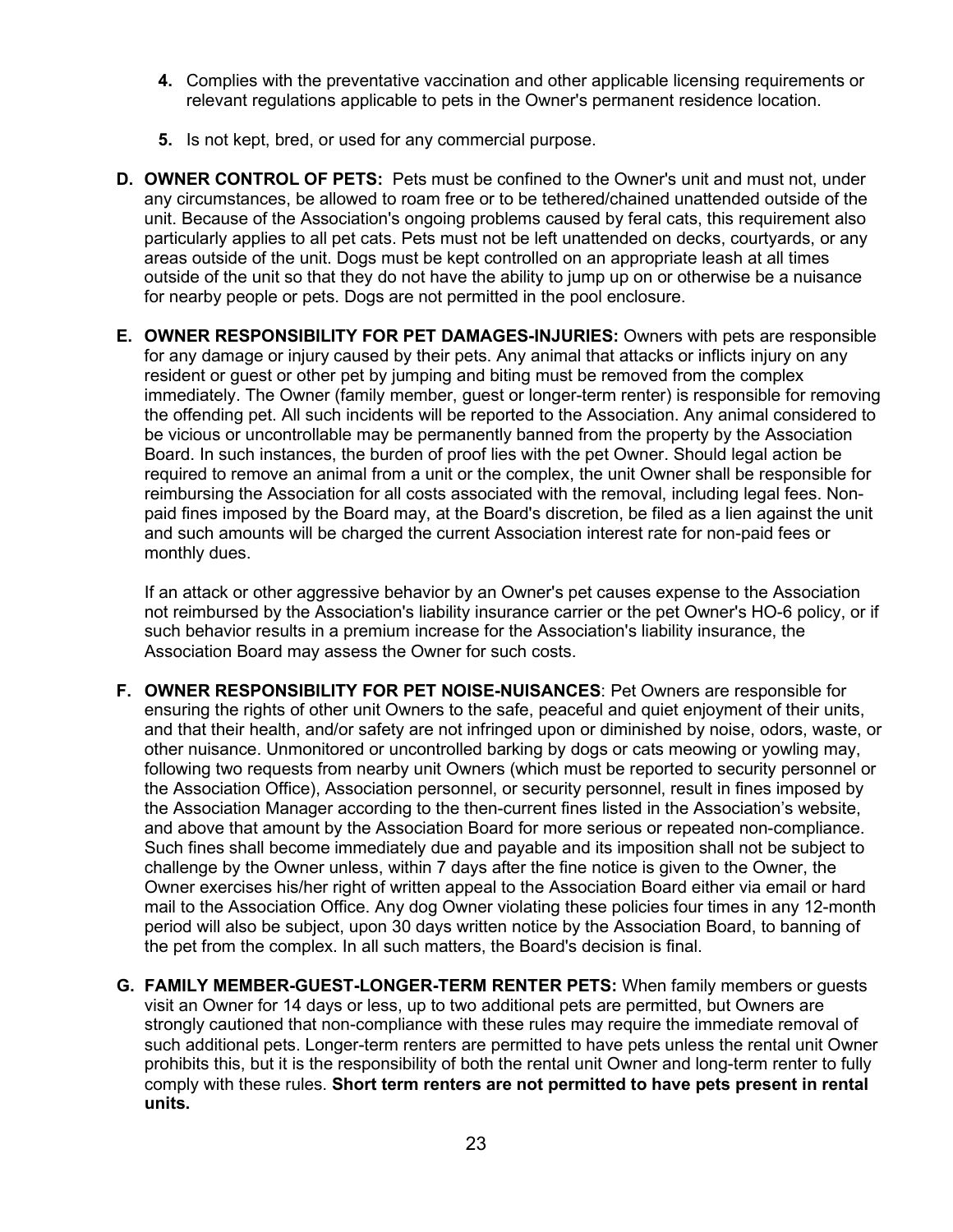4. Complies with the preventative vaccination and other applicable licensing requirements or relevant regulations applicable to pets in the Owner's permanent residence location.

5. Is not kept, bred, or used for any commercial purpose.

**D. OWNER CONTROL OF PETS:** Pets must be confined to the Owner's unit and must not, under any circumstances, be allowed to roam free or to be tethered/chained unattended outside of the unit. Because of the Association's ongoing problems caused by feral cats, this requirement also particularly applies to all pet cats. Pets must not be left unattended on decks, courtyards, or any areas outside of the unit. Dogs must be kept controlled on an appropriate leash at all times outside of the unit so that they do not have the ability to jump up on or otherwise be a nuisance for nearby people or pets. Dogs are not permitted in the pool enclosure.

**E. OWNER RESPONSIBILITY FOR PET DAMAGES-INJURIES:** Owners with pets are responsible for any damage or injury caused by their pets. Any animal that attacks or inflicts injury on any resident or guest or other pet by jumping and biting must be removed from the complex immediately. The Owner (family member, guest or longer-term renter) is responsible for removing the offending pet. All such incidents will be reported to the Association. Any animal considered to be vicious or uncontrollable may be permanently banned from the property by the Association Board. In such instances, the burden of proof lies with the pet Owner. Should legal action be required to remove an animal from a unit or the complex, the unit Owner shall be responsible for reimbursing the Association for all costs associated with the removal, including legal fees. Non-paid fines imposed by the Board may, at the Board's discretion, be filed as a lien against the unit and such amounts will be charged the current Association interest rate for non-paid fees or monthly dues.

If an attack or other aggressive behavior by an Owner's pet causes expense to the Association not reimbursed by the Association's liability insurance carrier or the pet Owner's HO-6 policy, or if such behavior results in a premium increase for the Association's liability insurance, the Association Board may assess the Owner for such costs.

**F. OWNER RESPONSIBILITY FOR PET NOISE-NUISANCES**: Pet Owners are responsible for ensuring the rights of other unit Owners to the safe, peaceful and quiet enjoyment of their units, and that their health, and/or safety are not infringed upon or diminished by noise, odors, waste, or other nuisance. Unmonitored or uncontrolled barking by dogs or cats meowing or yowling may, following two requests from nearby unit Owners (which must be reported to security personnel or the Association Office), Association personnel, or security personnel, result in fines imposed by the Association Manager according to the then-current fines listed in the Association's website, and above that amount by the Association Board for more serious or repeated non-compliance. Such fines shall become immediately due and payable and its imposition shall not be subject to challenge by the Owner unless, within 7 days after the fine notice is given to the Owner, the Owner exercises his/her right of written appeal to the Association Board either via email or hard mail to the Association Office. Any dog Owner violating these policies four times in any 12-month period will also be subject, upon 30 days written notice by the Association Board, to banning of the pet from the complex. In all such matters, the Board's decision is final.

**G. FAMILY MEMBER-GUEST-LONGER-TERM RENTER PETS:** When family members or guests visit an Owner for 14 days or less, up to two additional pets are permitted, but Owners are strongly cautioned that non-compliance with these rules may require the immediate removal of such additional pets. Longer-term renters are permitted to have pets unless the rental unit Owner prohibits this, but it is the responsibility of both the rental unit Owner and long-term renter to fully comply with these rules. **Short term renters are not permitted to have pets present in rental units.**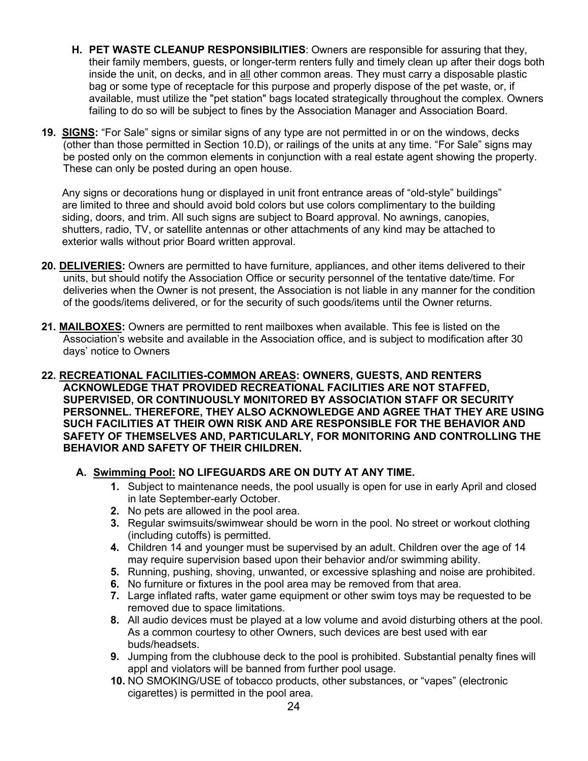**H. PET WASTE CLEANUP RESPONSIBILITIES**: Owners are responsible for assuring that they, their family members, guests, or longer-term renters fully and timely clean up after their dogs both inside the unit, on decks, and in all other common areas. They must carry a disposable plastic bag or some type of receptacle for this purpose and properly dispose of the pet waste, or, if available, must utilize the "pet station" bags located strategically throughout the complex. Owners failing to do so will be subject to fines by the Association Manager and Association Board.

**19. SIGNS:** "For Sale" signs or similar signs of any type are not permitted in or on the windows, decks (other than those permitted in Section 10.D), or railings of the units at any time. "For Sale" signs may be posted only on the common elements in conjunction with a real estate agent showing the property. These can only be posted during an open house.

Any signs or decorations hung or displayed in unit front entrance areas of "old-style" buildings" are limited to three and should avoid bold colors but use colors complimentary to the building siding, doors, and trim. All such signs are subject to Board approval. No awnings, canopies, shutters, radio, TV, or satellite antennas or other attachments of any kind may be attached to exterior walls without prior Board written approval.

**20. DELIVERIES:** Owners are permitted to have furniture, appliances, and other items delivered to their units, but should notify the Association Office or security personnel of the tentative date/time. For deliveries when the Owner is not present, the Association is not liable in any manner for the condition of the goods/items delivered, or for the security of such goods/items until the Owner returns.

**21. MAILBOXES:** Owners are permitted to rent mailboxes when available. This fee is listed on the Association's website and available in the Association office, and is subject to modification after 30 days' notice to Owners

**22. RECREATIONAL FACILITIES-COMMON AREAS: OWNERS, GUESTS, AND RENTERS ACKNOWLEDGE THAT PROVIDED RECREATIONAL FACILITIES ARE NOT STAFFED, SUPERVISED, OR CONTINUOUSLY MONITORED BY ASSOCIATION STAFF OR SECURITY PERSONNEL. THEREFORE, THEY ALSO ACKNOWLEDGE AND AGREE THAT THEY ARE USING SUCH FACILITIES AT THEIR OWN RISK AND ARE RESPONSIBLE FOR THE BEHAVIOR AND SAFETY OF THEMSELVES AND, PARTICULARLY, FOR MONITORING AND CONTROLLING THE BEHAVIOR AND SAFETY OF THEIR CHILDREN.**

**A. Swimming Pool: NO LIFEGUARDS ARE ON DUTY AT ANY TIME.**

1. Subject to maintenance needs, the pool usually is open for use in early April and closed in late September-early October.
2. No pets are allowed in the pool area.
3. Regular swimsuits/swimwear should be worn in the pool. No street or workout clothing (including cutoffs) is permitted.
4. Children 14 and younger must be supervised by an adult. Children over the age of 14 may require supervision based upon their behavior and/or swimming ability.
5. Running, pushing, shoving, unwanted, or excessive splashing and noise are prohibited.
6. No furniture or fixtures in the pool area may be removed from that area.
7. Large inflated rafts, water game equipment or other swim toys may be requested to be removed due to space limitations.
8. All audio devices must be played at a low volume and avoid disturbing others at the pool. As a common courtesy to other Owners, such devices are best used with ear buds/headsets.
9. Jumping from the clubhouse deck to the pool is prohibited. Substantial penalty fines will appl and violators will be banned from further pool usage.
10. NO SMOKING/USE of tobacco products, other substances, or "vapes" (electronic cigarettes) is permitted in the pool area.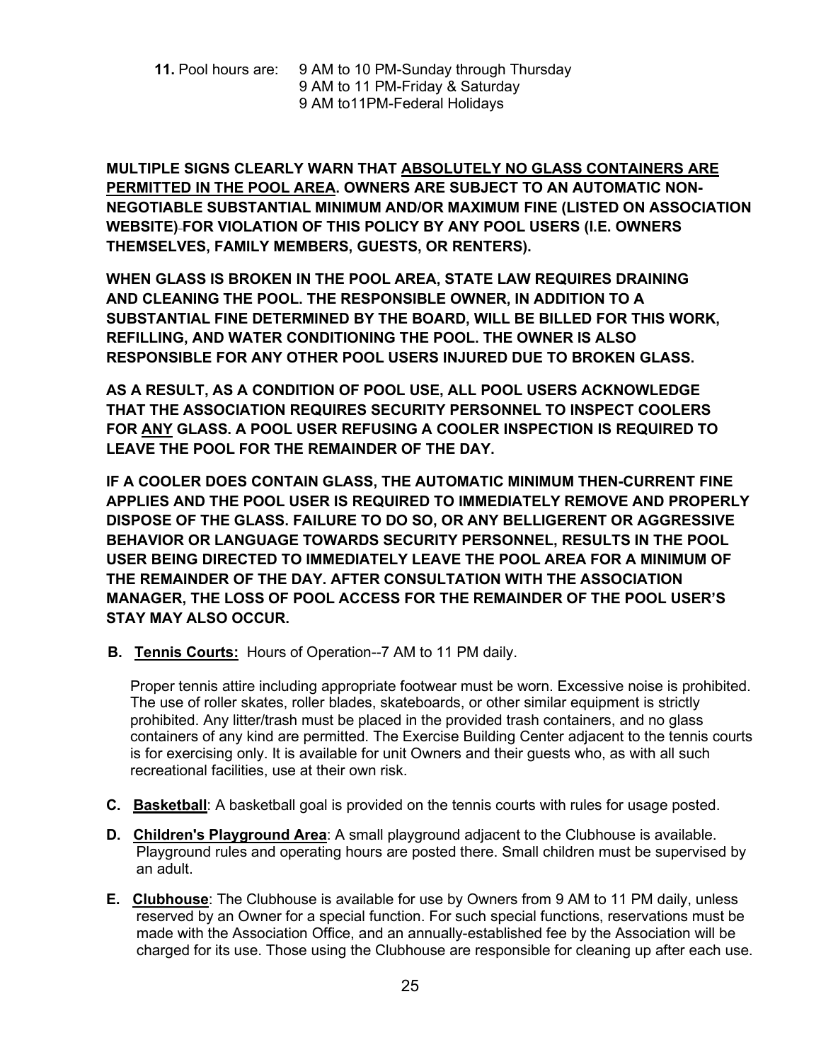**11.** Pool hours are: 9 AM to 10 PM-Sunday through Thursday
9 AM to 11 PM-Friday & Saturday
9 AM to11PM-Federal Holidays

**MULTIPLE SIGNS CLEARLY WARN THAT <u>ABSOLUTELY NO GLASS CONTAINERS ARE PERMITTED IN THE POOL AREA</u>. OWNERS ARE SUBJECT TO AN AUTOMATIC NON-NEGOTIABLE SUBSTANTIAL MINIMUM AND/OR MAXIMUM FINE (LISTED ON ASSOCIATION WEBSITE) FOR VIOLATION OF THIS POLICY BY ANY POOL USERS (I.E. OWNERS THEMSELVES, FAMILY MEMBERS, GUESTS, OR RENTERS).**

**WHEN GLASS IS BROKEN IN THE POOL AREA, STATE LAW REQUIRES DRAINING AND CLEANING THE POOL. THE RESPONSIBLE OWNER, IN ADDITION TO A SUBSTANTIAL FINE DETERMINED BY THE BOARD, WILL BE BILLED FOR THIS WORK, REFILLING, AND WATER CONDITIONING THE POOL. THE OWNER IS ALSO RESPONSIBLE FOR ANY OTHER POOL USERS INJURED DUE TO BROKEN GLASS.**

**AS A RESULT, AS A CONDITION OF POOL USE, ALL POOL USERS ACKNOWLEDGE THAT THE ASSOCIATION REQUIRES SECURITY PERSONNEL TO INSPECT COOLERS FOR <u>ANY</u> GLASS. A POOL USER REFUSING A COOLER INSPECTION IS REQUIRED TO LEAVE THE POOL FOR THE REMAINDER OF THE DAY.**

**IF A COOLER DOES CONTAIN GLASS, THE AUTOMATIC MINIMUM THEN-CURRENT FINE APPLIES AND THE POOL USER IS REQUIRED TO IMMEDIATELY REMOVE AND PROPERLY DISPOSE OF THE GLASS. FAILURE TO DO SO, OR ANY BELLIGERENT OR AGGRESSIVE BEHAVIOR OR LANGUAGE TOWARDS SECURITY PERSONNEL, RESULTS IN THE POOL USER BEING DIRECTED TO IMMEDIATELY LEAVE THE POOL AREA FOR A MINIMUM OF THE REMAINDER OF THE DAY. AFTER CONSULTATION WITH THE ASSOCIATION MANAGER, THE LOSS OF POOL ACCESS FOR THE REMAINDER OF THE POOL USER'S STAY MAY ALSO OCCUR.**

**B. <u>Tennis Courts:</u>** Hours of Operation--7 AM to 11 PM daily.

Proper tennis attire including appropriate footwear must be worn. Excessive noise is prohibited. The use of roller skates, roller blades, skateboards, or other similar equipment is strictly prohibited. Any litter/trash must be placed in the provided trash containers, and no glass containers of any kind are permitted. The Exercise Building Center adjacent to the tennis courts is for exercising only. It is available for unit Owners and their guests who, as with all such recreational facilities, use at their own risk.

**C. <u>Basketball</u>**: A basketball goal is provided on the tennis courts with rules for usage posted.

**D. <u>Children's Playground Area</u>**: A small playground adjacent to the Clubhouse is available. Playground rules and operating hours are posted there. Small children must be supervised by an adult.

**E. <u>Clubhouse</u>**: The Clubhouse is available for use by Owners from 9 AM to 11 PM daily, unless reserved by an Owner for a special function. For such special functions, reservations must be made with the Association Office, and an annually-established fee by the Association will be charged for its use. Those using the Clubhouse are responsible for cleaning up after each use.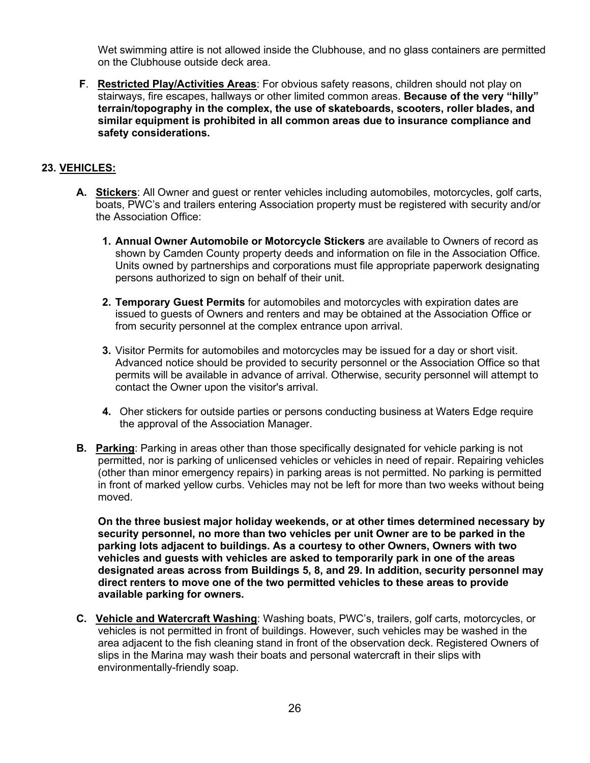Wet swimming attire is not allowed inside the Clubhouse, and no glass containers are permitted on the Clubhouse outside deck area.

**F**. **Restricted Play/Activities Areas**: For obvious safety reasons, children should not play on stairways, fire escapes, hallways or other limited common areas. **Because of the very "hilly" terrain/topography in the complex, the use of skateboards, scooters, roller blades, and similar equipment is prohibited in all common areas due to insurance compliance and safety considerations.**

## 23. VEHICLES:

**A. Stickers**: All Owner and guest or renter vehicles including automobiles, motorcycles, golf carts, boats, PWC's and trailers entering Association property must be registered with security and/or the Association Office:

1. **Annual Owner Automobile or Motorcycle Stickers** are available to Owners of record as shown by Camden County property deeds and information on file in the Association Office. Units owned by partnerships and corporations must file appropriate paperwork designating persons authorized to sign on behalf of their unit.

2. **Temporary Guest Permits** for automobiles and motorcycles with expiration dates are issued to guests of Owners and renters and may be obtained at the Association Office or from security personnel at the complex entrance upon arrival.

3. Visitor Permits for automobiles and motorcycles may be issued for a day or short visit. Advanced notice should be provided to security personnel or the Association Office so that permits will be available in advance of arrival. Otherwise, security personnel will attempt to contact the Owner upon the visitor's arrival.

4. Oher stickers for outside parties or persons conducting business at Waters Edge require the approval of the Association Manager.

**B. Parking**: Parking in areas other than those specifically designated for vehicle parking is not permitted, nor is parking of unlicensed vehicles or vehicles in need of repair. Repairing vehicles (other than minor emergency repairs) in parking areas is not permitted. No parking is permitted in front of marked yellow curbs. Vehicles may not be left for more than two weeks without being moved.

**On the three busiest major holiday weekends, or at other times determined necessary by security personnel, no more than two vehicles per unit Owner are to be parked in the parking lots adjacent to buildings. As a courtesy to other Owners, Owners with two vehicles and guests with vehicles are asked to temporarily park in one of the areas designated areas across from Buildings 5, 8, and 29. In addition, security personnel may direct renters to move one of the two permitted vehicles to these areas to provide available parking for owners.**

**C. Vehicle and Watercraft Washing**: Washing boats, PWC's, trailers, golf carts, motorcycles, or vehicles is not permitted in front of buildings. However, such vehicles may be washed in the area adjacent to the fish cleaning stand in front of the observation deck. Registered Owners of slips in the Marina may wash their boats and personal watercraft in their slips with environmentally-friendly soap.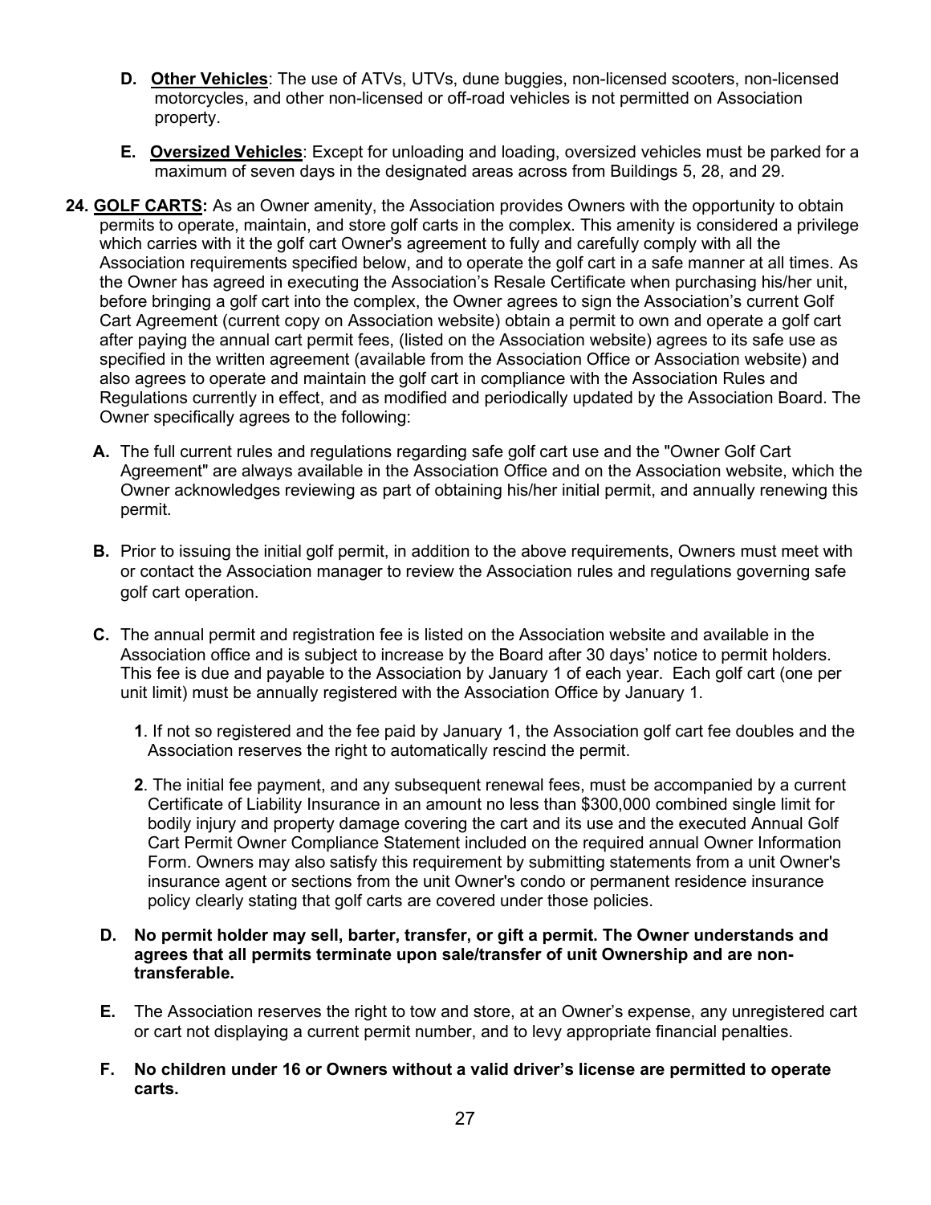**D. <u>Other Vehicles</u>**: The use of ATVs, UTVs, dune buggies, non-licensed scooters, non-licensed motorcycles, and other non-licensed or off-road vehicles is not permitted on Association property.

**E. <u>Oversized Vehicles</u>**: Except for unloading and loading, oversized vehicles must be parked for a maximum of seven days in the designated areas across from Buildings 5, 28, and 29.

**24. <u>GOLF CARTS</u>:** As an Owner amenity, the Association provides Owners with the opportunity to obtain permits to operate, maintain, and store golf carts in the complex. This amenity is considered a privilege which carries with it the golf cart Owner's agreement to fully and carefully comply with all the Association requirements specified below, and to operate the golf cart in a safe manner at all times. As the Owner has agreed in executing the Association's Resale Certificate when purchasing his/her unit, before bringing a golf cart into the complex, the Owner agrees to sign the Association's current Golf Cart Agreement (current copy on Association website) obtain a permit to own and operate a golf cart after paying the annual cart permit fees, (listed on the Association website) agrees to its safe use as specified in the written agreement (available from the Association Office or Association website) and also agrees to operate and maintain the golf cart in compliance with the Association Rules and Regulations currently in effect, and as modified and periodically updated by the Association Board. The Owner specifically agrees to the following:

**A.** The full current rules and regulations regarding safe golf cart use and the "Owner Golf Cart Agreement" are always available in the Association Office and on the Association website, which the Owner acknowledges reviewing as part of obtaining his/her initial permit, and annually renewing this permit.

**B.** Prior to issuing the initial golf permit, in addition to the above requirements, Owners must meet with or contact the Association manager to review the Association rules and regulations governing safe golf cart operation.

**C.** The annual permit and registration fee is listed on the Association website and available in the Association office and is subject to increase by the Board after 30 days' notice to permit holders. This fee is due and payable to the Association by January 1 of each year. Each golf cart (one per unit limit) must be annually registered with the Association Office by January 1.

**1**. If not so registered and the fee paid by January 1, the Association golf cart fee doubles and the Association reserves the right to automatically rescind the permit.

**2**. The initial fee payment, and any subsequent renewal fees, must be accompanied by a current Certificate of Liability Insurance in an amount no less than $300,000 combined single limit for bodily injury and property damage covering the cart and its use and the executed Annual Golf Cart Permit Owner Compliance Statement included on the required annual Owner Information Form. Owners may also satisfy this requirement by submitting statements from a unit Owner's insurance agent or sections from the unit Owner's condo or permanent residence insurance policy clearly stating that golf carts are covered under those policies.

**D. No permit holder may sell, barter, transfer, or gift a permit. The Owner understands and agrees that all permits terminate upon sale/transfer of unit Ownership and are non-transferable.**

**E.** The Association reserves the right to tow and store, at an Owner's expense, any unregistered cart or cart not displaying a current permit number, and to levy appropriate financial penalties.

**F. No children under 16 or Owners without a valid driver's license are permitted to operate carts.**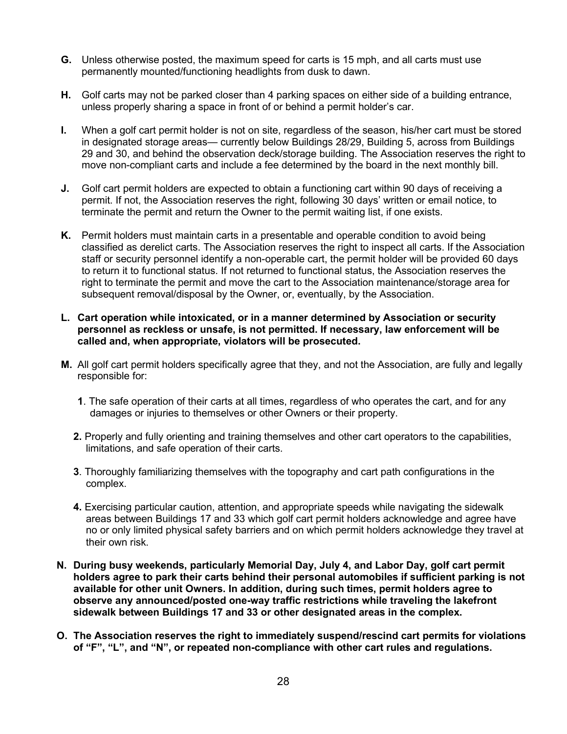**G.** Unless otherwise posted, the maximum speed for carts is 15 mph, and all carts must use permanently mounted/functioning headlights from dusk to dawn.

**H.** Golf carts may not be parked closer than 4 parking spaces on either side of a building entrance, unless properly sharing a space in front of or behind a permit holder's car.

**I.** When a golf cart permit holder is not on site, regardless of the season, his/her cart must be stored in designated storage areas— currently below Buildings 28/29, Building 5, across from Buildings 29 and 30, and behind the observation deck/storage building. The Association reserves the right to move non-compliant carts and include a fee determined by the board in the next monthly bill.

**J.** Golf cart permit holders are expected to obtain a functioning cart within 90 days of receiving a permit. If not, the Association reserves the right, following 30 days' written or email notice, to terminate the permit and return the Owner to the permit waiting list, if one exists.

**K.** Permit holders must maintain carts in a presentable and operable condition to avoid being classified as derelict carts. The Association reserves the right to inspect all carts. If the Association staff or security personnel identify a non-operable cart, the permit holder will be provided 60 days to return it to functional status. If not returned to functional status, the Association reserves the right to terminate the permit and move the cart to the Association maintenance/storage area for subsequent removal/disposal by the Owner, or, eventually, by the Association.

**L. Cart operation while intoxicated, or in a manner determined by Association or security personnel as reckless or unsafe, is not permitted. If necessary, law enforcement will be called and, when appropriate, violators will be prosecuted.**

**M.** All golf cart permit holders specifically agree that they, and not the Association, are fully and legally responsible for:

**1**. The safe operation of their carts at all times, regardless of who operates the cart, and for any damages or injuries to themselves or other Owners or their property.

**2.** Properly and fully orienting and training themselves and other cart operators to the capabilities, limitations, and safe operation of their carts.

**3**. Thoroughly familiarizing themselves with the topography and cart path configurations in the complex.

**4.** Exercising particular caution, attention, and appropriate speeds while navigating the sidewalk areas between Buildings 17 and 33 which golf cart permit holders acknowledge and agree have no or only limited physical safety barriers and on which permit holders acknowledge they travel at their own risk.

**N. During busy weekends, particularly Memorial Day, July 4, and Labor Day, golf cart permit holders agree to park their carts behind their personal automobiles if sufficient parking is not available for other unit Owners. In addition, during such times, permit holders agree to observe any announced/posted one-way traffic restrictions while traveling the lakefront sidewalk between Buildings 17 and 33 or other designated areas in the complex.**

**O. The Association reserves the right to immediately suspend/rescind cart permits for violations of "F", "L", and "N", or repeated non-compliance with other cart rules and regulations.**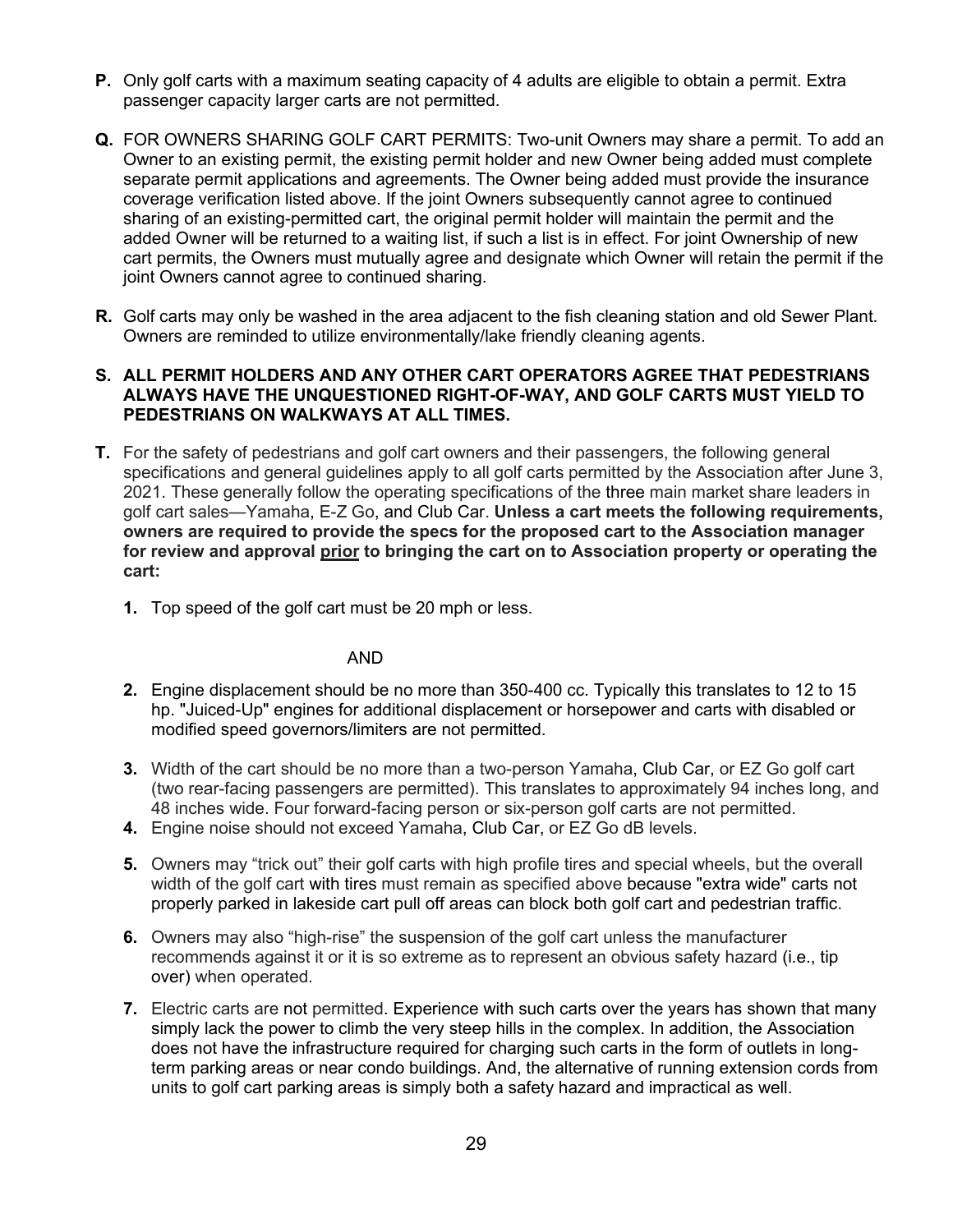**P.** Only golf carts with a maximum seating capacity of 4 adults are eligible to obtain a permit. Extra passenger capacity larger carts are not permitted.

**Q.** FOR OWNERS SHARING GOLF CART PERMITS: Two-unit Owners may share a permit. To add an Owner to an existing permit, the existing permit holder and new Owner being added must complete separate permit applications and agreements. The Owner being added must provide the insurance coverage verification listed above. If the joint Owners subsequently cannot agree to continued sharing of an existing-permitted cart, the original permit holder will maintain the permit and the added Owner will be returned to a waiting list, if such a list is in effect. For joint Ownership of new cart permits, the Owners must mutually agree and designate which Owner will retain the permit if the joint Owners cannot agree to continued sharing.

**R.** Golf carts may only be washed in the area adjacent to the fish cleaning station and old Sewer Plant. Owners are reminded to utilize environmentally/lake friendly cleaning agents.

**S. ALL PERMIT HOLDERS AND ANY OTHER CART OPERATORS AGREE THAT PEDESTRIANS ALWAYS HAVE THE UNQUESTIONED RIGHT-OF-WAY, AND GOLF CARTS MUST YIELD TO PEDESTRIANS ON WALKWAYS AT ALL TIMES.**

**T.** For the safety of pedestrians and golf cart owners and their passengers, the following general specifications and general guidelines apply to all golf carts permitted by the Association after June 3, 2021. These generally follow the operating specifications of the three main market share leaders in golf cart sales—Yamaha, E-Z Go, and Club Car. **Unless a cart meets the following requirements, owners are required to provide the specs for the proposed cart to the Association manager for review and approval <u>prior</u> to bringing the cart on to Association property or operating the cart:**

1. Top speed of the golf cart must be 20 mph or less.

   AND

2. Engine displacement should be no more than 350-400 cc. Typically this translates to 12 to 15 hp. "Juiced-Up" engines for additional displacement or horsepower and carts with disabled or modified speed governors/limiters are not permitted.
3. Width of the cart should be no more than a two-person Yamaha, Club Car, or EZ Go golf cart (two rear-facing passengers are permitted). This translates to approximately 94 inches long, and 48 inches wide. Four forward-facing person or six-person golf carts are not permitted.
4. Engine noise should not exceed Yamaha, Club Car, or EZ Go dB levels.
5. Owners may "trick out" their golf carts with high profile tires and special wheels, but the overall width of the golf cart with tires must remain as specified above because "extra wide" carts not properly parked in lakeside cart pull off areas can block both golf cart and pedestrian traffic.
6. Owners may also "high-rise" the suspension of the golf cart unless the manufacturer recommends against it or it is so extreme as to represent an obvious safety hazard (i.e., tip over) when operated.
7. Electric carts are not permitted. Experience with such carts over the years has shown that many simply lack the power to climb the very steep hills in the complex. In addition, the Association does not have the infrastructure required for charging such carts in the form of outlets in long-term parking areas or near condo buildings. And, the alternative of running extension cords from units to golf cart parking areas is simply both a safety hazard and impractical as well.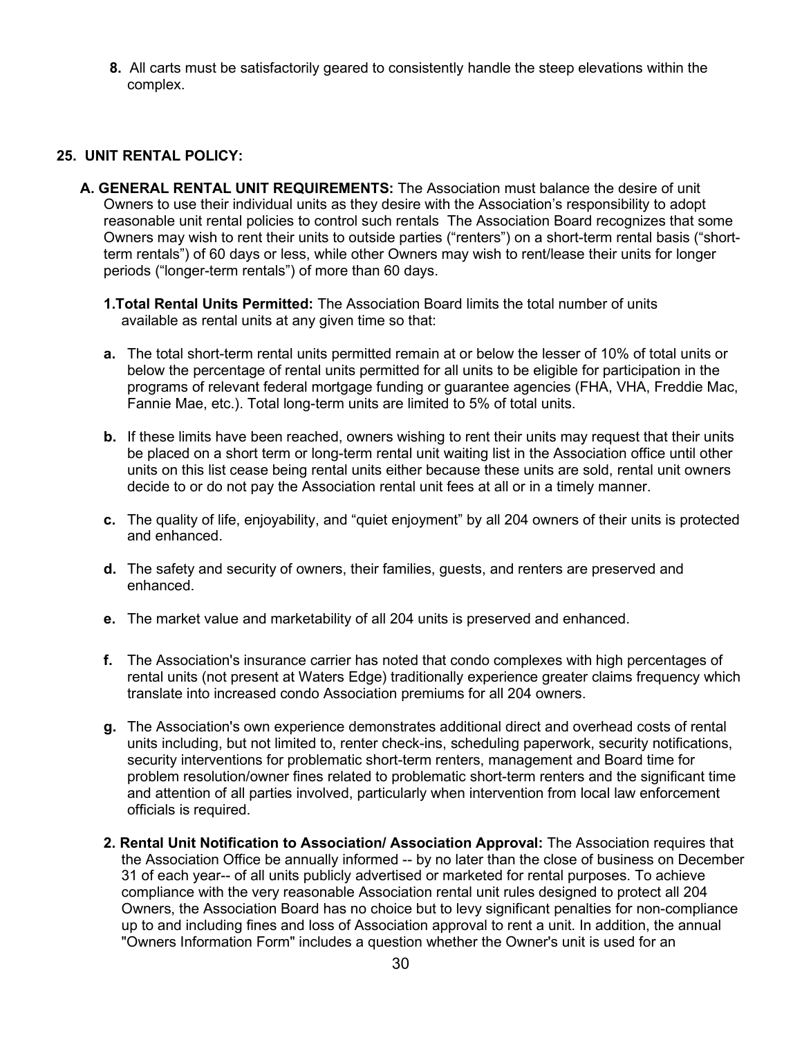**8.** All carts must be satisfactorily geared to consistently handle the steep elevations within the complex.

## 25. UNIT RENTAL POLICY:

**A. GENERAL RENTAL UNIT REQUIREMENTS:** The Association must balance the desire of unit Owners to use their individual units as they desire with the Association's responsibility to adopt reasonable unit rental policies to control such rentals The Association Board recognizes that some Owners may wish to rent their units to outside parties ("renters") on a short-term rental basis ("short-term rentals") of 60 days or less, while other Owners may wish to rent/lease their units for longer periods ("longer-term rentals") of more than 60 days.

**1.Total Rental Units Permitted:** The Association Board limits the total number of units available as rental units at any given time so that:

**a.** The total short-term rental units permitted remain at or below the lesser of 10% of total units or below the percentage of rental units permitted for all units to be eligible for participation in the programs of relevant federal mortgage funding or guarantee agencies (FHA, VHA, Freddie Mac, Fannie Mae, etc.). Total long-term units are limited to 5% of total units.

**b.** If these limits have been reached, owners wishing to rent their units may request that their units be placed on a short term or long-term rental unit waiting list in the Association office until other units on this list cease being rental units either because these units are sold, rental unit owners decide to or do not pay the Association rental unit fees at all or in a timely manner.

**c.** The quality of life, enjoyability, and "quiet enjoyment" by all 204 owners of their units is protected and enhanced.

**d.** The safety and security of owners, their families, guests, and renters are preserved and enhanced.

**e.** The market value and marketability of all 204 units is preserved and enhanced.

**f.** The Association's insurance carrier has noted that condo complexes with high percentages of rental units (not present at Waters Edge) traditionally experience greater claims frequency which translate into increased condo Association premiums for all 204 owners.

**g.** The Association's own experience demonstrates additional direct and overhead costs of rental units including, but not limited to, renter check-ins, scheduling paperwork, security notifications, security interventions for problematic short-term renters, management and Board time for problem resolution/owner fines related to problematic short-term renters and the significant time and attention of all parties involved, particularly when intervention from local law enforcement officials is required.

**2. Rental Unit Notification to Association/ Association Approval:** The Association requires that the Association Office be annually informed -- by no later than the close of business on December 31 of each year-- of all units publicly advertised or marketed for rental purposes. To achieve compliance with the very reasonable Association rental unit rules designed to protect all 204 Owners, the Association Board has no choice but to levy significant penalties for non-compliance up to and including fines and loss of Association approval to rent a unit. In addition, the annual "Owners Information Form" includes a question whether the Owner's unit is used for an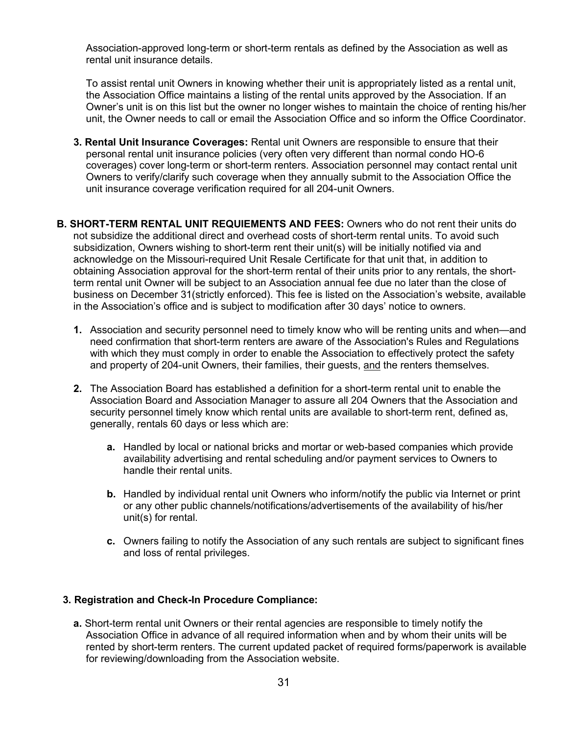Association-approved long-term or short-term rentals as defined by the Association as well as rental unit insurance details.

To assist rental unit Owners in knowing whether their unit is appropriately listed as a rental unit, the Association Office maintains a listing of the rental units approved by the Association. If an Owner's unit is on this list but the owner no longer wishes to maintain the choice of renting his/her unit, the Owner needs to call or email the Association Office and so inform the Office Coordinator.

3. **Rental Unit Insurance Coverages:** Rental unit Owners are responsible to ensure that their personal rental unit insurance policies (very often very different than normal condo HO-6 coverages) cover long-term or short-term renters. Association personnel may contact rental unit Owners to verify/clarify such coverage when they annually submit to the Association Office the unit insurance coverage verification required for all 204-unit Owners.

**B. SHORT-TERM RENTAL UNIT REQUIEMENTS AND FEES:** Owners who do not rent their units do not subsidize the additional direct and overhead costs of short-term rental units. To avoid such subsidization, Owners wishing to short-term rent their unit(s) will be initially notified via and acknowledge on the Missouri-required Unit Resale Certificate for that unit that, in addition to obtaining Association approval for the short-term rental of their units prior to any rentals, the short-term rental unit Owner will be subject to an Association annual fee due no later than the close of business on December 31(strictly enforced). This fee is listed on the Association's website, available in the Association's office and is subject to modification after 30 days' notice to owners.

1. Association and security personnel need to timely know who will be renting units and when—and need confirmation that short-term renters are aware of the Association's Rules and Regulations with which they must comply in order to enable the Association to effectively protect the safety and property of 204-unit Owners, their families, their guests, <u>and</u> the renters themselves.

2. The Association Board has established a definition for a short-term rental unit to enable the Association Board and Association Manager to assure all 204 Owners that the Association and security personnel timely know which rental units are available to short-term rent, defined as, generally, rentals 60 days or less which are:

   **a.** Handled by local or national bricks and mortar or web-based companies which provide availability advertising and rental scheduling and/or payment services to Owners to handle their rental units.

   **b.** Handled by individual rental unit Owners who inform/notify the public via Internet or print or any other public channels/notifications/advertisements of the availability of his/her unit(s) for rental.

   **c.** Owners failing to notify the Association of any such rentals are subject to significant fines and loss of rental privileges.

**3. Registration and Check-In Procedure Compliance:**

**a.** Short-term rental unit Owners or their rental agencies are responsible to timely notify the Association Office in advance of all required information when and by whom their units will be rented by short-term renters. The current updated packet of required forms/paperwork is available for reviewing/downloading from the Association website.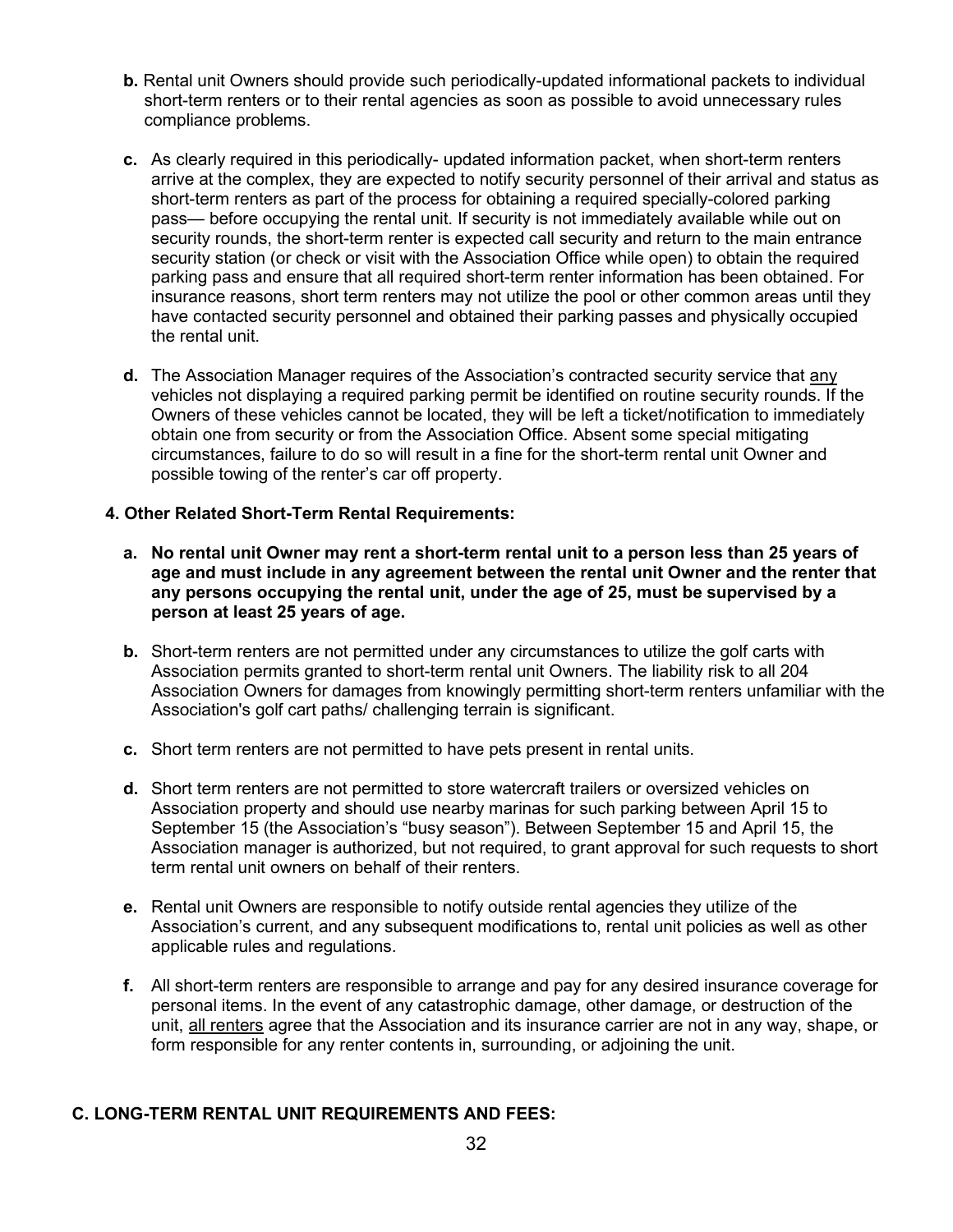**b.** Rental unit Owners should provide such periodically-updated informational packets to individual short-term renters or to their rental agencies as soon as possible to avoid unnecessary rules compliance problems.

**c.** As clearly required in this periodically- updated information packet, when short-term renters arrive at the complex, they are expected to notify security personnel of their arrival and status as short-term renters as part of the process for obtaining a required specially-colored parking pass— before occupying the rental unit. If security is not immediately available while out on security rounds, the short-term renter is expected call security and return to the main entrance security station (or check or visit with the Association Office while open) to obtain the required parking pass and ensure that all required short-term renter information has been obtained. For insurance reasons, short term renters may not utilize the pool or other common areas until they have contacted security personnel and obtained their parking passes and physically occupied the rental unit.

**d.** The Association Manager requires of the Association's contracted security service that any vehicles not displaying a required parking permit be identified on routine security rounds. If the Owners of these vehicles cannot be located, they will be left a ticket/notification to immediately obtain one from security or from the Association Office. Absent some special mitigating circumstances, failure to do so will result in a fine for the short-term rental unit Owner and possible towing of the renter's car off property.

**4. Other Related Short-Term Rental Requirements:**

**a. No rental unit Owner may rent a short-term rental unit to a person less than 25 years of age and must include in any agreement between the rental unit Owner and the renter that any persons occupying the rental unit, under the age of 25, must be supervised by a person at least 25 years of age.**

**b.** Short-term renters are not permitted under any circumstances to utilize the golf carts with Association permits granted to short-term rental unit Owners. The liability risk to all 204 Association Owners for damages from knowingly permitting short-term renters unfamiliar with the Association's golf cart paths/ challenging terrain is significant.

**c.** Short term renters are not permitted to have pets present in rental units.

**d.** Short term renters are not permitted to store watercraft trailers or oversized vehicles on Association property and should use nearby marinas for such parking between April 15 to September 15 (the Association's "busy season"). Between September 15 and April 15, the Association manager is authorized, but not required, to grant approval for such requests to short term rental unit owners on behalf of their renters.

**e.** Rental unit Owners are responsible to notify outside rental agencies they utilize of the Association's current, and any subsequent modifications to, rental unit policies as well as other applicable rules and regulations.

**f.** All short-term renters are responsible to arrange and pay for any desired insurance coverage for personal items. In the event of any catastrophic damage, other damage, or destruction of the unit, all renters agree that the Association and its insurance carrier are not in any way, shape, or form responsible for any renter contents in, surrounding, or adjoining the unit.

**C. LONG-TERM RENTAL UNIT REQUIREMENTS AND FEES:**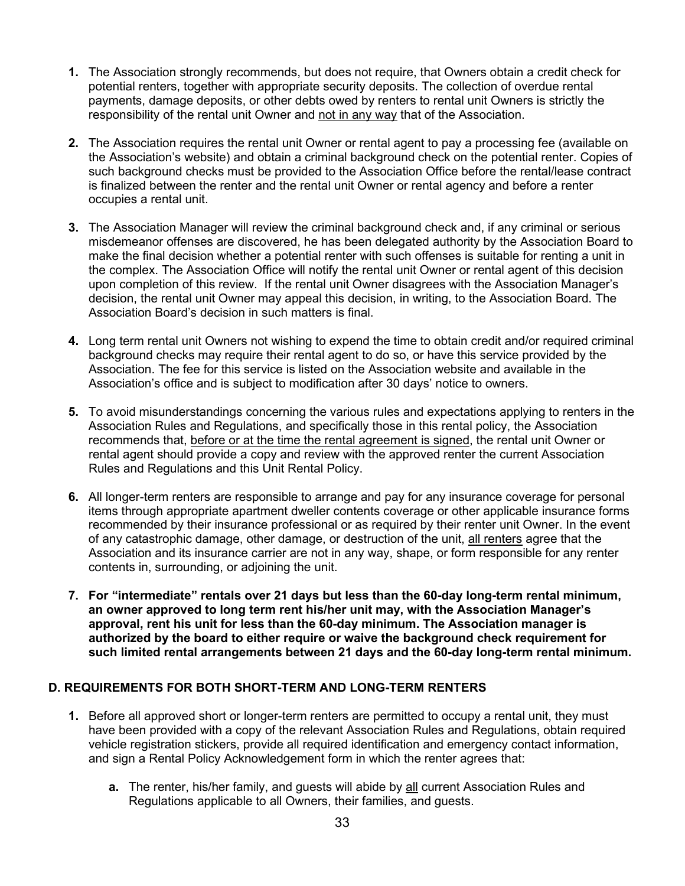1. The Association strongly recommends, but does not require, that Owners obtain a credit check for potential renters, together with appropriate security deposits. The collection of overdue rental payments, damage deposits, or other debts owed by renters to rental unit Owners is strictly the responsibility of the rental unit Owner and <u>not in any way</u> that of the Association.

2. The Association requires the rental unit Owner or rental agent to pay a processing fee (available on the Association's website) and obtain a criminal background check on the potential renter. Copies of such background checks must be provided to the Association Office before the rental/lease contract is finalized between the renter and the rental unit Owner or rental agency and before a renter occupies a rental unit.

3. The Association Manager will review the criminal background check and, if any criminal or serious misdemeanor offenses are discovered, he has been delegated authority by the Association Board to make the final decision whether a potential renter with such offenses is suitable for renting a unit in the complex. The Association Office will notify the rental unit Owner or rental agent of this decision upon completion of this review. If the rental unit Owner disagrees with the Association Manager's decision, the rental unit Owner may appeal this decision, in writing, to the Association Board. The Association Board's decision in such matters is final.

4. Long term rental unit Owners not wishing to expend the time to obtain credit and/or required criminal background checks may require their rental agent to do so, or have this service provided by the Association. The fee for this service is listed on the Association website and available in the Association's office and is subject to modification after 30 days' notice to owners.

5. To avoid misunderstandings concerning the various rules and expectations applying to renters in the Association Rules and Regulations, and specifically those in this rental policy, the Association recommends that, <u>before or at the time the rental agreement is signed</u>, the rental unit Owner or rental agent should provide a copy and review with the approved renter the current Association Rules and Regulations and this Unit Rental Policy.

6. All longer-term renters are responsible to arrange and pay for any insurance coverage for personal items through appropriate apartment dweller contents coverage or other applicable insurance forms recommended by their insurance professional or as required by their renter unit Owner. In the event of any catastrophic damage, other damage, or destruction of the unit, <u>all renters</u> agree that the Association and its insurance carrier are not in any way, shape, or form responsible for any renter contents in, surrounding, or adjoining the unit.

7. **For "intermediate" rentals over 21 days but less than the 60-day long-term rental minimum, an owner approved to long term rent his/her unit may, with the Association Manager's approval, rent his unit for less than the 60-day minimum. The Association manager is authorized by the board to either require or waive the background check requirement for such limited rental arrangements between 21 days and the 60-day long-term rental minimum.**

## D. REQUIREMENTS FOR BOTH SHORT-TERM AND LONG-TERM RENTERS

1. Before all approved short or longer-term renters are permitted to occupy a rental unit, they must have been provided with a copy of the relevant Association Rules and Regulations, obtain required vehicle registration stickers, provide all required identification and emergency contact information, and sign a Rental Policy Acknowledgement form in which the renter agrees that:

   a. The renter, his/her family, and guests will abide by <u>all</u> current Association Rules and Regulations applicable to all Owners, their families, and guests.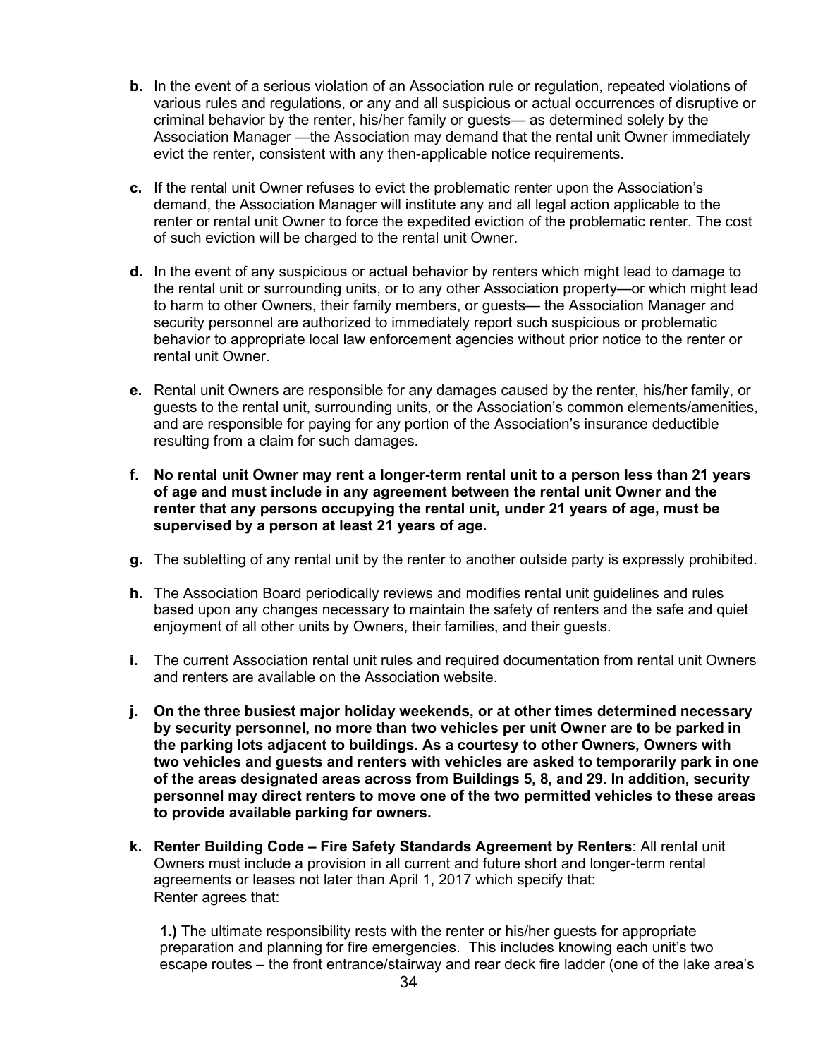**b.** In the event of a serious violation of an Association rule or regulation, repeated violations of various rules and regulations, or any and all suspicious or actual occurrences of disruptive or criminal behavior by the renter, his/her family or guests— as determined solely by the Association Manager —the Association may demand that the rental unit Owner immediately evict the renter, consistent with any then-applicable notice requirements.

**c.** If the rental unit Owner refuses to evict the problematic renter upon the Association's demand, the Association Manager will institute any and all legal action applicable to the renter or rental unit Owner to force the expedited eviction of the problematic renter. The cost of such eviction will be charged to the rental unit Owner.

**d.** In the event of any suspicious or actual behavior by renters which might lead to damage to the rental unit or surrounding units, or to any other Association property—or which might lead to harm to other Owners, their family members, or guests— the Association Manager and security personnel are authorized to immediately report such suspicious or problematic behavior to appropriate local law enforcement agencies without prior notice to the renter or rental unit Owner.

**e.** Rental unit Owners are responsible for any damages caused by the renter, his/her family, or guests to the rental unit, surrounding units, or the Association's common elements/amenities, and are responsible for paying for any portion of the Association's insurance deductible resulting from a claim for such damages.

**f. No rental unit Owner may rent a longer-term rental unit to a person less than 21 years of age and must include in any agreement between the rental unit Owner and the renter that any persons occupying the rental unit, under 21 years of age, must be supervised by a person at least 21 years of age.**

**g.** The subletting of any rental unit by the renter to another outside party is expressly prohibited.

**h.** The Association Board periodically reviews and modifies rental unit guidelines and rules based upon any changes necessary to maintain the safety of renters and the safe and quiet enjoyment of all other units by Owners, their families, and their guests.

**i.** The current Association rental unit rules and required documentation from rental unit Owners and renters are available on the Association website.

**j. On the three busiest major holiday weekends, or at other times determined necessary by security personnel, no more than two vehicles per unit Owner are to be parked in the parking lots adjacent to buildings. As a courtesy to other Owners, Owners with two vehicles and guests and renters with vehicles are asked to temporarily park in one of the areas designated areas across from Buildings 5, 8, and 29. In addition, security personnel may direct renters to move one of the two permitted vehicles to these areas to provide available parking for owners.**

**k. Renter Building Code – Fire Safety Standards Agreement by Renters**: All rental unit Owners must include a provision in all current and future short and longer-term rental agreements or leases not later than April 1, 2017 which specify that:
Renter agrees that:

**1.)** The ultimate responsibility rests with the renter or his/her guests for appropriate preparation and planning for fire emergencies. This includes knowing each unit's two escape routes – the front entrance/stairway and rear deck fire ladder (one of the lake area's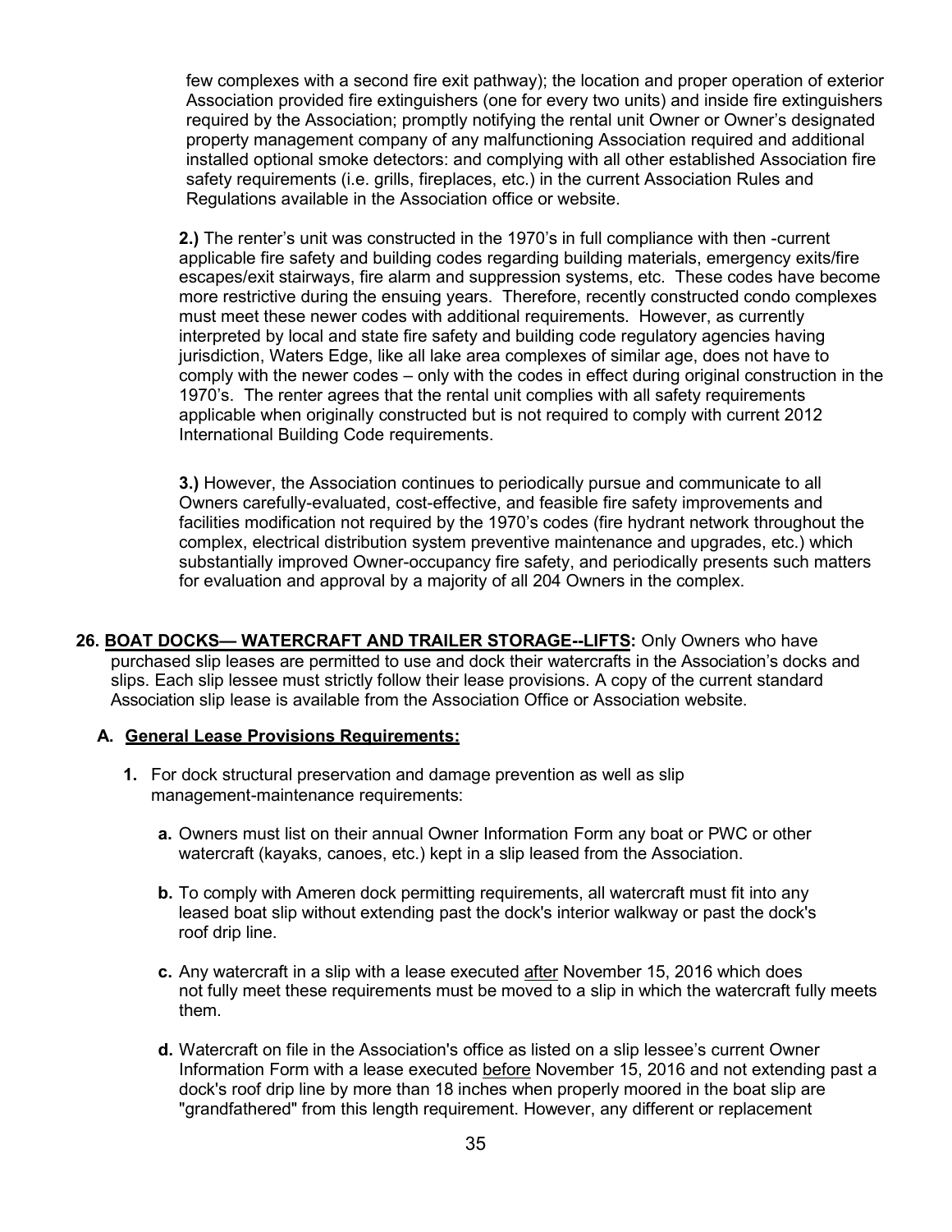few complexes with a second fire exit pathway); the location and proper operation of exterior Association provided fire extinguishers (one for every two units) and inside fire extinguishers required by the Association; promptly notifying the rental unit Owner or Owner's designated property management company of any malfunctioning Association required and additional installed optional smoke detectors: and complying with all other established Association fire safety requirements (i.e. grills, fireplaces, etc.) in the current Association Rules and Regulations available in the Association office or website.

**2.)** The renter's unit was constructed in the 1970's in full compliance with then -current applicable fire safety and building codes regarding building materials, emergency exits/fire escapes/exit stairways, fire alarm and suppression systems, etc. These codes have become more restrictive during the ensuing years. Therefore, recently constructed condo complexes must meet these newer codes with additional requirements. However, as currently interpreted by local and state fire safety and building code regulatory agencies having jurisdiction, Waters Edge, like all lake area complexes of similar age, does not have to comply with the newer codes – only with the codes in effect during original construction in the 1970's. The renter agrees that the rental unit complies with all safety requirements applicable when originally constructed but is not required to comply with current 2012 International Building Code requirements.

**3.)** However, the Association continues to periodically pursue and communicate to all Owners carefully-evaluated, cost-effective, and feasible fire safety improvements and facilities modification not required by the 1970's codes (fire hydrant network throughout the complex, electrical distribution system preventive maintenance and upgrades, etc.) which substantially improved Owner-occupancy fire safety, and periodically presents such matters for evaluation and approval by a majority of all 204 Owners in the complex.

**26. BOAT DOCKS— WATERCRAFT AND TRAILER STORAGE--LIFTS:** Only Owners who have purchased slip leases are permitted to use and dock their watercrafts in the Association's docks and slips. Each slip lessee must strictly follow their lease provisions. A copy of the current standard Association slip lease is available from the Association Office or Association website.

**A. General Lease Provisions Requirements:**

**1.** For dock structural preservation and damage prevention as well as slip management-maintenance requirements:

**a.** Owners must list on their annual Owner Information Form any boat or PWC or other watercraft (kayaks, canoes, etc.) kept in a slip leased from the Association.

**b.** To comply with Ameren dock permitting requirements, all watercraft must fit into any leased boat slip without extending past the dock's interior walkway or past the dock's roof drip line.

**c.** Any watercraft in a slip with a lease executed after November 15, 2016 which does not fully meet these requirements must be moved to a slip in which the watercraft fully meets them.

**d.** Watercraft on file in the Association's office as listed on a slip lessee's current Owner Information Form with a lease executed before November 15, 2016 and not extending past a dock's roof drip line by more than 18 inches when properly moored in the boat slip are "grandfathered" from this length requirement. However, any different or replacement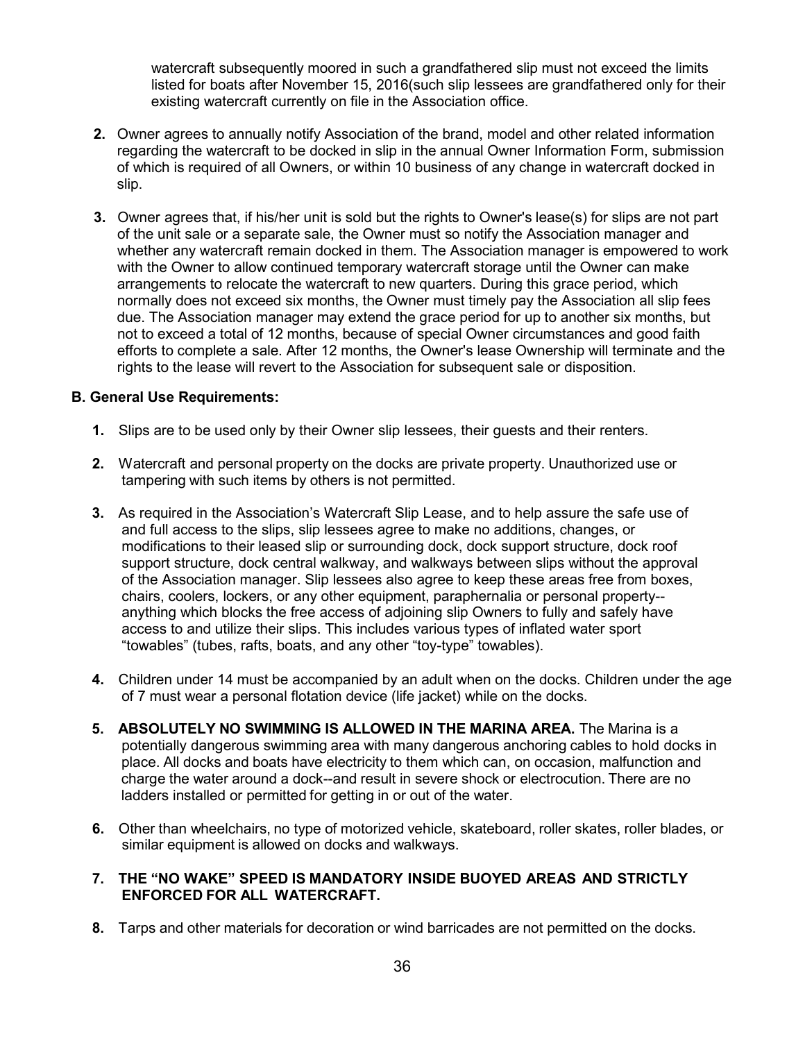watercraft subsequently moored in such a grandfathered slip must not exceed the limits listed for boats after November 15, 2016(such slip lessees are grandfathered only for their existing watercraft currently on file in the Association office.

2. Owner agrees to annually notify Association of the brand, model and other related information regarding the watercraft to be docked in slip in the annual Owner Information Form, submission of which is required of all Owners, or within 10 business of any change in watercraft docked in slip.

3. Owner agrees that, if his/her unit is sold but the rights to Owner's lease(s) for slips are not part of the unit sale or a separate sale, the Owner must so notify the Association manager and whether any watercraft remain docked in them. The Association manager is empowered to work with the Owner to allow continued temporary watercraft storage until the Owner can make arrangements to relocate the watercraft to new quarters. During this grace period, which normally does not exceed six months, the Owner must timely pay the Association all slip fees due. The Association manager may extend the grace period for up to another six months, but not to exceed a total of 12 months, because of special Owner circumstances and good faith efforts to complete a sale. After 12 months, the Owner's lease Ownership will terminate and the rights to the lease will revert to the Association for subsequent sale or disposition.

### B. General Use Requirements:

1. Slips are to be used only by their Owner slip lessees, their guests and their renters.

2. Watercraft and personal property on the docks are private property. Unauthorized use or tampering with such items by others is not permitted.

3. As required in the Association's Watercraft Slip Lease, and to help assure the safe use of and full access to the slips, slip lessees agree to make no additions, changes, or modifications to their leased slip or surrounding dock, dock support structure, dock roof support structure, dock central walkway, and walkways between slips without the approval of the Association manager. Slip lessees also agree to keep these areas free from boxes, chairs, coolers, lockers, or any other equipment, paraphernalia or personal property--anything which blocks the free access of adjoining slip Owners to fully and safely have access to and utilize their slips. This includes various types of inflated water sport "towables" (tubes, rafts, boats, and any other "toy-type" towables).

4. Children under 14 must be accompanied by an adult when on the docks. Children under the age of 7 must wear a personal flotation device (life jacket) while on the docks.

5. **ABSOLUTELY NO SWIMMING IS ALLOWED IN THE MARINA AREA.** The Marina is a potentially dangerous swimming area with many dangerous anchoring cables to hold docks in place. All docks and boats have electricity to them which can, on occasion, malfunction and charge the water around a dock--and result in severe shock or electrocution. There are no ladders installed or permitted for getting in or out of the water.

6. Other than wheelchairs, no type of motorized vehicle, skateboard, roller skates, roller blades, or similar equipment is allowed on docks and walkways.

7. **THE "NO WAKE" SPEED IS MANDATORY INSIDE BUOYED AREAS AND STRICTLY ENFORCED FOR ALL WATERCRAFT.**

8. Tarps and other materials for decoration or wind barricades are not permitted on the docks.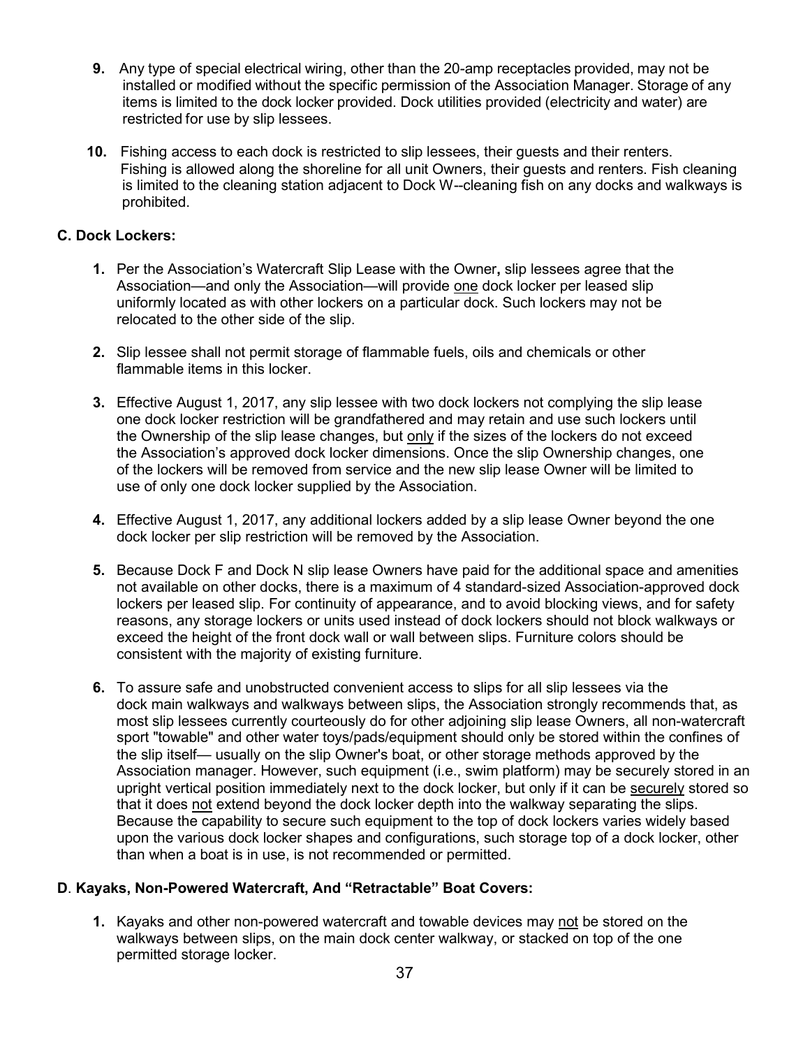9. Any type of special electrical wiring, other than the 20-amp receptacles provided, may not be installed or modified without the specific permission of the Association Manager. Storage of any items is limited to the dock locker provided. Dock utilities provided (electricity and water) are restricted for use by slip lessees.

10. Fishing access to each dock is restricted to slip lessees, their guests and their renters. Fishing is allowed along the shoreline for all unit Owners, their guests and renters. Fish cleaning is limited to the cleaning station adjacent to Dock W--cleaning fish on any docks and walkways is prohibited.

### C. Dock Lockers:

1. Per the Association's Watercraft Slip Lease with the Owner**,** slip lessees agree that the Association—and only the Association—will provide <u>one</u> dock locker per leased slip uniformly located as with other lockers on a particular dock. Such lockers may not be relocated to the other side of the slip.

2. Slip lessee shall not permit storage of flammable fuels, oils and chemicals or other flammable items in this locker.

3. Effective August 1, 2017, any slip lessee with two dock lockers not complying the slip lease one dock locker restriction will be grandfathered and may retain and use such lockers until the Ownership of the slip lease changes, but <u>only</u> if the sizes of the lockers do not exceed the Association's approved dock locker dimensions. Once the slip Ownership changes, one of the lockers will be removed from service and the new slip lease Owner will be limited to use of only one dock locker supplied by the Association.

4. Effective August 1, 2017, any additional lockers added by a slip lease Owner beyond the one dock locker per slip restriction will be removed by the Association.

5. Because Dock F and Dock N slip lease Owners have paid for the additional space and amenities not available on other docks, there is a maximum of 4 standard-sized Association-approved dock lockers per leased slip. For continuity of appearance, and to avoid blocking views, and for safety reasons, any storage lockers or units used instead of dock lockers should not block walkways or exceed the height of the front dock wall or wall between slips. Furniture colors should be consistent with the majority of existing furniture.

6. To assure safe and unobstructed convenient access to slips for all slip lessees via the dock main walkways and walkways between slips, the Association strongly recommends that, as most slip lessees currently courteously do for other adjoining slip lease Owners, all non-watercraft sport "towable" and other water toys/pads/equipment should only be stored within the confines of the slip itself— usually on the slip Owner's boat, or other storage methods approved by the Association manager. However, such equipment (i.e., swim platform) may be securely stored in an upright vertical position immediately next to the dock locker, but only if it can be <u>securely</u> stored so that it does <u>not</u> extend beyond the dock locker depth into the walkway separating the slips. Because the capability to secure such equipment to the top of dock lockers varies widely based upon the various dock locker shapes and configurations, such storage top of a dock locker, other than when a boat is in use, is not recommended or permitted.

### D. Kayaks, Non-Powered Watercraft, And "Retractable" Boat Covers:

1. Kayaks and other non-powered watercraft and towable devices may <u>not</u> be stored on the walkways between slips, on the main dock center walkway, or stacked on top of the one permitted storage locker.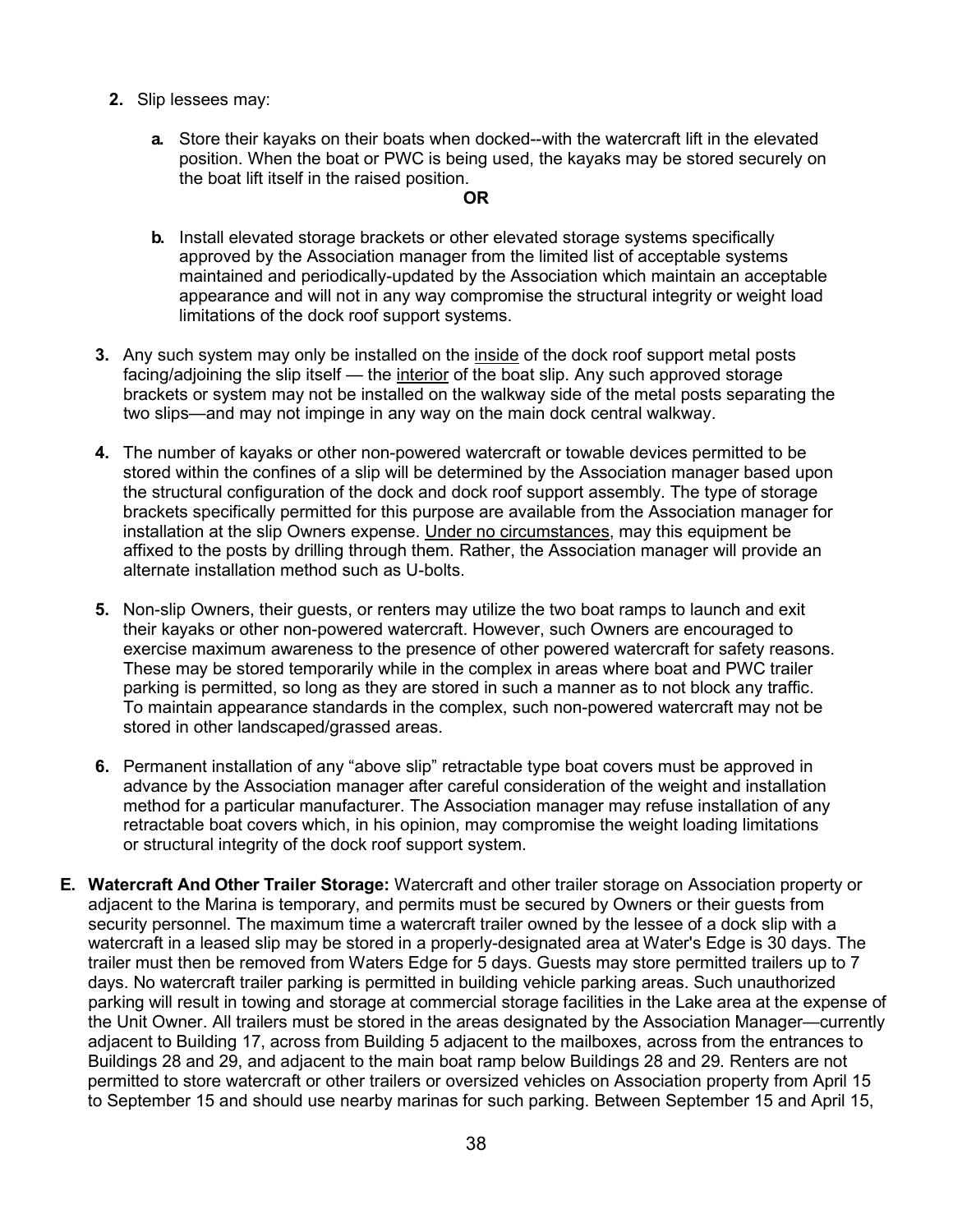2. Slip lessees may:

   a. Store their kayaks on their boats when docked--with the watercraft lift in the elevated position. When the boat or PWC is being used, the kayaks may be stored securely on the boat lift itself in the raised position.

   **OR**

   b. Install elevated storage brackets or other elevated storage systems specifically approved by the Association manager from the limited list of acceptable systems maintained and periodically-updated by the Association which maintain an acceptable appearance and will not in any way compromise the structural integrity or weight load limitations of the dock roof support systems.

3. Any such system may only be installed on the <u>inside</u> of the dock roof support metal posts facing/adjoining the slip itself — the <u>interior</u> of the boat slip. Any such approved storage brackets or system may not be installed on the walkway side of the metal posts separating the two slips—and may not impinge in any way on the main dock central walkway.

4. The number of kayaks or other non-powered watercraft or towable devices permitted to be stored within the confines of a slip will be determined by the Association manager based upon the structural configuration of the dock and dock roof support assembly. The type of storage brackets specifically permitted for this purpose are available from the Association manager for installation at the slip Owners expense. <u>Under no circumstances</u>, may this equipment be affixed to the posts by drilling through them. Rather, the Association manager will provide an alternate installation method such as U-bolts.

5. Non-slip Owners, their guests, or renters may utilize the two boat ramps to launch and exit their kayaks or other non-powered watercraft. However, such Owners are encouraged to exercise maximum awareness to the presence of other powered watercraft for safety reasons. These may be stored temporarily while in the complex in areas where boat and PWC trailer parking is permitted, so long as they are stored in such a manner as to not block any traffic. To maintain appearance standards in the complex, such non-powered watercraft may not be stored in other landscaped/grassed areas.

6. Permanent installation of any "above slip" retractable type boat covers must be approved in advance by the Association manager after careful consideration of the weight and installation method for a particular manufacturer. The Association manager may refuse installation of any retractable boat covers which, in his opinion, may compromise the weight loading limitations or structural integrity of the dock roof support system.

**E. Watercraft And Other Trailer Storage:** Watercraft and other trailer storage on Association property or adjacent to the Marina is temporary, and permits must be secured by Owners or their guests from security personnel. The maximum time a watercraft trailer owned by the lessee of a dock slip with a watercraft in a leased slip may be stored in a properly-designated area at Water's Edge is 30 days. The trailer must then be removed from Waters Edge for 5 days. Guests may store permitted trailers up to 7 days. No watercraft trailer parking is permitted in building vehicle parking areas. Such unauthorized parking will result in towing and storage at commercial storage facilities in the Lake area at the expense of the Unit Owner. All trailers must be stored in the areas designated by the Association Manager—currently adjacent to Building 17, across from Building 5 adjacent to the mailboxes, across from the entrances to Buildings 28 and 29, and adjacent to the main boat ramp below Buildings 28 and 29. Renters are not permitted to store watercraft or other trailers or oversized vehicles on Association property from April 15 to September 15 and should use nearby marinas for such parking. Between September 15 and April 15,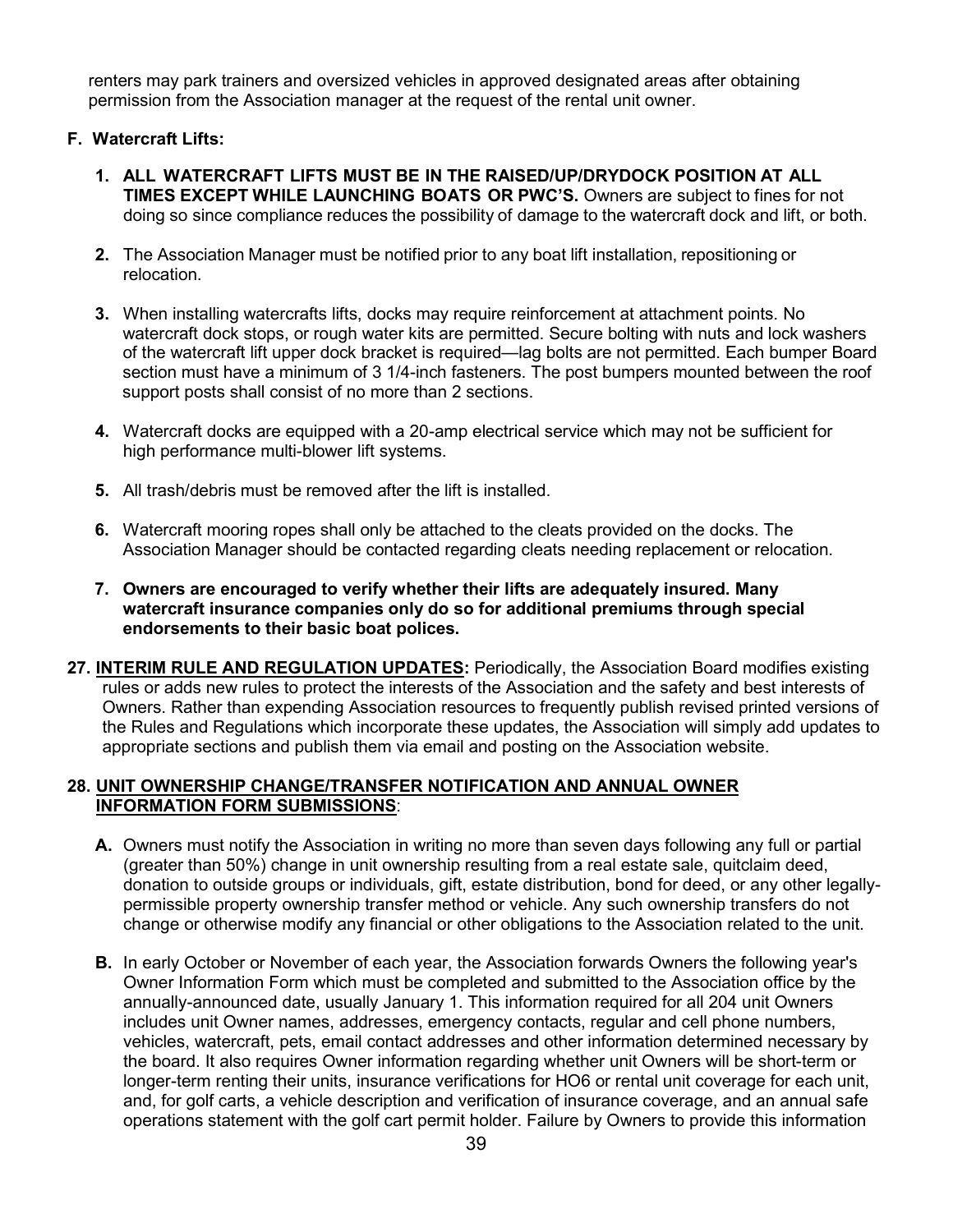renters may park trainers and oversized vehicles in approved designated areas after obtaining permission from the Association manager at the request of the rental unit owner.

**F. Watercraft Lifts:**

1. **ALL WATERCRAFT LIFTS MUST BE IN THE RAISED/UP/DRYDOCK POSITION AT ALL TIMES EXCEPT WHILE LAUNCHING BOATS OR PWC'S.** Owners are subject to fines for not doing so since compliance reduces the possibility of damage to the watercraft dock and lift, or both.

2. The Association Manager must be notified prior to any boat lift installation, repositioning or relocation.

3. When installing watercrafts lifts, docks may require reinforcement at attachment points. No watercraft dock stops, or rough water kits are permitted. Secure bolting with nuts and lock washers of the watercraft lift upper dock bracket is required—lag bolts are not permitted. Each bumper Board section must have a minimum of 3 1/4-inch fasteners. The post bumpers mounted between the roof support posts shall consist of no more than 2 sections.

4. Watercraft docks are equipped with a 20-amp electrical service which may not be sufficient for high performance multi-blower lift systems.

5. All trash/debris must be removed after the lift is installed.

6. Watercraft mooring ropes shall only be attached to the cleats provided on the docks. The Association Manager should be contacted regarding cleats needing replacement or relocation.

7. **Owners are encouraged to verify whether their lifts are adequately insured. Many watercraft insurance companies only do so for additional premiums through special endorsements to their basic boat polices.**

**27. <u>INTERIM RULE AND REGULATION UPDATES</u>:** Periodically, the Association Board modifies existing rules or adds new rules to protect the interests of the Association and the safety and best interests of Owners. Rather than expending Association resources to frequently publish revised printed versions of the Rules and Regulations which incorporate these updates, the Association will simply add updates to appropriate sections and publish them via email and posting on the Association website.

**28. <u>UNIT OWNERSHIP CHANGE/TRANSFER NOTIFICATION AND ANNUAL OWNER INFORMATION FORM SUBMISSIONS</u>**:

**A.** Owners must notify the Association in writing no more than seven days following any full or partial (greater than 50%) change in unit ownership resulting from a real estate sale, quitclaim deed, donation to outside groups or individuals, gift, estate distribution, bond for deed, or any other legally-permissible property ownership transfer method or vehicle. Any such ownership transfers do not change or otherwise modify any financial or other obligations to the Association related to the unit.

**B.** In early October or November of each year, the Association forwards Owners the following year's Owner Information Form which must be completed and submitted to the Association office by the annually-announced date, usually January 1. This information required for all 204 unit Owners includes unit Owner names, addresses, emergency contacts, regular and cell phone numbers, vehicles, watercraft, pets, email contact addresses and other information determined necessary by the board. It also requires Owner information regarding whether unit Owners will be short-term or longer-term renting their units, insurance verifications for HO6 or rental unit coverage for each unit, and, for golf carts, a vehicle description and verification of insurance coverage, and an annual safe operations statement with the golf cart permit holder. Failure by Owners to provide this information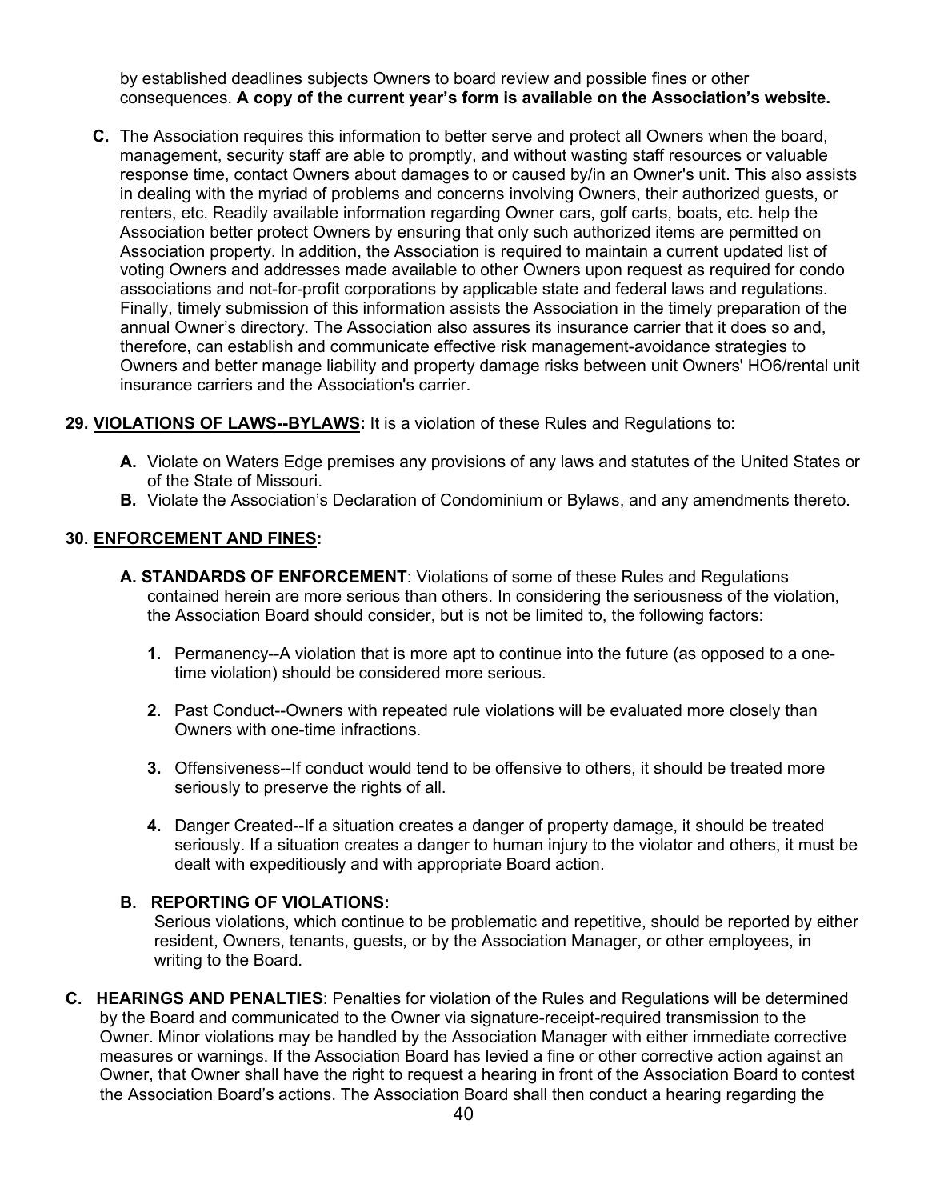by established deadlines subjects Owners to board review and possible fines or other consequences. **A copy of the current year's form is available on the Association's website.**

**C.** The Association requires this information to better serve and protect all Owners when the board, management, security staff are able to promptly, and without wasting staff resources or valuable response time, contact Owners about damages to or caused by/in an Owner's unit. This also assists in dealing with the myriad of problems and concerns involving Owners, their authorized guests, or renters, etc. Readily available information regarding Owner cars, golf carts, boats, etc. help the Association better protect Owners by ensuring that only such authorized items are permitted on Association property. In addition, the Association is required to maintain a current updated list of voting Owners and addresses made available to other Owners upon request as required for condo associations and not-for-profit corporations by applicable state and federal laws and regulations. Finally, timely submission of this information assists the Association in the timely preparation of the annual Owner's directory. The Association also assures its insurance carrier that it does so and, therefore, can establish and communicate effective risk management-avoidance strategies to Owners and better manage liability and property damage risks between unit Owners' HO6/rental unit insurance carriers and the Association's carrier.

**29. VIOLATIONS OF LAWS--BYLAWS:** It is a violation of these Rules and Regulations to:

- **A.** Violate on Waters Edge premises any provisions of any laws and statutes of the United States or of the State of Missouri.
- **B.** Violate the Association's Declaration of Condominium or Bylaws, and any amendments thereto.

**30. ENFORCEMENT AND FINES:**

**A. STANDARDS OF ENFORCEMENT**: Violations of some of these Rules and Regulations contained herein are more serious than others. In considering the seriousness of the violation, the Association Board should consider, but is not be limited to, the following factors:

1. Permanency--A violation that is more apt to continue into the future (as opposed to a one-time violation) should be considered more serious.
2. Past Conduct--Owners with repeated rule violations will be evaluated more closely than Owners with one-time infractions.
3. Offensiveness--If conduct would tend to be offensive to others, it should be treated more seriously to preserve the rights of all.
4. Danger Created--If a situation creates a danger of property damage, it should be treated seriously. If a situation creates a danger to human injury to the violator and others, it must be dealt with expeditiously and with appropriate Board action.

**B. REPORTING OF VIOLATIONS:**
Serious violations, which continue to be problematic and repetitive, should be reported by either resident, Owners, tenants, guests, or by the Association Manager, or other employees, in writing to the Board.

**C. HEARINGS AND PENALTIES**: Penalties for violation of the Rules and Regulations will be determined by the Board and communicated to the Owner via signature-receipt-required transmission to the Owner. Minor violations may be handled by the Association Manager with either immediate corrective measures or warnings. If the Association Board has levied a fine or other corrective action against an Owner, that Owner shall have the right to request a hearing in front of the Association Board to contest the Association Board's actions. The Association Board shall then conduct a hearing regarding the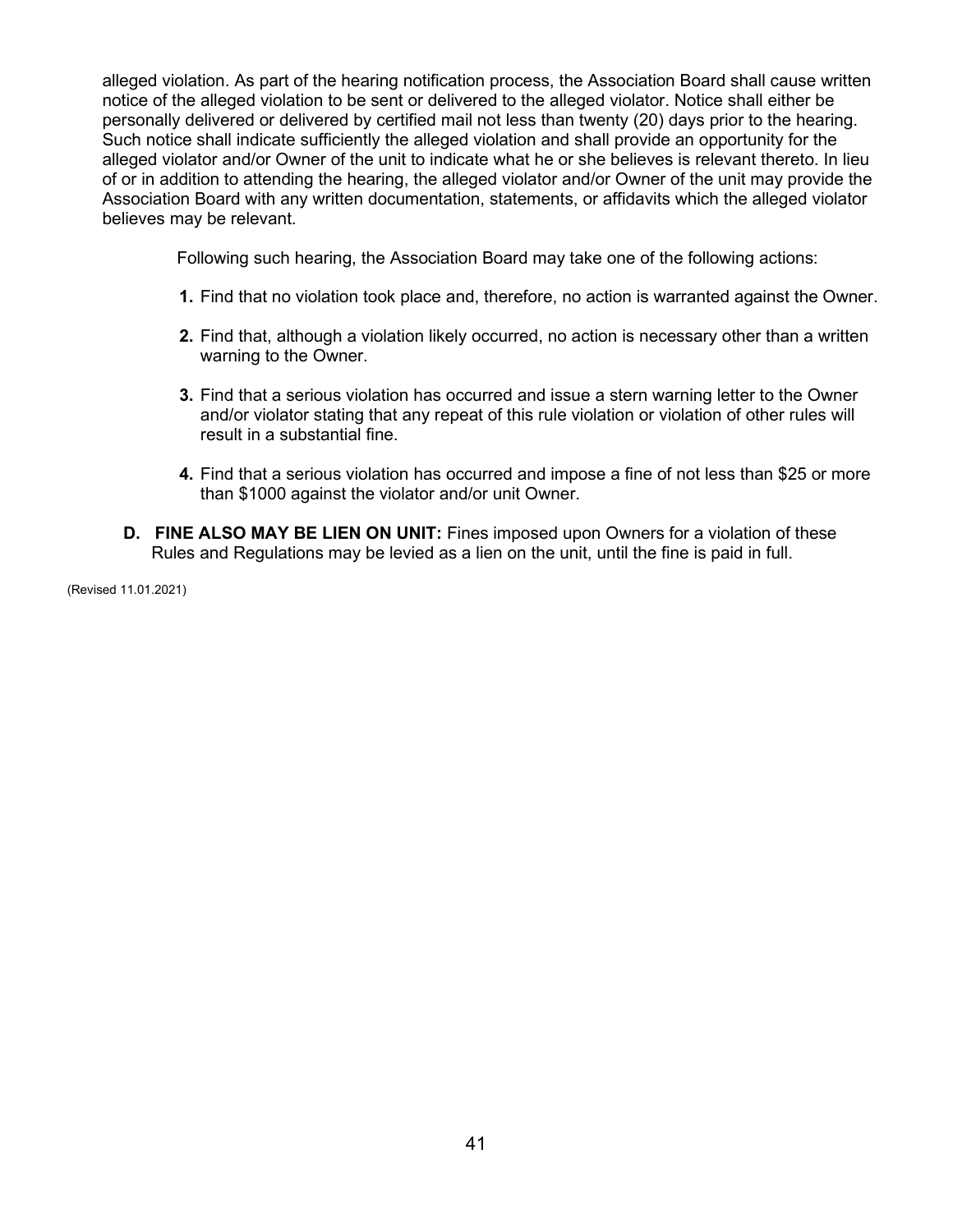alleged violation. As part of the hearing notification process, the Association Board shall cause written notice of the alleged violation to be sent or delivered to the alleged violator. Notice shall either be personally delivered or delivered by certified mail not less than twenty (20) days prior to the hearing. Such notice shall indicate sufficiently the alleged violation and shall provide an opportunity for the alleged violator and/or Owner of the unit to indicate what he or she believes is relevant thereto. In lieu of or in addition to attending the hearing, the alleged violator and/or Owner of the unit may provide the Association Board with any written documentation, statements, or affidavits which the alleged violator believes may be relevant.

Following such hearing, the Association Board may take one of the following actions:

1. Find that no violation took place and, therefore, no action is warranted against the Owner.
2. Find that, although a violation likely occurred, no action is necessary other than a written warning to the Owner.
3. Find that a serious violation has occurred and issue a stern warning letter to the Owner and/or violator stating that any repeat of this rule violation or violation of other rules will result in a substantial fine.
4. Find that a serious violation has occurred and impose a fine of not less than $25 or more than $1000 against the violator and/or unit Owner.

**D. FINE ALSO MAY BE LIEN ON UNIT:** Fines imposed upon Owners for a violation of these Rules and Regulations may be levied as a lien on the unit, until the fine is paid in full.

(Revised 11.01.2021)